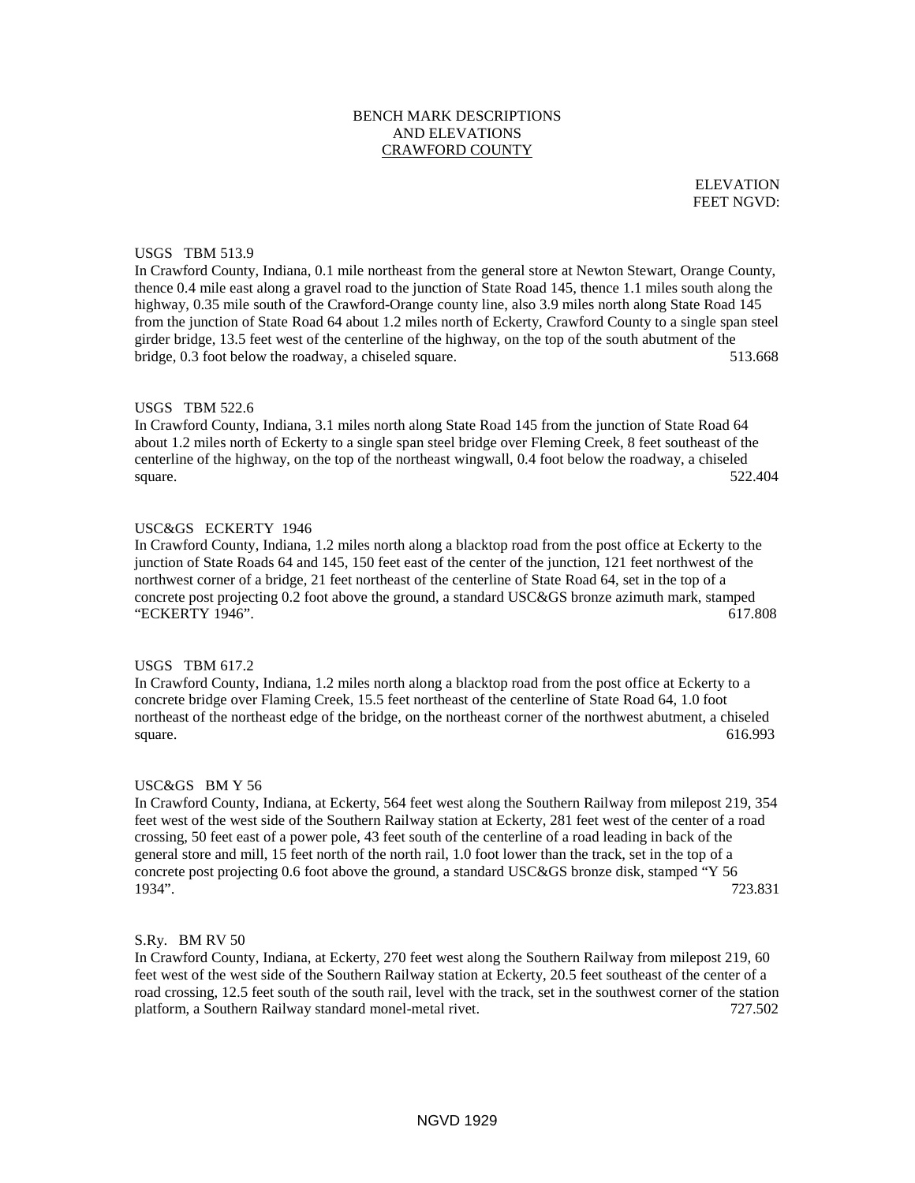# BENCH MARK DESCRIPTIONS AND ELEVATIONS CRAWFORD COUNTY

ELEVATION FEET NGVD:

USGS TBM 513.9
In Crawford County, Indiana, 0.1 mile northeast from the general store at Newton Stewart, Orange County, thence 0.4 mile east along a gravel road to the junction of State Road 145, thence 1.1 miles south along the highway, 0.35 mile south of the Crawford-Orange county line, also 3.9 miles north along State Road 145 from the junction of State Road 64 about 1.2 miles north of Eckerty, Crawford County to a single span steel girder bridge, 13.5 feet west of the centerline of the highway, on the top of the south abutment of the bridge, 0.3 foot below the roadway, a chiseled square. 513.668

USGS TBM 522.6
In Crawford County, Indiana, 3.1 miles north along State Road 145 from the junction of State Road 64 about 1.2 miles north of Eckerty to a single span steel bridge over Fleming Creek, 8 feet southeast of the centerline of the highway, on the top of the northeast wingwall, 0.4 foot below the roadway, a chiseled square. 522.404

USC&GS ECKERTY 1946
In Crawford County, Indiana, 1.2 miles north along a blacktop road from the post office at Eckerty to the junction of State Roads 64 and 145, 150 feet east of the center of the junction, 121 feet northwest of the northwest corner of a bridge, 21 feet northeast of the centerline of State Road 64, set in the top of a concrete post projecting 0.2 foot above the ground, a standard USC&GS bronze azimuth mark, stamped "ECKERTY 1946". 617.808

USGS TBM 617.2
In Crawford County, Indiana, 1.2 miles north along a blacktop road from the post office at Eckerty to a concrete bridge over Flaming Creek, 15.5 feet northeast of the centerline of State Road 64, 1.0 foot northeast of the northeast edge of the bridge, on the northeast corner of the northwest abutment, a chiseled square. 616.993

USC&GS BM Y 56
In Crawford County, Indiana, at Eckerty, 564 feet west along the Southern Railway from milepost 219, 354 feet west of the west side of the Southern Railway station at Eckerty, 281 feet west of the center of a road crossing, 50 feet east of a power pole, 43 feet south of the centerline of a road leading in back of the general store and mill, 15 feet north of the north rail, 1.0 foot lower than the track, set in the top of a concrete post projecting 0.6 foot above the ground, a standard USC&GS bronze disk, stamped "Y 56 1934". 723.831

S.Ry. BM RV 50
In Crawford County, Indiana, at Eckerty, 270 feet west along the Southern Railway from milepost 219, 60 feet west of the west side of the Southern Railway station at Eckerty, 20.5 feet southeast of the center of a road crossing, 12.5 feet south of the south rail, level with the track, set in the southwest corner of the station platform, a Southern Railway standard monel-metal rivet. 727.502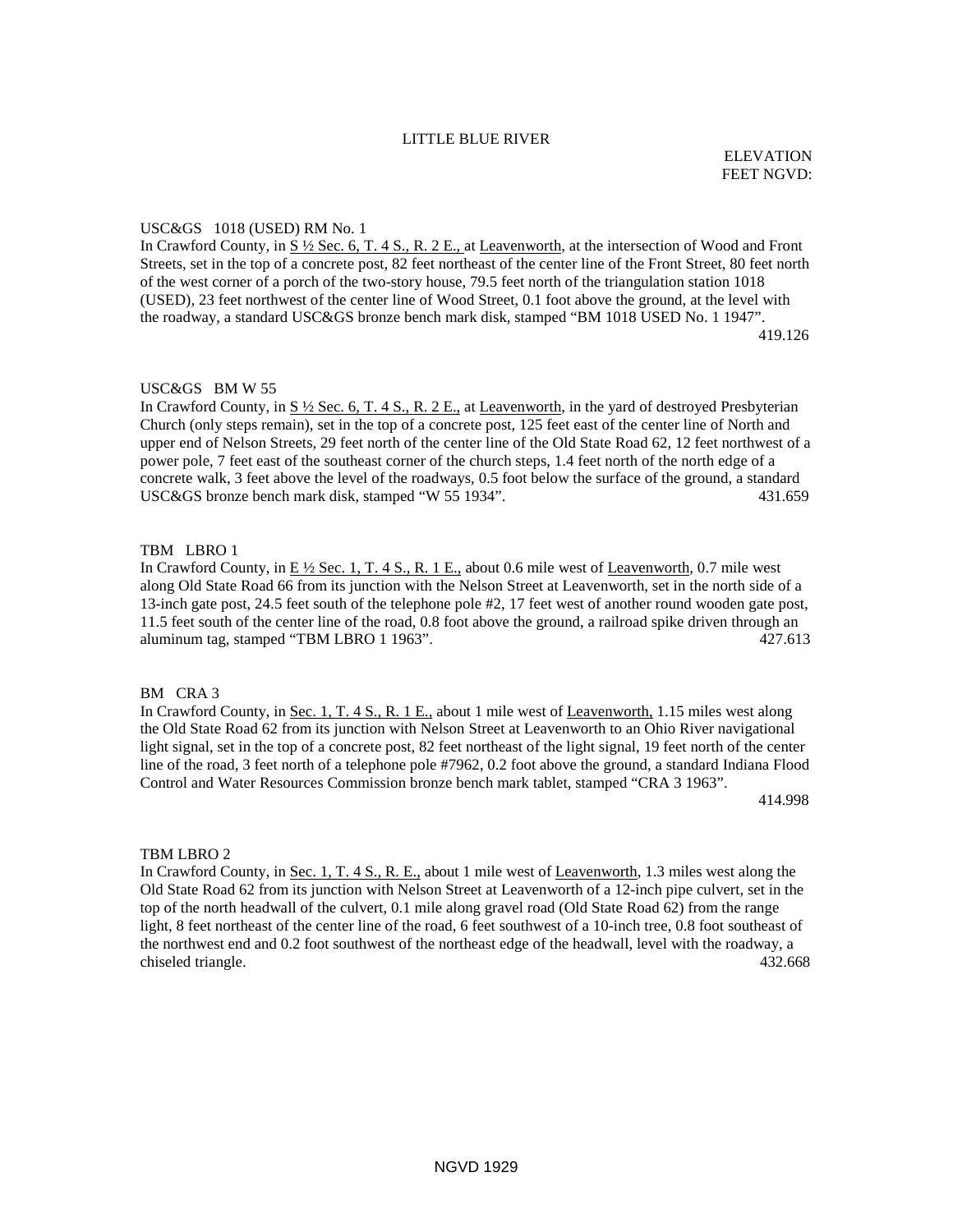LITTLE BLUE RIVER

ELEVATION
FEET NGVD:

USC&GS 1018 (USED) RM No. 1
In Crawford County, in S ½ Sec. 6, T. 4 S., R. 2 E., at Leavenworth, at the intersection of Wood and Front Streets, set in the top of a concrete post, 82 feet northeast of the center line of the Front Street, 80 feet north of the west corner of a porch of the two-story house, 79.5 feet north of the triangulation station 1018 (USED), 23 feet northwest of the center line of Wood Street, 0.1 foot above the ground, at the level with the roadway, a standard USC&GS bronze bench mark disk, stamped "BM 1018 USED No. 1 1947". 419.126

USC&GS BM W 55
In Crawford County, in S ½ Sec. 6, T. 4 S., R. 2 E., at Leavenworth, in the yard of destroyed Presbyterian Church (only steps remain), set in the top of a concrete post, 125 feet east of the center line of North and upper end of Nelson Streets, 29 feet north of the center line of the Old State Road 62, 12 feet northwest of a power pole, 7 feet east of the southeast corner of the church steps, 1.4 feet north of the north edge of a concrete walk, 3 feet above the level of the roadways, 0.5 foot below the surface of the ground, a standard USC&GS bronze bench mark disk, stamped "W 55 1934". 431.659

TBM LBRO 1
In Crawford County, in E ½ Sec. 1, T. 4 S., R. 1 E., about 0.6 mile west of Leavenworth, 0.7 mile west along Old State Road 66 from its junction with the Nelson Street at Leavenworth, set in the north side of a 13-inch gate post, 24.5 feet south of the telephone pole #2, 17 feet west of another round wooden gate post, 11.5 feet south of the center line of the road, 0.8 foot above the ground, a railroad spike driven through an aluminum tag, stamped "TBM LBRO 1 1963". 427.613

BM CRA 3
In Crawford County, in Sec. 1, T. 4 S., R. 1 E., about 1 mile west of Leavenworth, 1.15 miles west along the Old State Road 62 from its junction with Nelson Street at Leavenworth to an Ohio River navigational light signal, set in the top of a concrete post, 82 feet northeast of the light signal, 19 feet north of the center line of the road, 3 feet north of a telephone pole #7962, 0.2 foot above the ground, a standard Indiana Flood Control and Water Resources Commission bronze bench mark tablet, stamped "CRA 3 1963". 414.998

TBM LBRO 2
In Crawford County, in Sec. 1, T. 4 S., R. E., about 1 mile west of Leavenworth, 1.3 miles west along the Old State Road 62 from its junction with Nelson Street at Leavenworth of a 12-inch pipe culvert, set in the top of the north headwall of the culvert, 0.1 mile along gravel road (Old State Road 62) from the range light, 8 feet northeast of the center line of the road, 6 feet southwest of a 10-inch tree, 0.8 foot southeast of the northwest end and 0.2 foot southwest of the northeast edge of the headwall, level with the roadway, a chiseled triangle. 432.668

NGVD 1929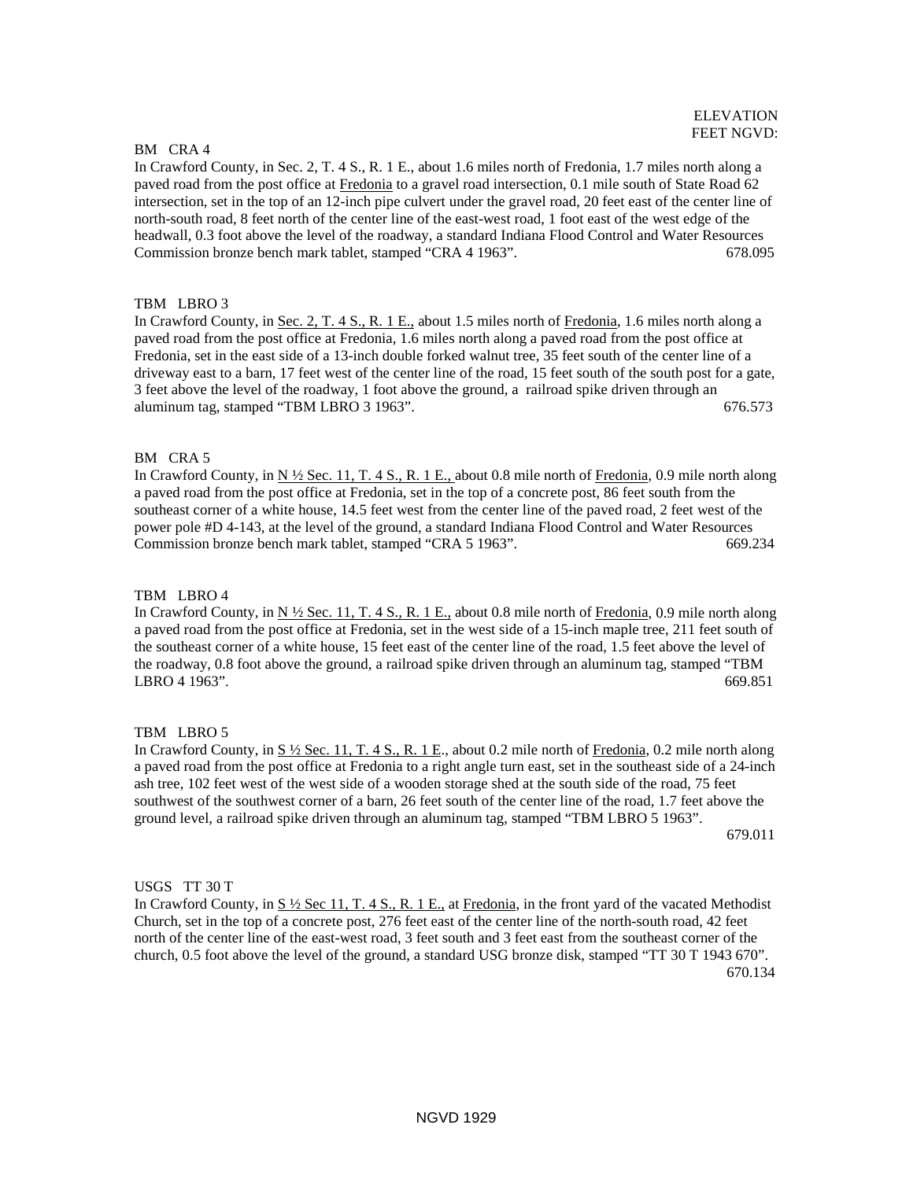ELEVATION
FEET NGVD:

BM CRA 4

In Crawford County, in Sec. 2, T. 4 S., R. 1 E., about 1.6 miles north of Fredonia, 1.7 miles north along a paved road from the post office at Fredonia to a gravel road intersection, 0.1 mile south of State Road 62 intersection, set in the top of an 12-inch pipe culvert under the gravel road, 20 feet east of the center line of north-south road, 8 feet north of the center line of the east-west road, 1 foot east of the west edge of the headwall, 0.3 foot above the level of the roadway, a standard Indiana Flood Control and Water Resources Commission bronze bench mark tablet, stamped "CRA 4 1963". 678.095

TBM LBRO 3

In Crawford County, in Sec. 2, T. 4 S., R. 1 E., about 1.5 miles north of Fredonia, 1.6 miles north along a paved road from the post office at Fredonia, 1.6 miles north along a paved road from the post office at Fredonia, set in the east side of a 13-inch double forked walnut tree, 35 feet south of the center line of a driveway east to a barn, 17 feet west of the center line of the road, 15 feet south of the south post for a gate, 3 feet above the level of the roadway, 1 foot above the ground, a railroad spike driven through an aluminum tag, stamped "TBM LBRO 3 1963". 676.573

BM CRA 5

In Crawford County, in N ½ Sec. 11, T. 4 S., R. 1 E., about 0.8 mile north of Fredonia, 0.9 mile north along a paved road from the post office at Fredonia, set in the top of a concrete post, 86 feet south from the southeast corner of a white house, 14.5 feet west from the center line of the paved road, 2 feet west of the power pole #D 4-143, at the level of the ground, a standard Indiana Flood Control and Water Resources Commission bronze bench mark tablet, stamped "CRA 5 1963". 669.234

TBM LBRO 4

In Crawford County, in N ½ Sec. 11, T. 4 S., R. 1 E., about 0.8 mile north of Fredonia, 0.9 mile north along a paved road from the post office at Fredonia, set in the west side of a 15-inch maple tree, 211 feet south of the southeast corner of a white house, 15 feet east of the center line of the road, 1.5 feet above the level of the roadway, 0.8 foot above the ground, a railroad spike driven through an aluminum tag, stamped "TBM LBRO 4 1963". 669.851

TBM LBRO 5

In Crawford County, in S ½ Sec. 11, T. 4 S., R. 1 E., about 0.2 mile north of Fredonia, 0.2 mile north along a paved road from the post office at Fredonia to a right angle turn east, set in the southeast side of a 24-inch ash tree, 102 feet west of the west side of a wooden storage shed at the south side of the road, 75 feet southwest of the southwest corner of a barn, 26 feet south of the center line of the road, 1.7 feet above the ground level, a railroad spike driven through an aluminum tag, stamped "TBM LBRO 5 1963". 679.011

USGS TT 30 T

In Crawford County, in S ½ Sec 11, T. 4 S., R. 1 E., at Fredonia, in the front yard of the vacated Methodist Church, set in the top of a concrete post, 276 feet east of the center line of the north-south road, 42 feet north of the center line of the east-west road, 3 feet south and 3 feet east from the southeast corner of the church, 0.5 foot above the level of the ground, a standard USG bronze disk, stamped "TT 30 T 1943 670". 670.134

NGVD 1929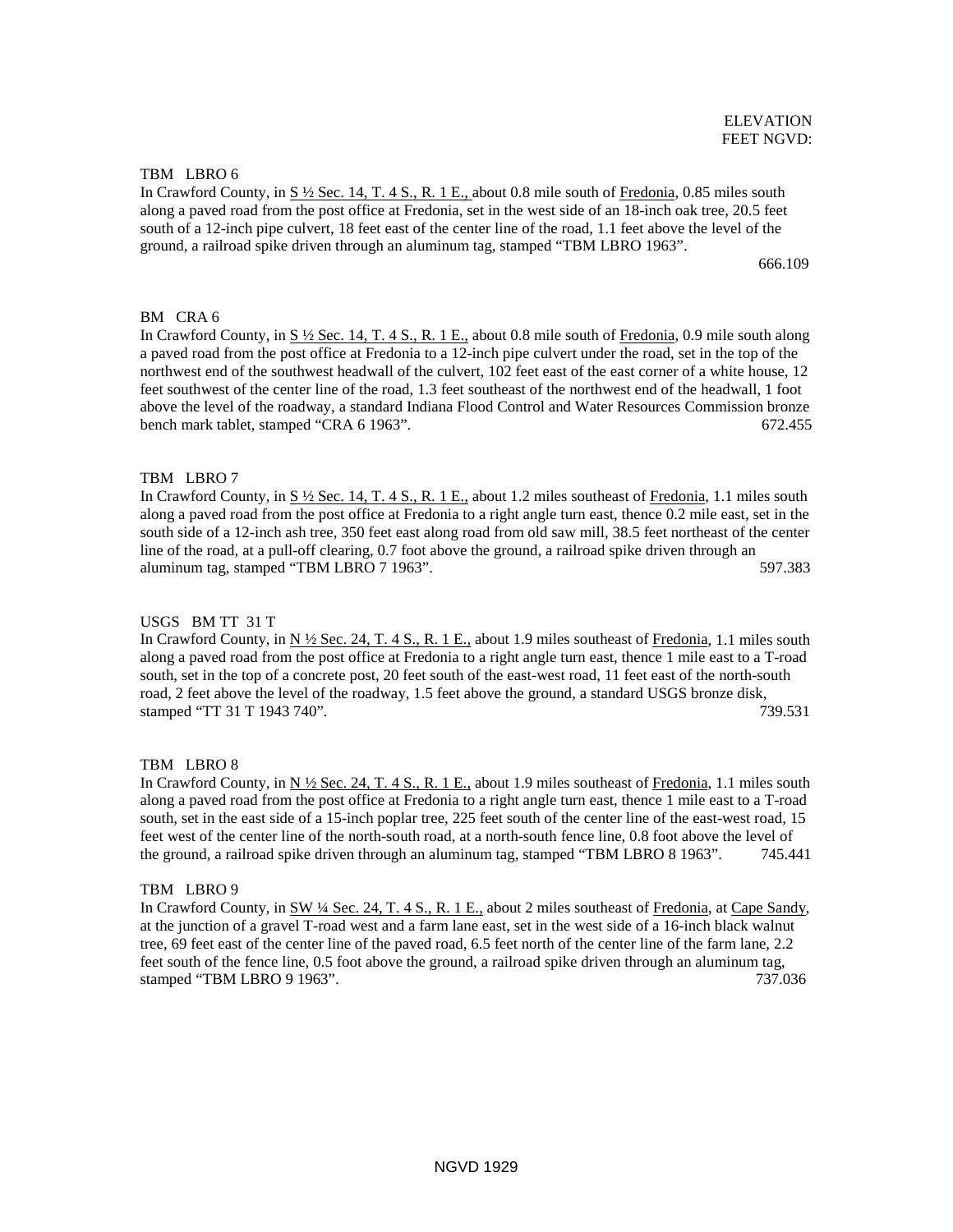ELEVATION
FEET NGVD:

TBM LBRO 6

In Crawford County, in S ½ Sec. 14, T. 4 S., R. 1 E., about 0.8 mile south of Fredonia, 0.85 miles south along a paved road from the post office at Fredonia, set in the west side of an 18-inch oak tree, 20.5 feet south of a 12-inch pipe culvert, 18 feet east of the center line of the road, 1.1 feet above the level of the ground, a railroad spike driven through an aluminum tag, stamped "TBM LBRO 1963". 666.109

BM CRA 6

In Crawford County, in S ½ Sec. 14, T. 4 S., R. 1 E., about 0.8 mile south of Fredonia, 0.9 mile south along a paved road from the post office at Fredonia to a 12-inch pipe culvert under the road, set in the top of the northwest end of the southwest headwall of the culvert, 102 feet east of the east corner of a white house, 12 feet southwest of the center line of the road, 1.3 feet southeast of the northwest end of the headwall, 1 foot above the level of the roadway, a standard Indiana Flood Control and Water Resources Commission bronze bench mark tablet, stamped "CRA 6 1963". 672.455

TBM LBRO 7

In Crawford County, in S ½ Sec. 14, T. 4 S., R. 1 E., about 1.2 miles southeast of Fredonia, 1.1 miles south along a paved road from the post office at Fredonia to a right angle turn east, thence 0.2 mile east, set in the south side of a 12-inch ash tree, 350 feet east along road from old saw mill, 38.5 feet northeast of the center line of the road, at a pull-off clearing, 0.7 foot above the ground, a railroad spike driven through an aluminum tag, stamped "TBM LBRO 7 1963". 597.383

USGS BM TT 31 T

In Crawford County, in N ½ Sec. 24, T. 4 S., R. 1 E., about 1.9 miles southeast of Fredonia, 1.1 miles south along a paved road from the post office at Fredonia to a right angle turn east, thence 1 mile east to a T-road south, set in the top of a concrete post, 20 feet south of the east-west road, 11 feet east of the north-south road, 2 feet above the level of the roadway, 1.5 feet above the ground, a standard USGS bronze disk, stamped "TT 31 T 1943 740". 739.531

TBM LBRO 8

In Crawford County, in N ½ Sec. 24, T. 4 S., R. 1 E., about 1.9 miles southeast of Fredonia, 1.1 miles south along a paved road from the post office at Fredonia to a right angle turn east, thence 1 mile east to a T-road south, set in the east side of a 15-inch poplar tree, 225 feet south of the center line of the east-west road, 15 feet west of the center line of the north-south road, at a north-south fence line, 0.8 foot above the level of the ground, a railroad spike driven through an aluminum tag, stamped "TBM LBRO 8 1963". 745.441

TBM LBRO 9

In Crawford County, in SW ¼ Sec. 24, T. 4 S., R. 1 E., about 2 miles southeast of Fredonia, at Cape Sandy, at the junction of a gravel T-road west and a farm lane east, set in the west side of a 16-inch black walnut tree, 69 feet east of the center line of the paved road, 6.5 feet north of the center line of the farm lane, 2.2 feet south of the fence line, 0.5 foot above the ground, a railroad spike driven through an aluminum tag, stamped "TBM LBRO 9 1963". 737.036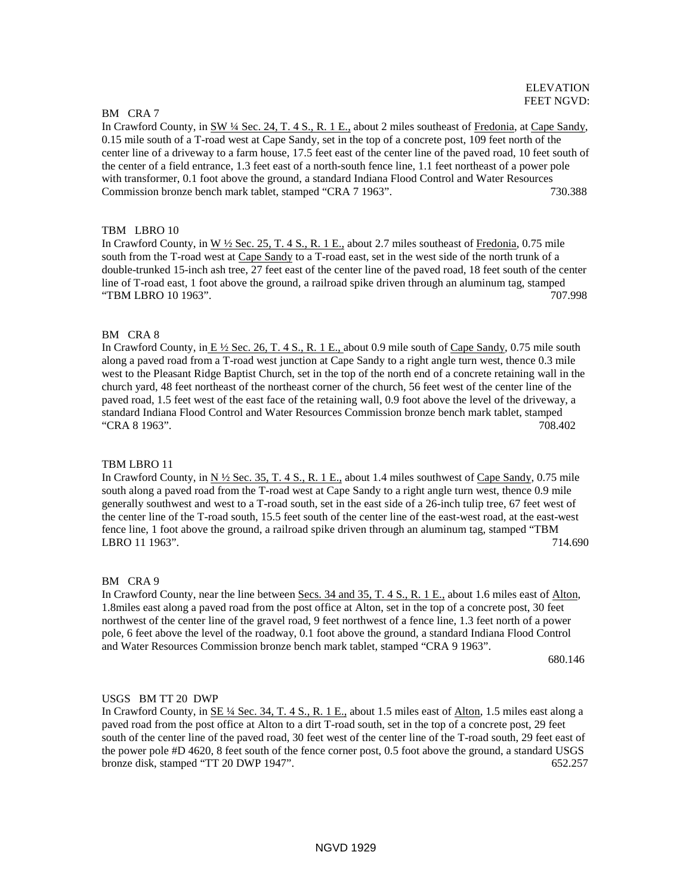ELEVATION
FEET NGVD:

BM CRA 7
In Crawford County, in SW ¼ Sec. 24, T. 4 S., R. 1 E., about 2 miles southeast of Fredonia, at Cape Sandy, 0.15 mile south of a T-road west at Cape Sandy, set in the top of a concrete post, 109 feet north of the center line of a driveway to a farm house, 17.5 feet east of the center line of the paved road, 10 feet south of the center of a field entrance, 1.3 feet east of a north-south fence line, 1.1 feet northeast of a power pole with transformer, 0.1 foot above the ground, a standard Indiana Flood Control and Water Resources Commission bronze bench mark tablet, stamped "CRA 7 1963". 730.388

TBM LBRO 10
In Crawford County, in W ½ Sec. 25, T. 4 S., R. 1 E., about 2.7 miles southeast of Fredonia, 0.75 mile south from the T-road west at Cape Sandy to a T-road east, set in the west side of the north trunk of a double-trunked 15-inch ash tree, 27 feet east of the center line of the paved road, 18 feet south of the center line of T-road east, 1 foot above the ground, a railroad spike driven through an aluminum tag, stamped "TBM LBRO 10 1963". 707.998

BM CRA 8
In Crawford County, in E ½ Sec. 26, T. 4 S., R. 1 E., about 0.9 mile south of Cape Sandy, 0.75 mile south along a paved road from a T-road west junction at Cape Sandy to a right angle turn west, thence 0.3 mile west to the Pleasant Ridge Baptist Church, set in the top of the north end of a concrete retaining wall in the church yard, 48 feet northeast of the northeast corner of the church, 56 feet west of the center line of the paved road, 1.5 feet west of the east face of the retaining wall, 0.9 foot above the level of the driveway, a standard Indiana Flood Control and Water Resources Commission bronze bench mark tablet, stamped "CRA 8 1963". 708.402

TBM LBRO 11
In Crawford County, in N ½ Sec. 35, T. 4 S., R. 1 E., about 1.4 miles southwest of Cape Sandy, 0.75 mile south along a paved road from the T-road west at Cape Sandy to a right angle turn west, thence 0.9 mile generally southwest and west to a T-road south, set in the east side of a 26-inch tulip tree, 67 feet west of the center line of the T-road south, 15.5 feet south of the center line of the east-west road, at the east-west fence line, 1 foot above the ground, a railroad spike driven through an aluminum tag, stamped "TBM LBRO 11 1963". 714.690

BM CRA 9
In Crawford County, near the line between Secs. 34 and 35, T. 4 S., R. 1 E., about 1.6 miles east of Alton, 1.8miles east along a paved road from the post office at Alton, set in the top of a concrete post, 30 feet northwest of the center line of the gravel road, 9 feet northwest of a fence line, 1.3 feet north of a power pole, 6 feet above the level of the roadway, 0.1 foot above the ground, a standard Indiana Flood Control and Water Resources Commission bronze bench mark tablet, stamped "CRA 9 1963". 680.146

USGS BM TT 20 DWP
In Crawford County, in SE ¼ Sec. 34, T. 4 S., R. 1 E., about 1.5 miles east of Alton, 1.5 miles east along a paved road from the post office at Alton to a dirt T-road south, set in the top of a concrete post, 29 feet south of the center line of the paved road, 30 feet west of the center line of the T-road south, 29 feet east of the power pole #D 4620, 8 feet south of the fence corner post, 0.5 foot above the ground, a standard USGS bronze disk, stamped "TT 20 DWP 1947". 652.257

NGVD 1929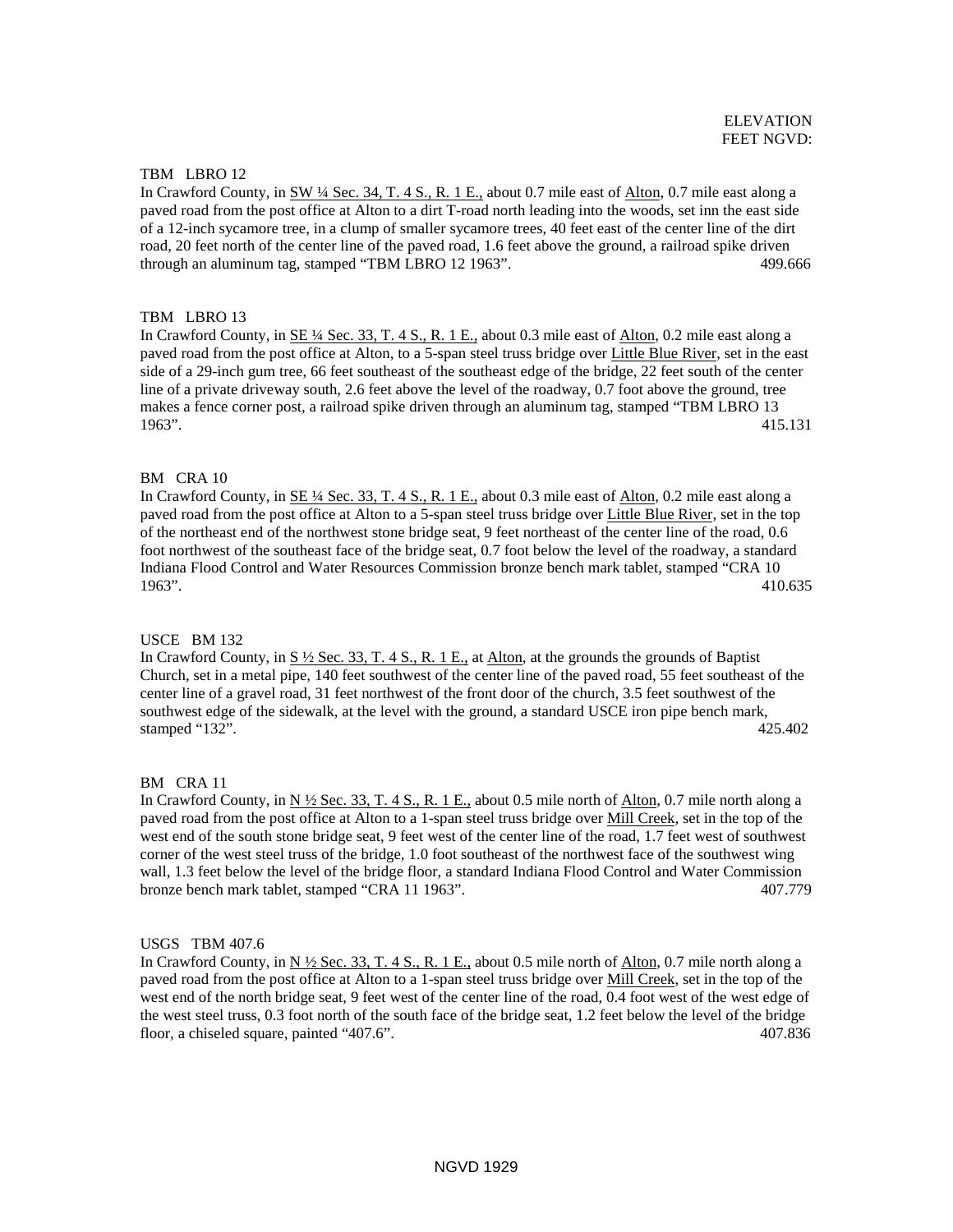ELEVATION
FEET NGVD:

TBM LBRO 12
In Crawford County, in SW ¼ Sec. 34, T. 4 S., R. 1 E., about 0.7 mile east of Alton, 0.7 mile east along a paved road from the post office at Alton to a dirt T-road north leading into the woods, set inn the east side of a 12-inch sycamore tree, in a clump of smaller sycamore trees, 40 feet east of the center line of the dirt road, 20 feet north of the center line of the paved road, 1.6 feet above the ground, a railroad spike driven through an aluminum tag, stamped "TBM LBRO 12 1963". 499.666

TBM LBRO 13
In Crawford County, in SE ¼ Sec. 33, T. 4 S., R. 1 E., about 0.3 mile east of Alton, 0.2 mile east along a paved road from the post office at Alton, to a 5-span steel truss bridge over Little Blue River, set in the east side of a 29-inch gum tree, 66 feet southeast of the southeast edge of the bridge, 22 feet south of the center line of a private driveway south, 2.6 feet above the level of the roadway, 0.7 foot above the ground, tree makes a fence corner post, a railroad spike driven through an aluminum tag, stamped "TBM LBRO 13 1963". 415.131

BM CRA 10
In Crawford County, in SE ¼ Sec. 33, T. 4 S., R. 1 E., about 0.3 mile east of Alton, 0.2 mile east along a paved road from the post office at Alton to a 5-span steel truss bridge over Little Blue River, set in the top of the northeast end of the northwest stone bridge seat, 9 feet northeast of the center line of the road, 0.6 foot northwest of the southeast face of the bridge seat, 0.7 foot below the level of the roadway, a standard Indiana Flood Control and Water Resources Commission bronze bench mark tablet, stamped "CRA 10 1963". 410.635

USCE BM 132
In Crawford County, in S ½ Sec. 33, T. 4 S., R. 1 E., at Alton, at the grounds the grounds of Baptist Church, set in a metal pipe, 140 feet southwest of the center line of the paved road, 55 feet southeast of the center line of a gravel road, 31 feet northwest of the front door of the church, 3.5 feet southwest of the southwest edge of the sidewalk, at the level with the ground, a standard USCE iron pipe bench mark, stamped "132". 425.402

BM CRA 11
In Crawford County, in N ½ Sec. 33, T. 4 S., R. 1 E., about 0.5 mile north of Alton, 0.7 mile north along a paved road from the post office at Alton to a 1-span steel truss bridge over Mill Creek, set in the top of the west end of the south stone bridge seat, 9 feet west of the center line of the road, 1.7 feet west of southwest corner of the west steel truss of the bridge, 1.0 foot southeast of the northwest face of the southwest wing wall, 1.3 feet below the level of the bridge floor, a standard Indiana Flood Control and Water Commission bronze bench mark tablet, stamped "CRA 11 1963". 407.779

USGS TBM 407.6
In Crawford County, in N ½ Sec. 33, T. 4 S., R. 1 E., about 0.5 mile north of Alton, 0.7 mile north along a paved road from the post office at Alton to a 1-span steel truss bridge over Mill Creek, set in the top of the west end of the north bridge seat, 9 feet west of the center line of the road, 0.4 foot west of the west edge of the west steel truss, 0.3 foot north of the south face of the bridge seat, 1.2 feet below the level of the bridge floor, a chiseled square, painted "407.6". 407.836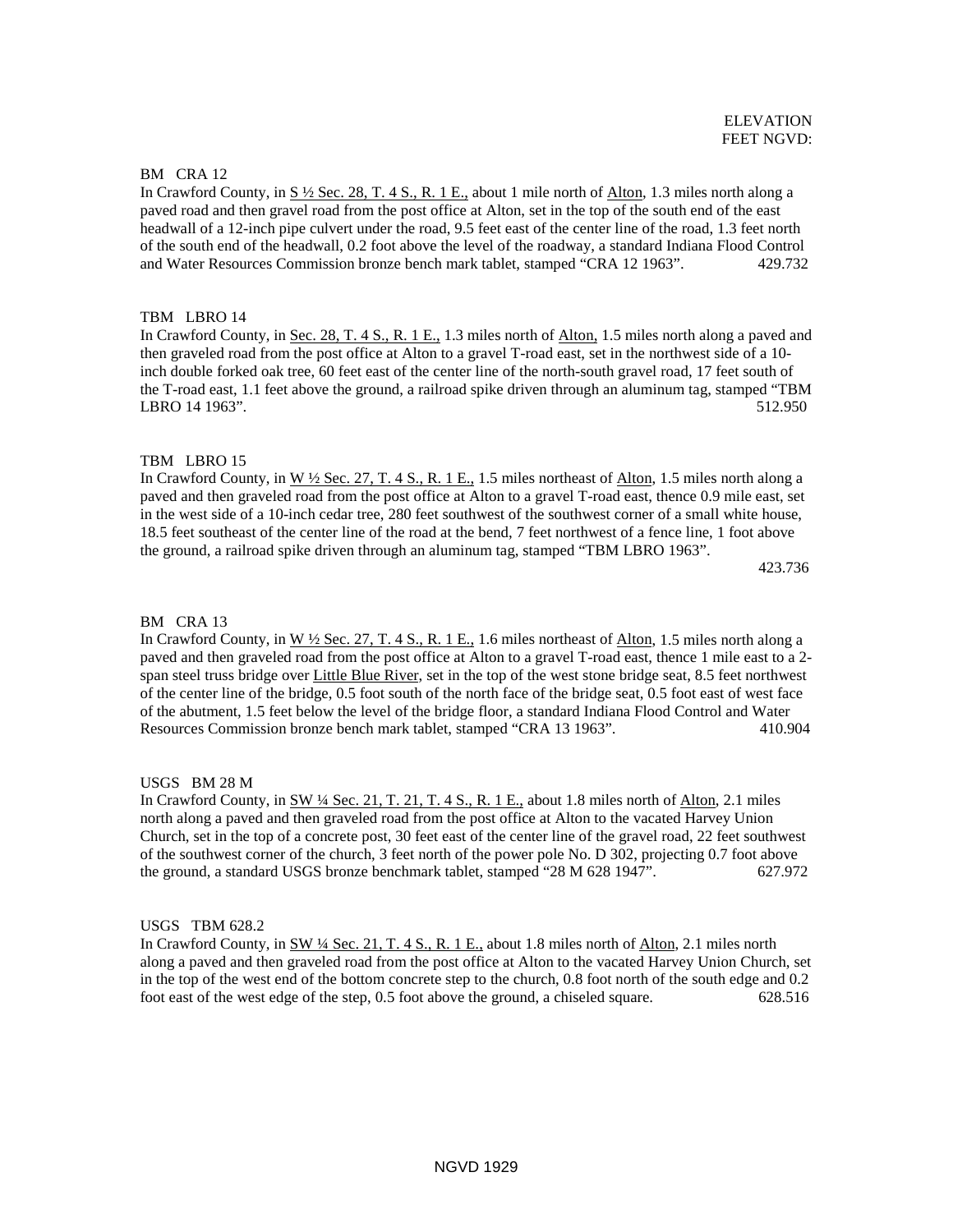ELEVATION
FEET NGVD:

BM CRA 12
In Crawford County, in S ½ Sec. 28, T. 4 S., R. 1 E., about 1 mile north of Alton, 1.3 miles north along a paved road and then gravel road from the post office at Alton, set in the top of the south end of the east headwall of a 12-inch pipe culvert under the road, 9.5 feet east of the center line of the road, 1.3 feet north of the south end of the headwall, 0.2 foot above the level of the roadway, a standard Indiana Flood Control and Water Resources Commission bronze bench mark tablet, stamped "CRA 12 1963". 429.732

TBM LBRO 14
In Crawford County, in Sec. 28, T. 4 S., R. 1 E., 1.3 miles north of Alton, 1.5 miles north along a paved and then graveled road from the post office at Alton to a gravel T-road east, set in the northwest side of a 10-inch double forked oak tree, 60 feet east of the center line of the north-south gravel road, 17 feet south of the T-road east, 1.1 feet above the ground, a railroad spike driven through an aluminum tag, stamped "TBM LBRO 14 1963". 512.950

TBM LBRO 15
In Crawford County, in W ½ Sec. 27, T. 4 S., R. 1 E., 1.5 miles northeast of Alton, 1.5 miles north along a paved and then graveled road from the post office at Alton to a gravel T-road east, thence 0.9 mile east, set in the west side of a 10-inch cedar tree, 280 feet southwest of the southwest corner of a small white house, 18.5 feet southeast of the center line of the road at the bend, 7 feet northwest of a fence line, 1 foot above the ground, a railroad spike driven through an aluminum tag, stamped "TBM LBRO 1963". 423.736

BM CRA 13
In Crawford County, in W ½ Sec. 27, T. 4 S., R. 1 E., 1.6 miles northeast of Alton, 1.5 miles north along a paved and then graveled road from the post office at Alton to a gravel T-road east, thence 1 mile east to a 2-span steel truss bridge over Little Blue River, set in the top of the west stone bridge seat, 8.5 feet northwest of the center line of the bridge, 0.5 foot south of the north face of the bridge seat, 0.5 foot east of west face of the abutment, 1.5 feet below the level of the bridge floor, a standard Indiana Flood Control and Water Resources Commission bronze bench mark tablet, stamped "CRA 13 1963". 410.904

USGS BM 28 M
In Crawford County, in SW ¼ Sec. 21, T. 21, T. 4 S., R. 1 E., about 1.8 miles north of Alton, 2.1 miles north along a paved and then graveled road from the post office at Alton to the vacated Harvey Union Church, set in the top of a concrete post, 30 feet east of the center line of the gravel road, 22 feet southwest of the southwest corner of the church, 3 feet north of the power pole No. D 302, projecting 0.7 foot above the ground, a standard USGS bronze benchmark tablet, stamped "28 M 628 1947". 627.972

USGS TBM 628.2
In Crawford County, in SW ¼ Sec. 21, T. 4 S., R. 1 E., about 1.8 miles north of Alton, 2.1 miles north along a paved and then graveled road from the post office at Alton to the vacated Harvey Union Church, set in the top of the west end of the bottom concrete step to the church, 0.8 foot north of the south edge and 0.2 foot east of the west edge of the step, 0.5 foot above the ground, a chiseled square. 628.516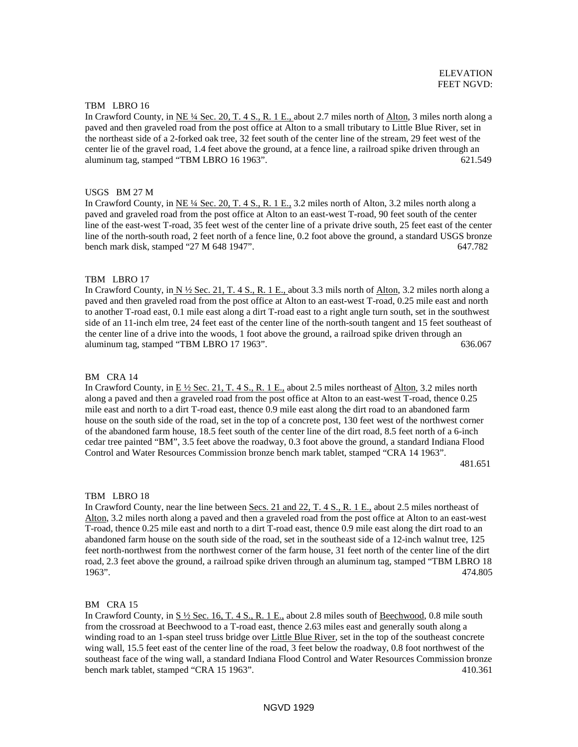ELEVATION
FEET NGVD:

TBM LBRO 16

In Crawford County, in NE ¼ Sec. 20, T. 4 S., R. 1 E., about 2.7 miles north of Alton, 3 miles north along a paved and then graveled road from the post office at Alton to a small tributary to Little Blue River, set in the northeast side of a 2-forked oak tree, 32 feet south of the center line of the stream, 29 feet west of the center lie of the gravel road, 1.4 feet above the ground, at a fence line, a railroad spike driven through an aluminum tag, stamped "TBM LBRO 16 1963". 621.549

USGS BM 27 M

In Crawford County, in NE ¼ Sec. 20, T. 4 S., R. 1 E., 3.2 miles north of Alton, 3.2 miles north along a paved and graveled road from the post office at Alton to an east-west T-road, 90 feet south of the center line of the east-west T-road, 35 feet west of the center line of a private drive south, 25 feet east of the center line of the north-south road, 2 feet north of a fence line, 0.2 foot above the ground, a standard USGS bronze bench mark disk, stamped "27 M 648 1947". 647.782

TBM LBRO 17

In Crawford County, in N ½ Sec. 21, T. 4 S., R. 1 E., about 3.3 mils north of Alton, 3.2 miles north along a paved and then graveled road from the post office at Alton to an east-west T-road, 0.25 mile east and north to another T-road east, 0.1 mile east along a dirt T-road east to a right angle turn south, set in the southwest side of an 11-inch elm tree, 24 feet east of the center line of the north-south tangent and 15 feet southeast of the center line of a drive into the woods, 1 foot above the ground, a railroad spike driven through an aluminum tag, stamped "TBM LBRO 17 1963". 636.067

BM CRA 14

In Crawford County, in E ½ Sec. 21, T. 4 S., R. 1 E., about 2.5 miles northeast of Alton, 3.2 miles north along a paved and then a graveled road from the post office at Alton to an east-west T-road, thence 0.25 mile east and north to a dirt T-road east, thence 0.9 mile east along the dirt road to an abandoned farm house on the south side of the road, set in the top of a concrete post, 130 feet west of the northwest corner of the abandoned farm house, 18.5 feet south of the center line of the dirt road, 8.5 feet north of a 6-inch cedar tree painted "BM", 3.5 feet above the roadway, 0.3 foot above the ground, a standard Indiana Flood Control and Water Resources Commission bronze bench mark tablet, stamped "CRA 14 1963". 481.651

TBM LBRO 18

In Crawford County, near the line between Secs. 21 and 22, T. 4 S., R. 1 E., about 2.5 miles northeast of Alton, 3.2 miles north along a paved and then a graveled road from the post office at Alton to an east-west T-road, thence 0.25 mile east and north to a dirt T-road east, thence 0.9 mile east along the dirt road to an abandoned farm house on the south side of the road, set in the southeast side of a 12-inch walnut tree, 125 feet north-northwest from the northwest corner of the farm house, 31 feet north of the center line of the dirt road, 2.3 feet above the ground, a railroad spike driven through an aluminum tag, stamped "TBM LBRO 18 1963". 474.805

BM CRA 15

In Crawford County, in S ½ Sec. 16, T. 4 S., R. 1 E., about 2.8 miles south of Beechwood, 0.8 mile south from the crossroad at Beechwood to a T-road east, thence 2.63 miles east and generally south along a winding road to an 1-span steel truss bridge over Little Blue River, set in the top of the southeast concrete wing wall, 15.5 feet east of the center line of the road, 3 feet below the roadway, 0.8 foot northwest of the southeast face of the wing wall, a standard Indiana Flood Control and Water Resources Commission bronze bench mark tablet, stamped "CRA 15 1963". 410.361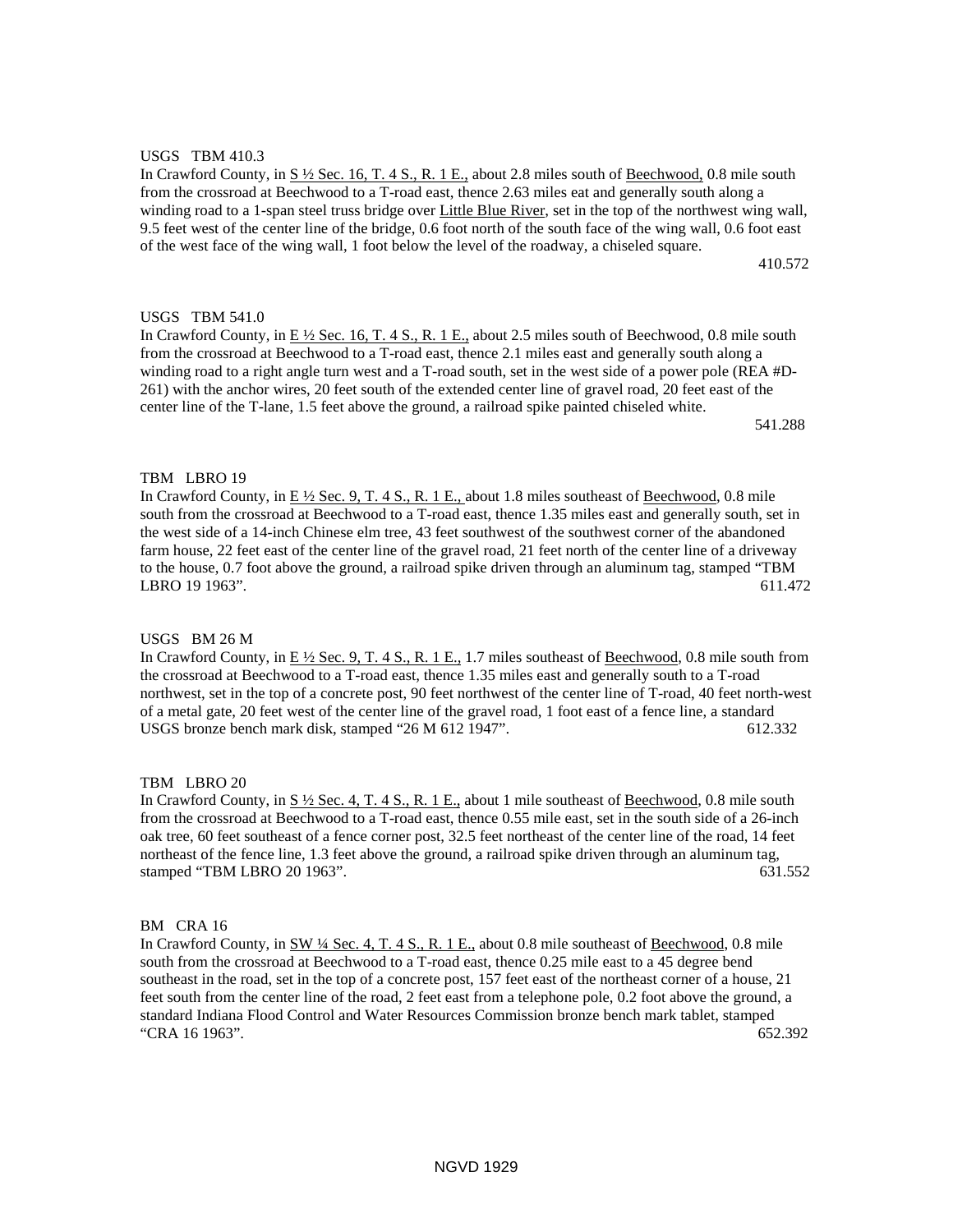USGS TBM 410.3

In Crawford County, in S ½ Sec. 16, T. 4 S., R. 1 E., about 2.8 miles south of Beechwood, 0.8 mile south from the crossroad at Beechwood to a T-road east, thence 2.63 miles eat and generally south along a winding road to a 1-span steel truss bridge over Little Blue River, set in the top of the northwest wing wall, 9.5 feet west of the center line of the bridge, 0.6 foot north of the south face of the wing wall, 0.6 foot east of the west face of the wing wall, 1 foot below the level of the roadway, a chiseled square.

410.572

USGS TBM 541.0

In Crawford County, in E ½ Sec. 16, T. 4 S., R. 1 E., about 2.5 miles south of Beechwood, 0.8 mile south from the crossroad at Beechwood to a T-road east, thence 2.1 miles east and generally south along a winding road to a right angle turn west and a T-road south, set in the west side of a power pole (REA #D-261) with the anchor wires, 20 feet south of the extended center line of gravel road, 20 feet east of the center line of the T-lane, 1.5 feet above the ground, a railroad spike painted chiseled white.

541.288

TBM LBRO 19

In Crawford County, in E ½ Sec. 9, T. 4 S., R. 1 E., about 1.8 miles southeast of Beechwood, 0.8 mile south from the crossroad at Beechwood to a T-road east, thence 1.35 miles east and generally south, set in the west side of a 14-inch Chinese elm tree, 43 feet southwest of the southwest corner of the abandoned farm house, 22 feet east of the center line of the gravel road, 21 feet north of the center line of a driveway to the house, 0.7 foot above the ground, a railroad spike driven through an aluminum tag, stamped "TBM LBRO 19 1963".

611.472

USGS BM 26 M

In Crawford County, in E ½ Sec. 9, T. 4 S., R. 1 E., 1.7 miles southeast of Beechwood, 0.8 mile south from the crossroad at Beechwood to a T-road east, thence 1.35 miles east and generally south to a T-road northwest, set in the top of a concrete post, 90 feet northwest of the center line of T-road, 40 feet north-west of a metal gate, 20 feet west of the center line of the gravel road, 1 foot east of a fence line, a standard USGS bronze bench mark disk, stamped "26 M 612 1947".

612.332

TBM LBRO 20

In Crawford County, in S ½ Sec. 4, T. 4 S., R. 1 E., about 1 mile southeast of Beechwood, 0.8 mile south from the crossroad at Beechwood to a T-road east, thence 0.55 mile east, set in the south side of a 26-inch oak tree, 60 feet southeast of a fence corner post, 32.5 feet northeast of the center line of the road, 14 feet northeast of the fence line, 1.3 feet above the ground, a railroad spike driven through an aluminum tag, stamped "TBM LBRO 20 1963".

631.552

BM CRA 16

In Crawford County, in SW ¼ Sec. 4, T. 4 S., R. 1 E., about 0.8 mile southeast of Beechwood, 0.8 mile south from the crossroad at Beechwood to a T-road east, thence 0.25 mile east to a 45 degree bend southeast in the road, set in the top of a concrete post, 157 feet east of the northeast corner of a house, 21 feet south from the center line of the road, 2 feet east from a telephone pole, 0.2 foot above the ground, a standard Indiana Flood Control and Water Resources Commission bronze bench mark tablet, stamped "CRA 16 1963".

652.392

NGVD 1929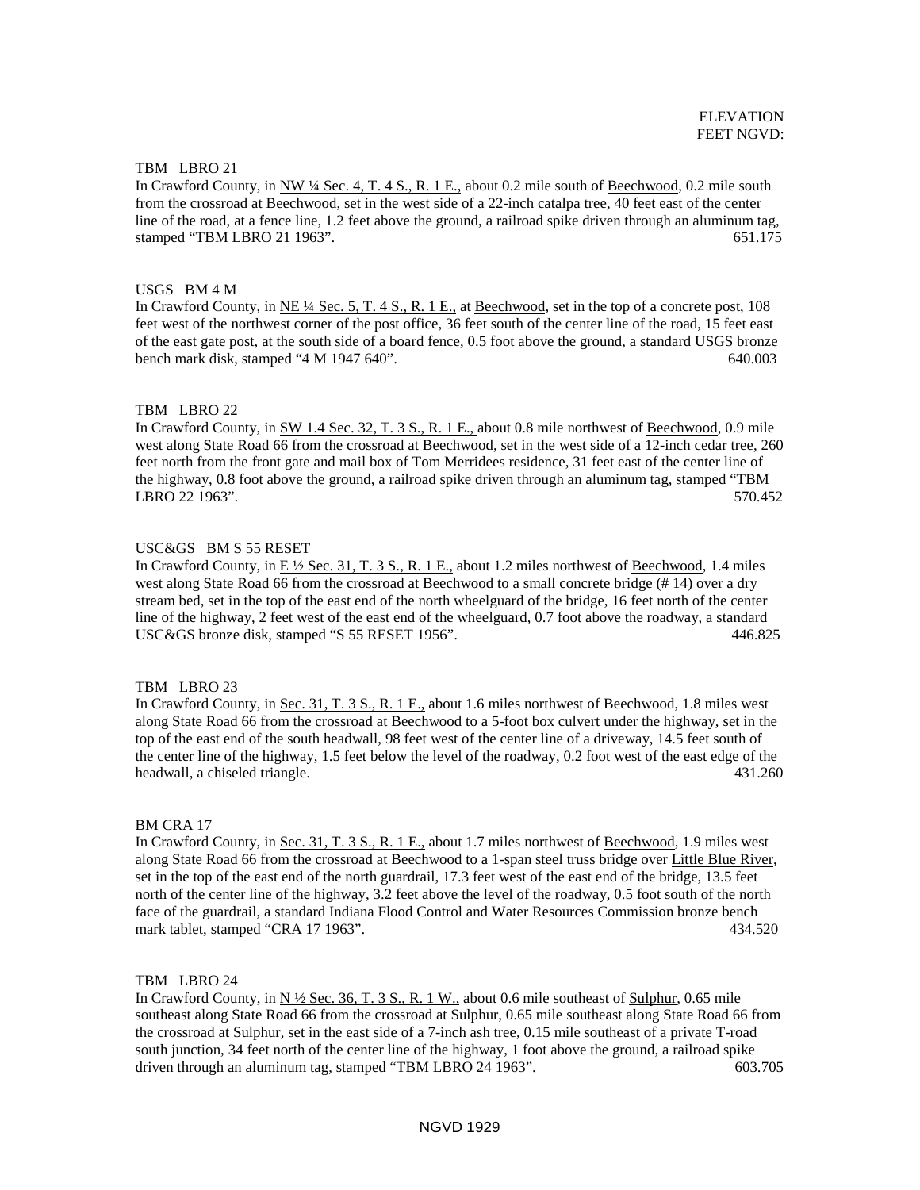ELEVATION
FEET NGVD:

TBM LBRO 21
In Crawford County, in NW ¼ Sec. 4, T. 4 S., R. 1 E., about 0.2 mile south of Beechwood, 0.2 mile south from the crossroad at Beechwood, set in the west side of a 22-inch catalpa tree, 40 feet east of the center line of the road, at a fence line, 1.2 feet above the ground, a railroad spike driven through an aluminum tag, stamped “TBM LBRO 21 1963”. 651.175

USGS BM 4 M
In Crawford County, in NE ¼ Sec. 5, T. 4 S., R. 1 E., at Beechwood, set in the top of a concrete post, 108 feet west of the northwest corner of the post office, 36 feet south of the center line of the road, 15 feet east of the east gate post, at the south side of a board fence, 0.5 foot above the ground, a standard USGS bronze bench mark disk, stamped “4 M 1947 640”. 640.003

TBM LBRO 22
In Crawford County, in SW 1.4 Sec. 32, T. 3 S., R. 1 E., about 0.8 mile northwest of Beechwood, 0.9 mile west along State Road 66 from the crossroad at Beechwood, set in the west side of a 12-inch cedar tree, 260 feet north from the front gate and mail box of Tom Merridees residence, 31 feet east of the center line of the highway, 0.8 foot above the ground, a railroad spike driven through an aluminum tag, stamped “TBM LBRO 22 1963”. 570.452

USC&GS BM S 55 RESET
In Crawford County, in E ½ Sec. 31, T. 3 S., R. 1 E., about 1.2 miles northwest of Beechwood, 1.4 miles west along State Road 66 from the crossroad at Beechwood to a small concrete bridge (# 14) over a dry stream bed, set in the top of the east end of the north wheelguard of the bridge, 16 feet north of the center line of the highway, 2 feet west of the east end of the wheelguard, 0.7 foot above the roadway, a standard USC&GS bronze disk, stamped “S 55 RESET 1956”. 446.825

TBM LBRO 23
In Crawford County, in Sec. 31, T. 3 S., R. 1 E., about 1.6 miles northwest of Beechwood, 1.8 miles west along State Road 66 from the crossroad at Beechwood to a 5-foot box culvert under the highway, set in the top of the east end of the south headwall, 98 feet west of the center line of a driveway, 14.5 feet south of the center line of the highway, 1.5 feet below the level of the roadway, 0.2 foot west of the east edge of the headwall, a chiseled triangle. 431.260

BM CRA 17
In Crawford County, in Sec. 31, T. 3 S., R. 1 E., about 1.7 miles northwest of Beechwood, 1.9 miles west along State Road 66 from the crossroad at Beechwood to a 1-span steel truss bridge over Little Blue River, set in the top of the east end of the north guardrail, 17.3 feet west of the east end of the bridge, 13.5 feet north of the center line of the highway, 3.2 feet above the level of the roadway, 0.5 foot south of the north face of the guardrail, a standard Indiana Flood Control and Water Resources Commission bronze bench mark tablet, stamped “CRA 17 1963”. 434.520

TBM LBRO 24
In Crawford County, in N ½ Sec. 36, T. 3 S., R. 1 W., about 0.6 mile southeast of Sulphur, 0.65 mile southeast along State Road 66 from the crossroad at Sulphur, 0.65 mile southeast along State Road 66 from the crossroad at Sulphur, set in the east side of a 7-inch ash tree, 0.15 mile southeast of a private T-road south junction, 34 feet north of the center line of the highway, 1 foot above the ground, a railroad spike driven through an aluminum tag, stamped “TBM LBRO 24 1963”. 603.705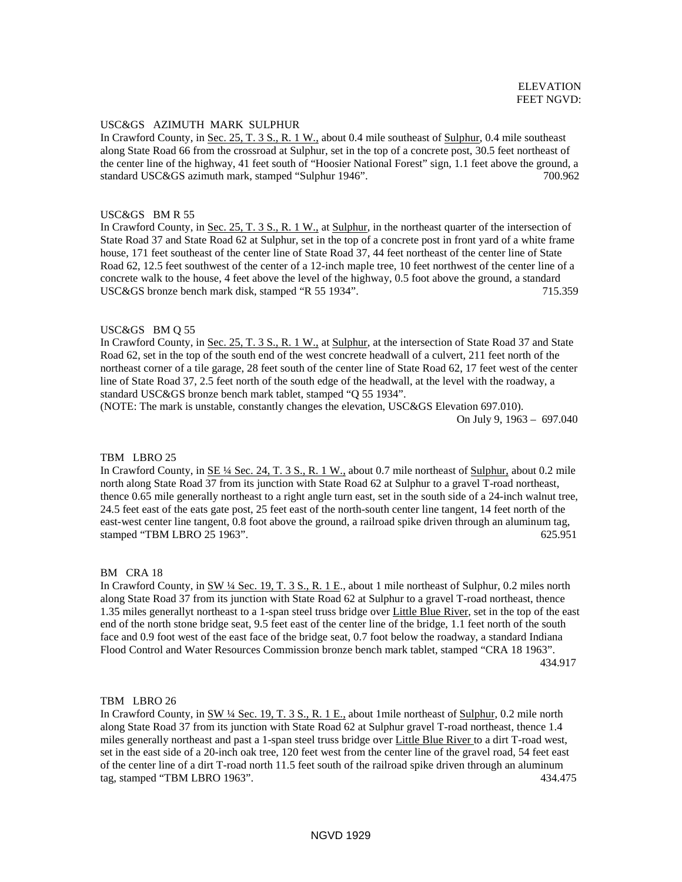ELEVATION
FEET NGVD:

USC&GS AZIMUTH MARK SULPHUR
In Crawford County, in Sec. 25, T. 3 S., R. 1 W., about 0.4 mile southeast of Sulphur, 0.4 mile southeast along State Road 66 from the crossroad at Sulphur, set in the top of a concrete post, 30.5 feet northeast of the center line of the highway, 41 feet south of "Hoosier National Forest" sign, 1.1 feet above the ground, a standard USC&GS azimuth mark, stamped "Sulphur 1946". 700.962

USC&GS BM R 55
In Crawford County, in Sec. 25, T. 3 S., R. 1 W., at Sulphur, in the northeast quarter of the intersection of State Road 37 and State Road 62 at Sulphur, set in the top of a concrete post in front yard of a white frame house, 171 feet southeast of the center line of State Road 37, 44 feet northeast of the center line of State Road 62, 12.5 feet southwest of the center of a 12-inch maple tree, 10 feet northwest of the center line of a concrete walk to the house, 4 feet above the level of the highway, 0.5 foot above the ground, a standard USC&GS bronze bench mark disk, stamped "R 55 1934". 715.359

USC&GS BM Q 55
In Crawford County, in Sec. 25, T. 3 S., R. 1 W., at Sulphur, at the intersection of State Road 37 and State Road 62, set in the top of the south end of the west concrete headwall of a culvert, 211 feet north of the northeast corner of a tile garage, 28 feet south of the center line of State Road 62, 17 feet west of the center line of State Road 37, 2.5 feet north of the south edge of the headwall, at the level with the roadway, a standard USC&GS bronze bench mark tablet, stamped "Q 55 1934".
(NOTE: The mark is unstable, constantly changes the elevation, USC&GS Elevation 697.010).
On July 9, 1963 – 697.040

TBM LBRO 25
In Crawford County, in SE ¼ Sec. 24, T. 3 S., R. 1 W., about 0.7 mile northeast of Sulphur, about 0.2 mile north along State Road 37 from its junction with State Road 62 at Sulphur to a gravel T-road northeast, thence 0.65 mile generally northeast to a right angle turn east, set in the south side of a 24-inch walnut tree, 24.5 feet east of the eats gate post, 25 feet east of the north-south center line tangent, 14 feet north of the east-west center line tangent, 0.8 foot above the ground, a railroad spike driven through an aluminum tag, stamped "TBM LBRO 25 1963". 625.951

BM CRA 18
In Crawford County, in SW ¼ Sec. 19, T. 3 S., R. 1 E., about 1 mile northeast of Sulphur, 0.2 miles north along State Road 37 from its junction with State Road 62 at Sulphur to a gravel T-road northeast, thence 1.35 miles generallyt northeast to a 1-span steel truss bridge over Little Blue River, set in the top of the east end of the north stone bridge seat, 9.5 feet east of the center line of the bridge, 1.1 feet north of the south face and 0.9 foot west of the east face of the bridge seat, 0.7 foot below the roadway, a standard Indiana Flood Control and Water Resources Commission bronze bench mark tablet, stamped "CRA 18 1963".
434.917

TBM LBRO 26
In Crawford County, in SW ¼ Sec. 19, T. 3 S., R. 1 E., about 1mile northeast of Sulphur, 0.2 mile north along State Road 37 from its junction with State Road 62 at Sulphur gravel T-road northeast, thence 1.4 miles generally northeast and past a 1-span steel truss bridge over Little Blue River to a dirt T-road west, set in the east side of a 20-inch oak tree, 120 feet west from the center line of the gravel road, 54 feet east of the center line of a dirt T-road north 11.5 feet south of the railroad spike driven through an aluminum tag, stamped "TBM LBRO 1963". 434.475

NGVD 1929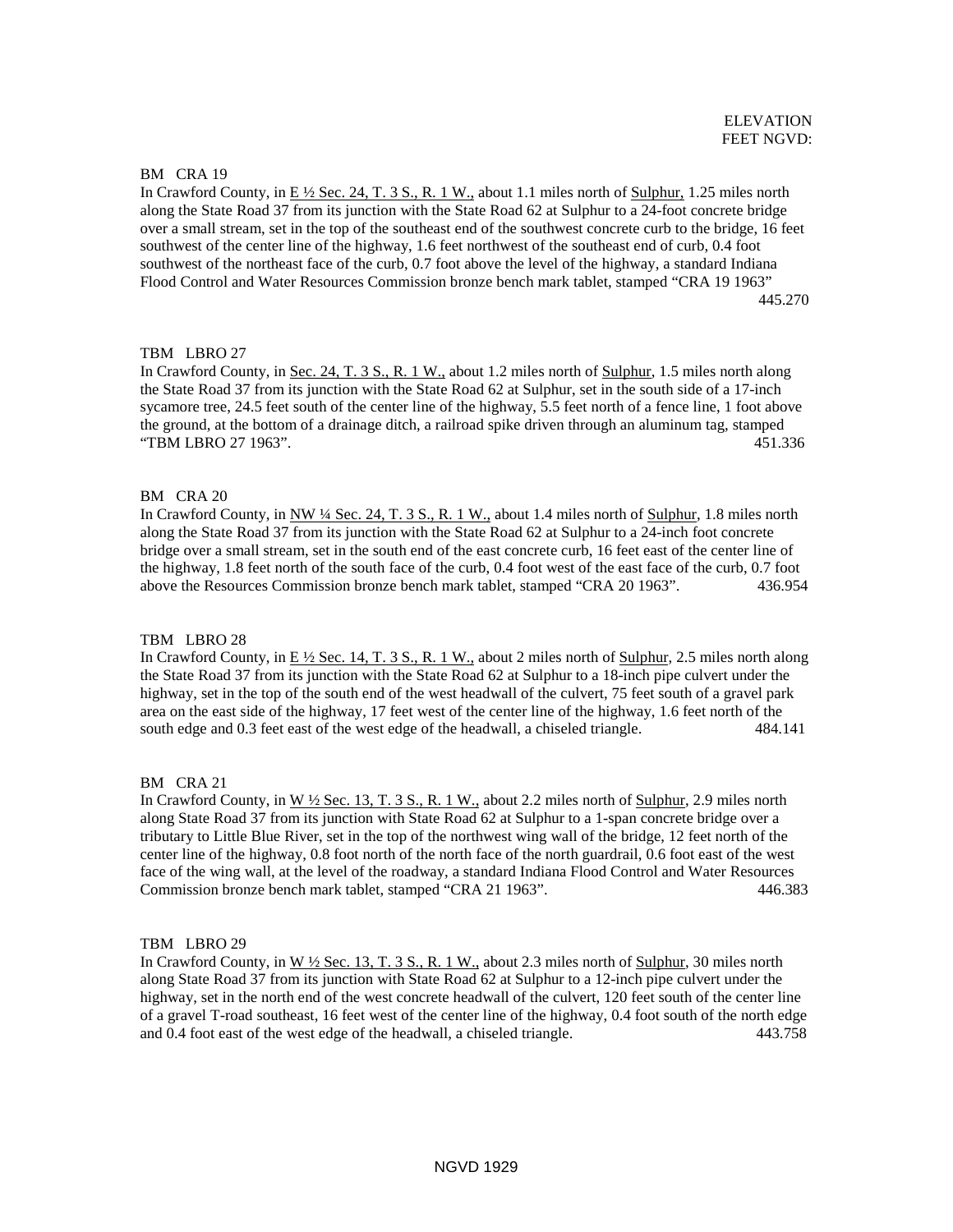ELEVATION
FEET NGVD:

BM CRA 19

In Crawford County, in E ½ Sec. 24, T. 3 S., R. 1 W., about 1.1 miles north of Sulphur, 1.25 miles north along the State Road 37 from its junction with the State Road 62 at Sulphur to a 24-foot concrete bridge over a small stream, set in the top of the southeast end of the southwest concrete curb to the bridge, 16 feet southwest of the center line of the highway, 1.6 feet northwest of the southeast end of curb, 0.4 foot southwest of the northeast face of the curb, 0.7 foot above the level of the highway, a standard Indiana Flood Control and Water Resources Commission bronze bench mark tablet, stamped "CRA 19 1963" 445.270

TBM LBRO 27

In Crawford County, in Sec. 24, T. 3 S., R. 1 W., about 1.2 miles north of Sulphur, 1.5 miles north along the State Road 37 from its junction with the State Road 62 at Sulphur, set in the south side of a 17-inch sycamore tree, 24.5 feet south of the center line of the highway, 5.5 feet north of a fence line, 1 foot above the ground, at the bottom of a drainage ditch, a railroad spike driven through an aluminum tag, stamped "TBM LBRO 27 1963". 451.336

BM CRA 20

In Crawford County, in NW ¼ Sec. 24, T. 3 S., R. 1 W., about 1.4 miles north of Sulphur, 1.8 miles north along the State Road 37 from its junction with the State Road 62 at Sulphur to a 24-inch foot concrete bridge over a small stream, set in the south end of the east concrete curb, 16 feet east of the center line of the highway, 1.8 feet north of the south face of the curb, 0.4 foot west of the east face of the curb, 0.7 foot above the Resources Commission bronze bench mark tablet, stamped "CRA 20 1963". 436.954

TBM LBRO 28

In Crawford County, in E ½ Sec. 14, T. 3 S., R. 1 W., about 2 miles north of Sulphur, 2.5 miles north along the State Road 37 from its junction with the State Road 62 at Sulphur to a 18-inch pipe culvert under the highway, set in the top of the south end of the west headwall of the culvert, 75 feet south of a gravel park area on the east side of the highway, 17 feet west of the center line of the highway, 1.6 feet north of the south edge and 0.3 feet east of the west edge of the headwall, a chiseled triangle. 484.141

BM CRA 21

In Crawford County, in W ½ Sec. 13, T. 3 S., R. 1 W., about 2.2 miles north of Sulphur, 2.9 miles north along State Road 37 from its junction with State Road 62 at Sulphur to a 1-span concrete bridge over a tributary to Little Blue River, set in the top of the northwest wing wall of the bridge, 12 feet north of the center line of the highway, 0.8 foot north of the north face of the north guardrail, 0.6 foot east of the west face of the wing wall, at the level of the roadway, a standard Indiana Flood Control and Water Resources Commission bronze bench mark tablet, stamped "CRA 21 1963". 446.383

TBM LBRO 29

In Crawford County, in W ½ Sec. 13, T. 3 S., R. 1 W., about 2.3 miles north of Sulphur, 30 miles north along State Road 37 from its junction with State Road 62 at Sulphur to a 12-inch pipe culvert under the highway, set in the north end of the west concrete headwall of the culvert, 120 feet south of the center line of a gravel T-road southeast, 16 feet west of the center line of the highway, 0.4 foot south of the north edge and 0.4 foot east of the west edge of the headwall, a chiseled triangle. 443.758

NGVD 1929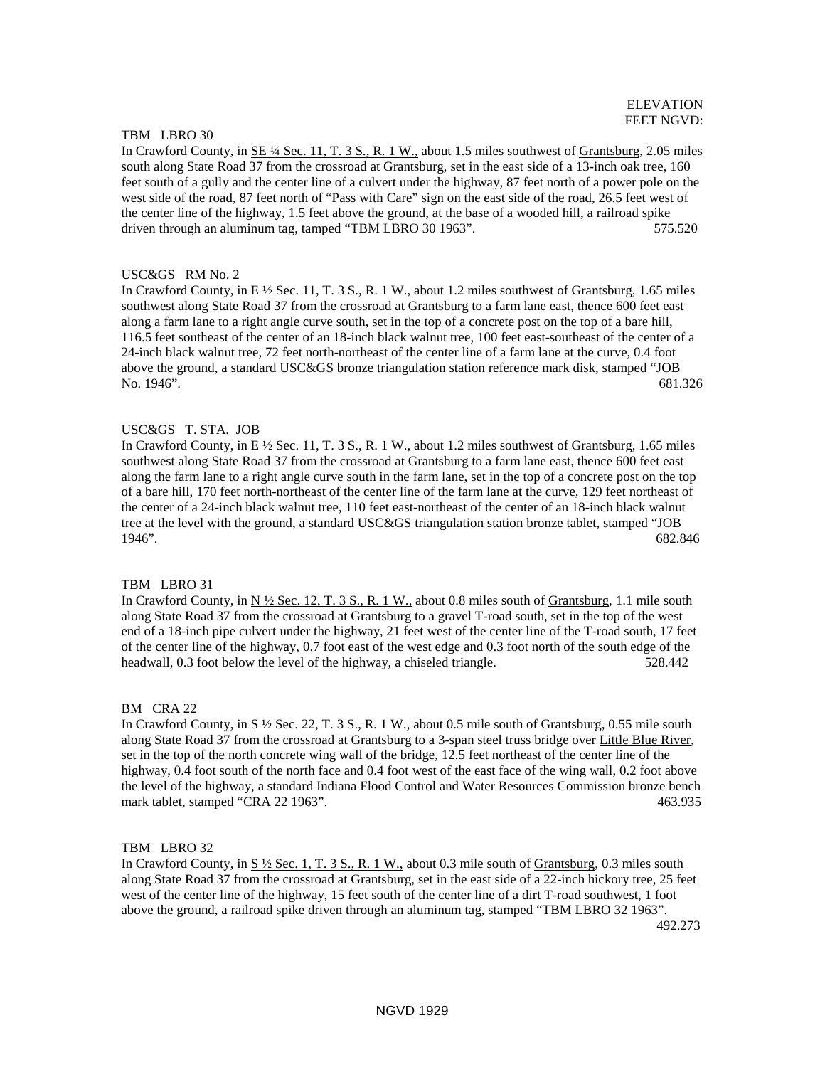ELEVATION
FEET NGVD:

TBM LBRO 30

In Crawford County, in <u>SE ¼ Sec. 11, T. 3 S., R. 1 W.,</u> about 1.5 miles southwest of <u>Grantsburg</u>, 2.05 miles south along State Road 37 from the crossroad at Grantsburg, set in the east side of a 13-inch oak tree, 160 feet south of a gully and the center line of a culvert under the highway, 87 feet north of a power pole on the west side of the road, 87 feet north of "Pass with Care" sign on the east side of the road, 26.5 feet west of the center line of the highway, 1.5 feet above the ground, at the base of a wooded hill, a railroad spike driven through an aluminum tag, tamped "TBM LBRO 30 1963". 575.520

USC&GS RM No. 2

In Crawford County, in <u>E ½ Sec. 11, T. 3 S., R. 1 W.,</u> about 1.2 miles southwest of <u>Grantsburg</u>, 1.65 miles southwest along State Road 37 from the crossroad at Grantsburg to a farm lane east, thence 600 feet east along a farm lane to a right angle curve south, set in the top of a concrete post on the top of a bare hill, 116.5 feet southeast of the center of an 18-inch black walnut tree, 100 feet east-southeast of the center of a 24-inch black walnut tree, 72 feet north-northeast of the center line of a farm lane at the curve, 0.4 foot above the ground, a standard USC&GS bronze triangulation station reference mark disk, stamped "JOB No. 1946". 681.326

USC&GS T. STA. JOB

In Crawford County, in <u>E ½ Sec. 11, T. 3 S., R. 1 W.,</u> about 1.2 miles southwest of <u>Grantsburg,</u> 1.65 miles southwest along State Road 37 from the crossroad at Grantsburg to a farm lane east, thence 600 feet east along the farm lane to a right angle curve south in the farm lane, set in the top of a concrete post on the top of a bare hill, 170 feet north-northeast of the center line of the farm lane at the curve, 129 feet northeast of the center of a 24-inch black walnut tree, 110 feet east-northeast of the center of an 18-inch black walnut tree at the level with the ground, a standard USC&GS triangulation station bronze tablet, stamped "JOB 1946". 682.846

TBM LBRO 31

In Crawford County, in <u>N ½ Sec. 12, T. 3 S., R. 1 W.,</u> about 0.8 miles south of <u>Grantsburg</u>, 1.1 mile south along State Road 37 from the crossroad at Grantsburg to a gravel T-road south, set in the top of the west end of a 18-inch pipe culvert under the highway, 21 feet west of the center line of the T-road south, 17 feet of the center line of the highway, 0.7 foot east of the west edge and 0.3 foot north of the south edge of the headwall, 0.3 foot below the level of the highway, a chiseled triangle. 528.442

BM CRA 22

In Crawford County, in <u>S ½ Sec. 22, T. 3 S., R. 1 W.,</u> about 0.5 mile south of <u>Grantsburg,</u> 0.55 mile south along State Road 37 from the crossroad at Grantsburg to a 3-span steel truss bridge over <u>Little Blue River</u>, set in the top of the north concrete wing wall of the bridge, 12.5 feet northeast of the center line of the highway, 0.4 foot south of the north face and 0.4 foot west of the east face of the wing wall, 0.2 foot above the level of the highway, a standard Indiana Flood Control and Water Resources Commission bronze bench mark tablet, stamped "CRA 22 1963". 463.935

TBM LBRO 32

In Crawford County, in <u>S ½ Sec. 1, T. 3 S., R. 1 W.,</u> about 0.3 mile south of <u>Grantsburg</u>, 0.3 miles south along State Road 37 from the crossroad at Grantsburg, set in the east side of a 22-inch hickory tree, 25 feet west of the center line of the highway, 15 feet south of the center line of a dirt T-road southwest, 1 foot above the ground, a railroad spike driven through an aluminum tag, stamped "TBM LBRO 32 1963". 492.273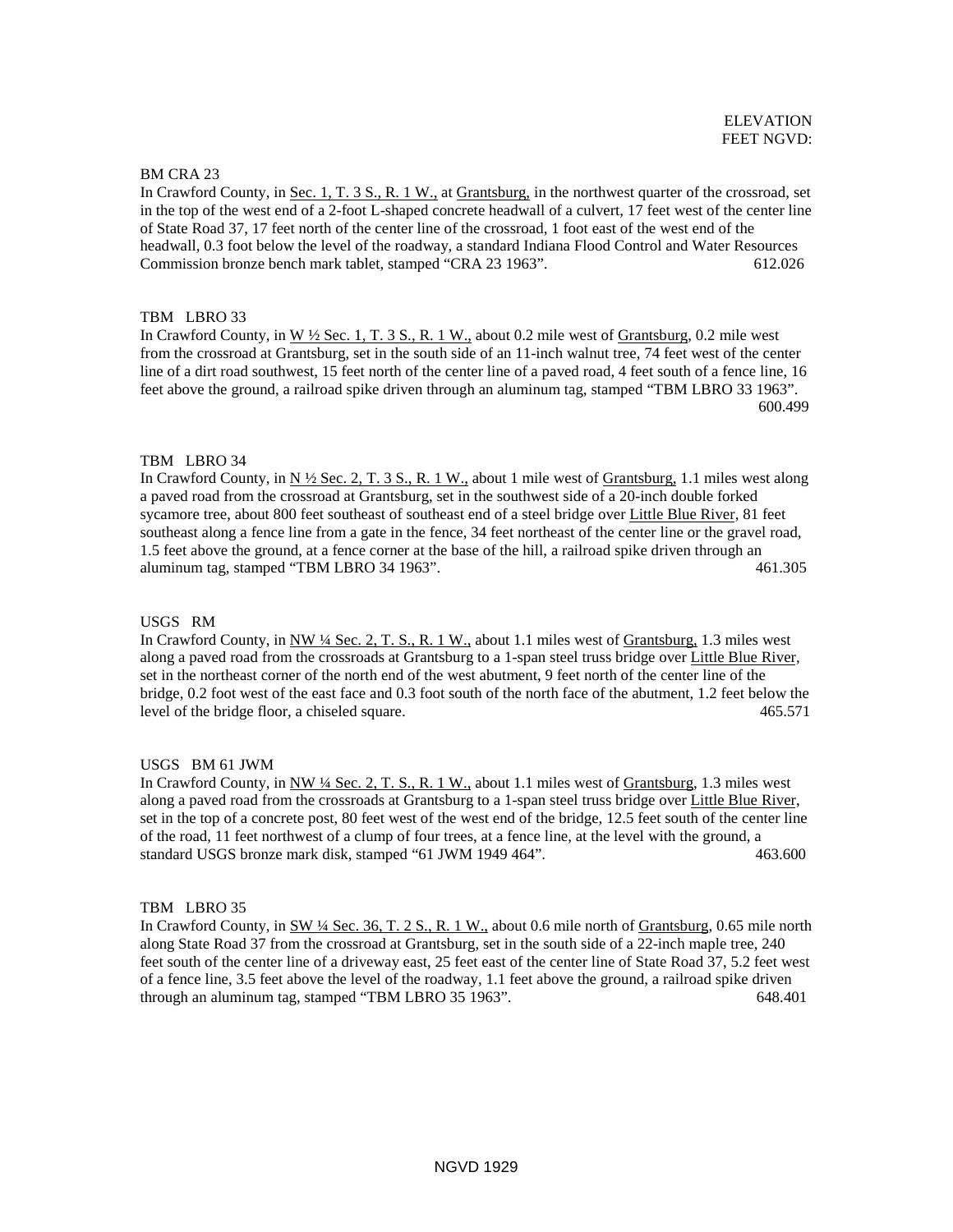ELEVATION
FEET NGVD:

BM CRA 23

In Crawford County, in Sec. 1, T. 3 S., R. 1 W., at Grantsburg, in the northwest quarter of the crossroad, set in the top of the west end of a 2-foot L-shaped concrete headwall of a culvert, 17 feet west of the center line of State Road 37, 17 feet north of the center line of the crossroad, 1 foot east of the west end of the headwall, 0.3 foot below the level of the roadway, a standard Indiana Flood Control and Water Resources Commission bronze bench mark tablet, stamped "CRA 23 1963". 612.026

TBM LBRO 33

In Crawford County, in W ½ Sec. 1, T. 3 S., R. 1 W., about 0.2 mile west of Grantsburg, 0.2 mile west from the crossroad at Grantsburg, set in the south side of an 11-inch walnut tree, 74 feet west of the center line of a dirt road southwest, 15 feet north of the center line of a paved road, 4 feet south of a fence line, 16 feet above the ground, a railroad spike driven through an aluminum tag, stamped "TBM LBRO 33 1963". 600.499

TBM LBRO 34

In Crawford County, in N ½ Sec. 2, T. 3 S., R. 1 W., about 1 mile west of Grantsburg, 1.1 miles west along a paved road from the crossroad at Grantsburg, set in the southwest side of a 20-inch double forked sycamore tree, about 800 feet southeast of southeast end of a steel bridge over Little Blue River, 81 feet southeast along a fence line from a gate in the fence, 34 feet northeast of the center line or the gravel road, 1.5 feet above the ground, at a fence corner at the base of the hill, a railroad spike driven through an aluminum tag, stamped "TBM LBRO 34 1963". 461.305

USGS RM

In Crawford County, in NW ¼ Sec. 2, T. S., R. 1 W., about 1.1 miles west of Grantsburg, 1.3 miles west along a paved road from the crossroads at Grantsburg to a 1-span steel truss bridge over Little Blue River, set in the northeast corner of the north end of the west abutment, 9 feet north of the center line of the bridge, 0.2 foot west of the east face and 0.3 foot south of the north face of the abutment, 1.2 feet below the level of the bridge floor, a chiseled square. 465.571

USGS BM 61 JWM

In Crawford County, in NW ¼ Sec. 2, T. S., R. 1 W., about 1.1 miles west of Grantsburg, 1.3 miles west along a paved road from the crossroads at Grantsburg to a 1-span steel truss bridge over Little Blue River, set in the top of a concrete post, 80 feet west of the west end of the bridge, 12.5 feet south of the center line of the road, 11 feet northwest of a clump of four trees, at a fence line, at the level with the ground, a standard USGS bronze mark disk, stamped "61 JWM 1949 464". 463.600

TBM LBRO 35

In Crawford County, in SW ¼ Sec. 36, T. 2 S., R. 1 W., about 0.6 mile north of Grantsburg, 0.65 mile north along State Road 37 from the crossroad at Grantsburg, set in the south side of a 22-inch maple tree, 240 feet south of the center line of a driveway east, 25 feet east of the center line of State Road 37, 5.2 feet west of a fence line, 3.5 feet above the level of the roadway, 1.1 feet above the ground, a railroad spike driven through an aluminum tag, stamped "TBM LBRO 35 1963". 648.401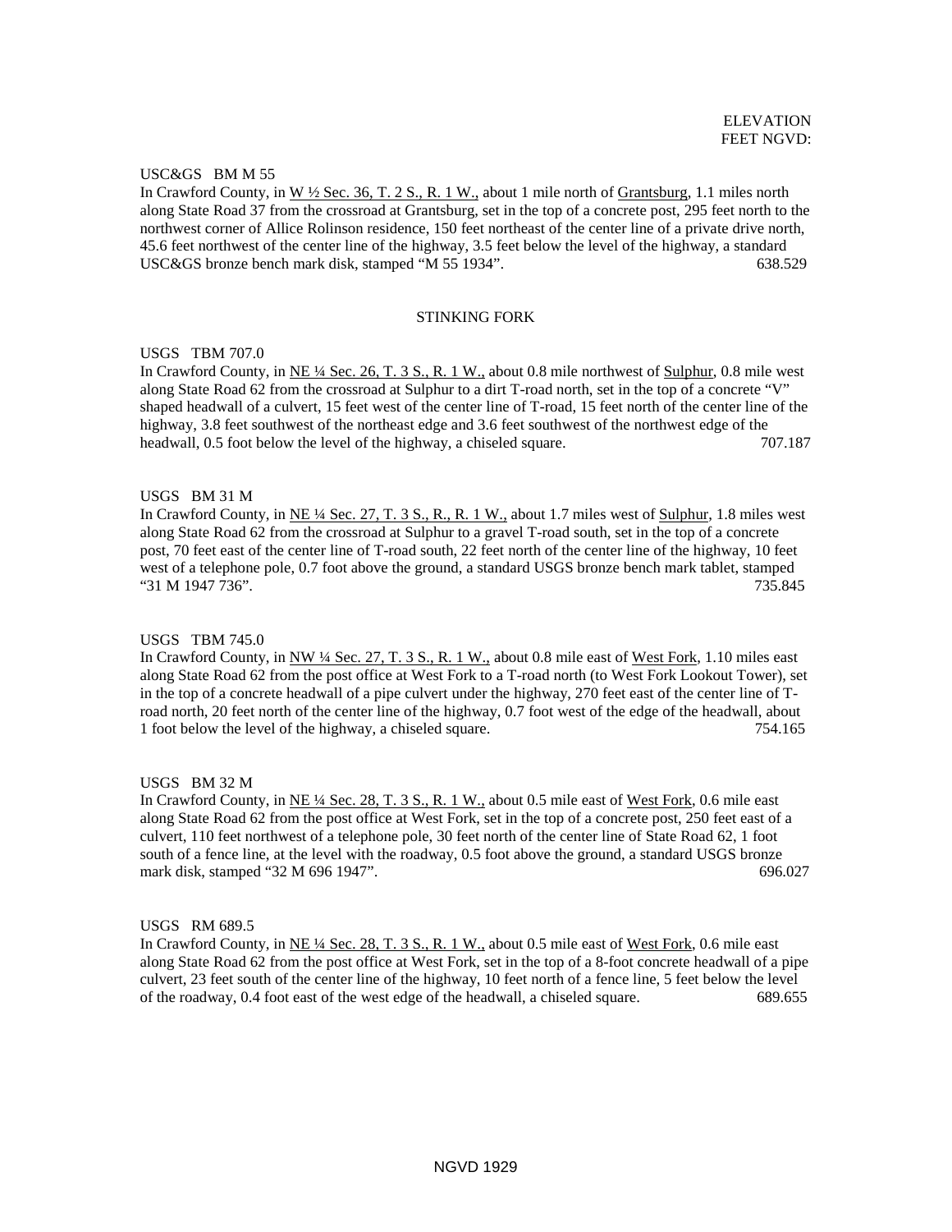ELEVATION
FEET NGVD:

USC&GS BM M 55
In Crawford County, in W ½ Sec. 36, T. 2 S., R. 1 W., about 1 mile north of Grantsburg, 1.1 miles north along State Road 37 from the crossroad at Grantsburg, set in the top of a concrete post, 295 feet north to the northwest corner of Allice Rolinson residence, 150 feet northeast of the center line of a private drive north, 45.6 feet northwest of the center line of the highway, 3.5 feet below the level of the highway, a standard USC&GS bronze bench mark disk, stamped "M 55 1934". 638.529

## STINKING FORK

USGS TBM 707.0
In Crawford County, in NE ¼ Sec. 26, T. 3 S., R. 1 W., about 0.8 mile northwest of Sulphur, 0.8 mile west along State Road 62 from the crossroad at Sulphur to a dirt T-road north, set in the top of a concrete "V" shaped headwall of a culvert, 15 feet west of the center line of T-road, 15 feet north of the center line of the highway, 3.8 feet southwest of the northeast edge and 3.6 feet southwest of the northwest edge of the headwall, 0.5 foot below the level of the highway, a chiseled square. 707.187

USGS BM 31 M
In Crawford County, in NE ¼ Sec. 27, T. 3 S., R., R. 1 W., about 1.7 miles west of Sulphur, 1.8 miles west along State Road 62 from the crossroad at Sulphur to a gravel T-road south, set in the top of a concrete post, 70 feet east of the center line of T-road south, 22 feet north of the center line of the highway, 10 feet west of a telephone pole, 0.7 foot above the ground, a standard USGS bronze bench mark tablet, stamped "31 M 1947 736". 735.845

USGS TBM 745.0
In Crawford County, in NW ¼ Sec. 27, T. 3 S., R. 1 W., about 0.8 mile east of West Fork, 1.10 miles east along State Road 62 from the post office at West Fork to a T-road north (to West Fork Lookout Tower), set in the top of a concrete headwall of a pipe culvert under the highway, 270 feet east of the center line of T-road north, 20 feet north of the center line of the highway, 0.7 foot west of the edge of the headwall, about 1 foot below the level of the highway, a chiseled square. 754.165

USGS BM 32 M
In Crawford County, in NE ¼ Sec. 28, T. 3 S., R. 1 W., about 0.5 mile east of West Fork, 0.6 mile east along State Road 62 from the post office at West Fork, set in the top of a concrete post, 250 feet east of a culvert, 110 feet northwest of a telephone pole, 30 feet north of the center line of State Road 62, 1 foot south of a fence line, at the level with the roadway, 0.5 foot above the ground, a standard USGS bronze mark disk, stamped "32 M 696 1947". 696.027

USGS RM 689.5
In Crawford County, in NE ¼ Sec. 28, T. 3 S., R. 1 W., about 0.5 mile east of West Fork, 0.6 mile east along State Road 62 from the post office at West Fork, set in the top of a 8-foot concrete headwall of a pipe culvert, 23 feet south of the center line of the highway, 10 feet north of a fence line, 5 feet below the level of the roadway, 0.4 foot east of the west edge of the headwall, a chiseled square. 689.655

NGVD 1929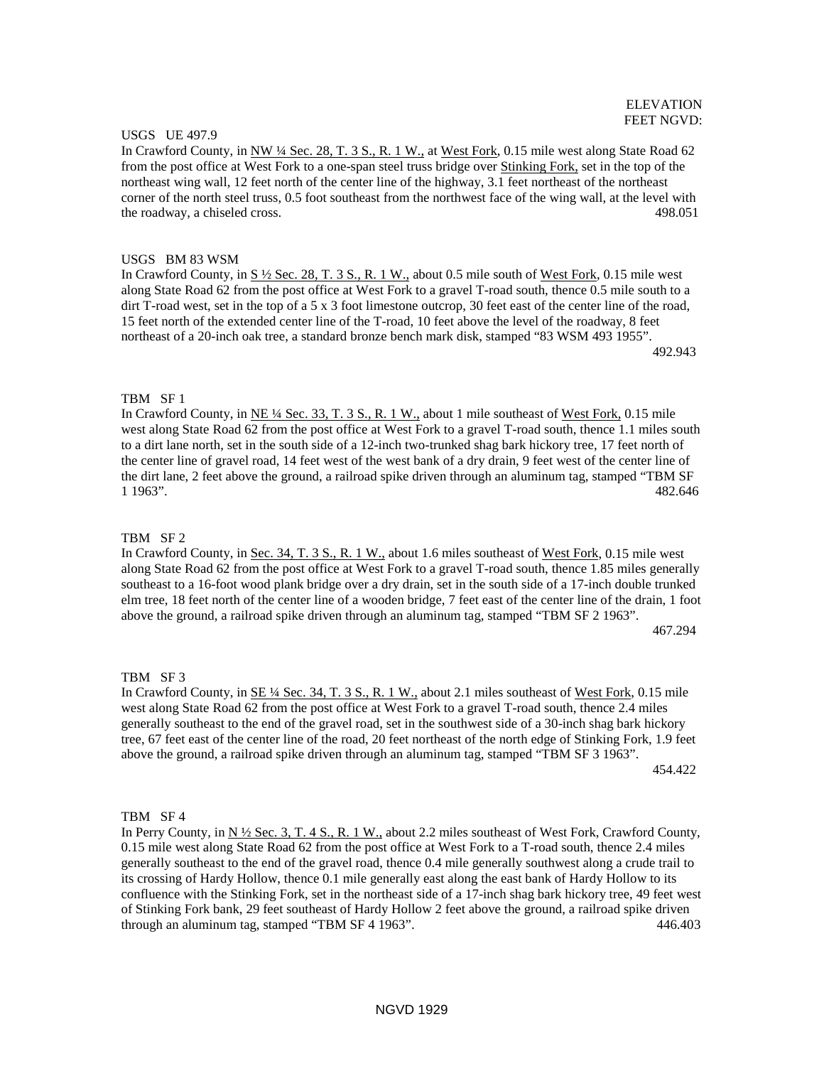ELEVATION
FEET NGVD:

USGS UE 497.9

In Crawford County, in NW ¼ Sec. 28, T. 3 S., R. 1 W., at West Fork, 0.15 mile west along State Road 62 from the post office at West Fork to a one-span steel truss bridge over Stinking Fork, set in the top of the northeast wing wall, 12 feet north of the center line of the highway, 3.1 feet northeast of the northeast corner of the north steel truss, 0.5 foot southeast from the northwest face of the wing wall, at the level with the roadway, a chiseled cross. 498.051

USGS BM 83 WSM

In Crawford County, in S ½ Sec. 28, T. 3 S., R. 1 W., about 0.5 mile south of West Fork, 0.15 mile west along State Road 62 from the post office at West Fork to a gravel T-road south, thence 0.5 mile south to a dirt T-road west, set in the top of a 5 x 3 foot limestone outcrop, 30 feet east of the center line of the road, 15 feet north of the extended center line of the T-road, 10 feet above the level of the roadway, 8 feet northeast of a 20-inch oak tree, a standard bronze bench mark disk, stamped "83 WSM 493 1955". 492.943

TBM SF 1

In Crawford County, in NE ¼ Sec. 33, T. 3 S., R. 1 W., about 1 mile southeast of West Fork, 0.15 mile west along State Road 62 from the post office at West Fork to a gravel T-road south, thence 1.1 miles south to a dirt lane north, set in the south side of a 12-inch two-trunked shag bark hickory tree, 17 feet north of the center line of gravel road, 14 feet west of the west bank of a dry drain, 9 feet west of the center line of the dirt lane, 2 feet above the ground, a railroad spike driven through an aluminum tag, stamped "TBM SF 1 1963". 482.646

TBM SF 2

In Crawford County, in Sec. 34, T. 3 S., R. 1 W., about 1.6 miles southeast of West Fork, 0.15 mile west along State Road 62 from the post office at West Fork to a gravel T-road south, thence 1.85 miles generally southeast to a 16-foot wood plank bridge over a dry drain, set in the south side of a 17-inch double trunked elm tree, 18 feet north of the center line of a wooden bridge, 7 feet east of the center line of the drain, 1 foot above the ground, a railroad spike driven through an aluminum tag, stamped "TBM SF 2 1963". 467.294

TBM SF 3

In Crawford County, in SE ¼ Sec. 34, T. 3 S., R. 1 W., about 2.1 miles southeast of West Fork, 0.15 mile west along State Road 62 from the post office at West Fork to a gravel T-road south, thence 2.4 miles generally southeast to the end of the gravel road, set in the southwest side of a 30-inch shag bark hickory tree, 67 feet east of the center line of the road, 20 feet northeast of the north edge of Stinking Fork, 1.9 feet above the ground, a railroad spike driven through an aluminum tag, stamped "TBM SF 3 1963". 454.422

TBM SF 4

In Perry County, in N ½ Sec. 3, T. 4 S., R. 1 W., about 2.2 miles southeast of West Fork, Crawford County, 0.15 mile west along State Road 62 from the post office at West Fork to a T-road south, thence 2.4 miles generally southeast to the end of the gravel road, thence 0.4 mile generally southwest along a crude trail to its crossing of Hardy Hollow, thence 0.1 mile generally east along the east bank of Hardy Hollow to its confluence with the Stinking Fork, set in the northeast side of a 17-inch shag bark hickory tree, 49 feet west of Stinking Fork bank, 29 feet southeast of Hardy Hollow 2 feet above the ground, a railroad spike driven through an aluminum tag, stamped "TBM SF 4 1963". 446.403

NGVD 1929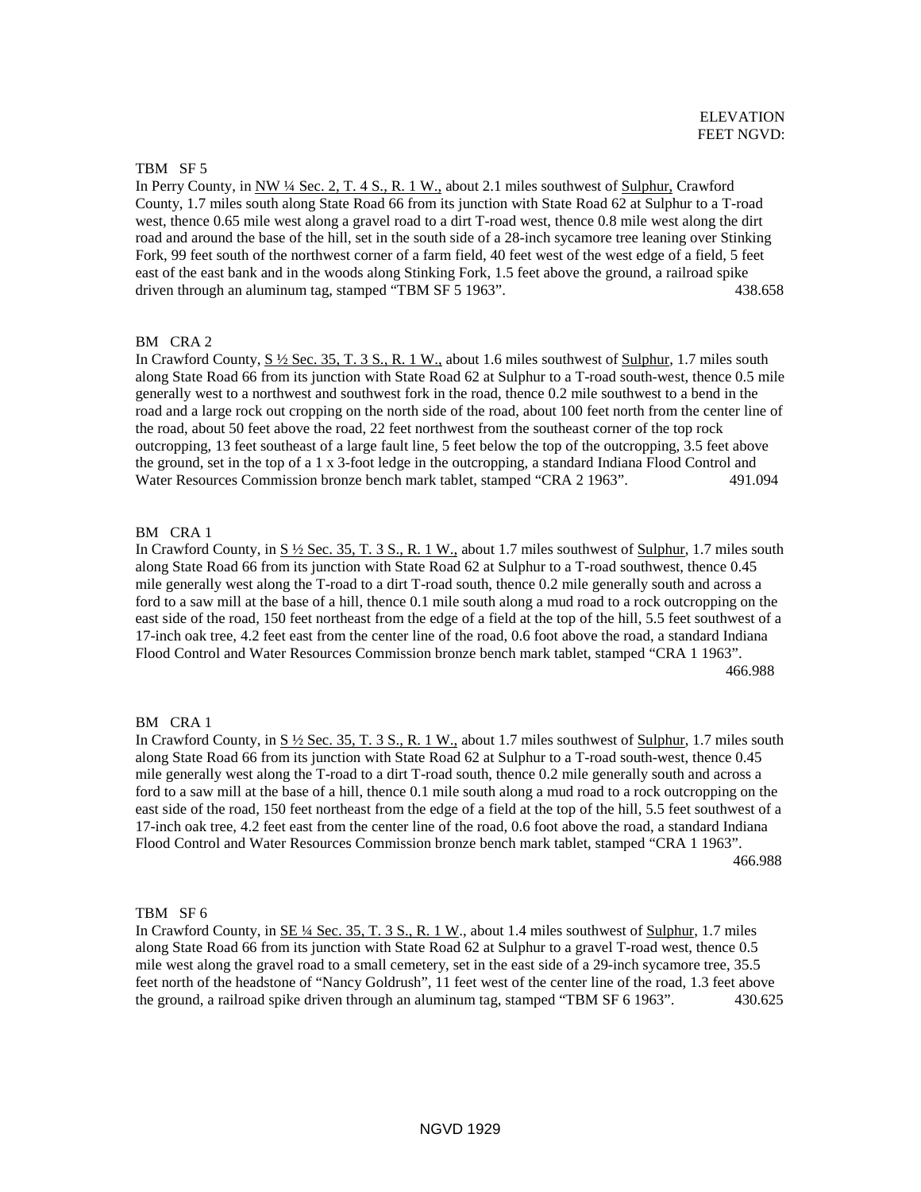ELEVATION
FEET NGVD:

TBM SF 5

In Perry County, in NW ¼ Sec. 2, T. 4 S., R. 1 W., about 2.1 miles southwest of Sulphur, Crawford County, 1.7 miles south along State Road 66 from its junction with State Road 62 at Sulphur to a T-road west, thence 0.65 mile west along a gravel road to a dirt T-road west, thence 0.8 mile west along the dirt road and around the base of the hill, set in the south side of a 28-inch sycamore tree leaning over Stinking Fork, 99 feet south of the northwest corner of a farm field, 40 feet west of the west edge of a field, 5 feet east of the east bank and in the woods along Stinking Fork, 1.5 feet above the ground, a railroad spike driven through an aluminum tag, stamped "TBM SF 5 1963". 438.658

BM CRA 2

In Crawford County, S ½ Sec. 35, T. 3 S., R. 1 W., about 1.6 miles southwest of Sulphur, 1.7 miles south along State Road 66 from its junction with State Road 62 at Sulphur to a T-road south-west, thence 0.5 mile generally west to a northwest and southwest fork in the road, thence 0.2 mile southwest to a bend in the road and a large rock out cropping on the north side of the road, about 100 feet north from the center line of the road, about 50 feet above the road, 22 feet northwest from the southeast corner of the top rock outcropping, 13 feet southeast of a large fault line, 5 feet below the top of the outcropping, 3.5 feet above the ground, set in the top of a 1 x 3-foot ledge in the outcropping, a standard Indiana Flood Control and Water Resources Commission bronze bench mark tablet, stamped "CRA 2 1963". 491.094

BM CRA 1

In Crawford County, in S ½ Sec. 35, T. 3 S., R. 1 W., about 1.7 miles southwest of Sulphur, 1.7 miles south along State Road 66 from its junction with State Road 62 at Sulphur to a T-road southwest, thence 0.45 mile generally west along the T-road to a dirt T-road south, thence 0.2 mile generally south and across a ford to a saw mill at the base of a hill, thence 0.1 mile south along a mud road to a rock outcropping on the east side of the road, 150 feet northeast from the edge of a field at the top of the hill, 5.5 feet southwest of a 17-inch oak tree, 4.2 feet east from the center line of the road, 0.6 foot above the road, a standard Indiana Flood Control and Water Resources Commission bronze bench mark tablet, stamped "CRA 1 1963". 466.988

BM CRA 1

In Crawford County, in S ½ Sec. 35, T. 3 S., R. 1 W., about 1.7 miles southwest of Sulphur, 1.7 miles south along State Road 66 from its junction with State Road 62 at Sulphur to a T-road south-west, thence 0.45 mile generally west along the T-road to a dirt T-road south, thence 0.2 mile generally south and across a ford to a saw mill at the base of a hill, thence 0.1 mile south along a mud road to a rock outcropping on the east side of the road, 150 feet northeast from the edge of a field at the top of the hill, 5.5 feet southwest of a 17-inch oak tree, 4.2 feet east from the center line of the road, 0.6 foot above the road, a standard Indiana Flood Control and Water Resources Commission bronze bench mark tablet, stamped "CRA 1 1963". 466.988

TBM SF 6

In Crawford County, in SE ¼ Sec. 35, T. 3 S., R. 1 W., about 1.4 miles southwest of Sulphur, 1.7 miles along State Road 66 from its junction with State Road 62 at Sulphur to a gravel T-road west, thence 0.5 mile west along the gravel road to a small cemetery, set in the east side of a 29-inch sycamore tree, 35.5 feet north of the headstone of "Nancy Goldrush", 11 feet west of the center line of the road, 1.3 feet above the ground, a railroad spike driven through an aluminum tag, stamped "TBM SF 6 1963". 430.625

NGVD 1929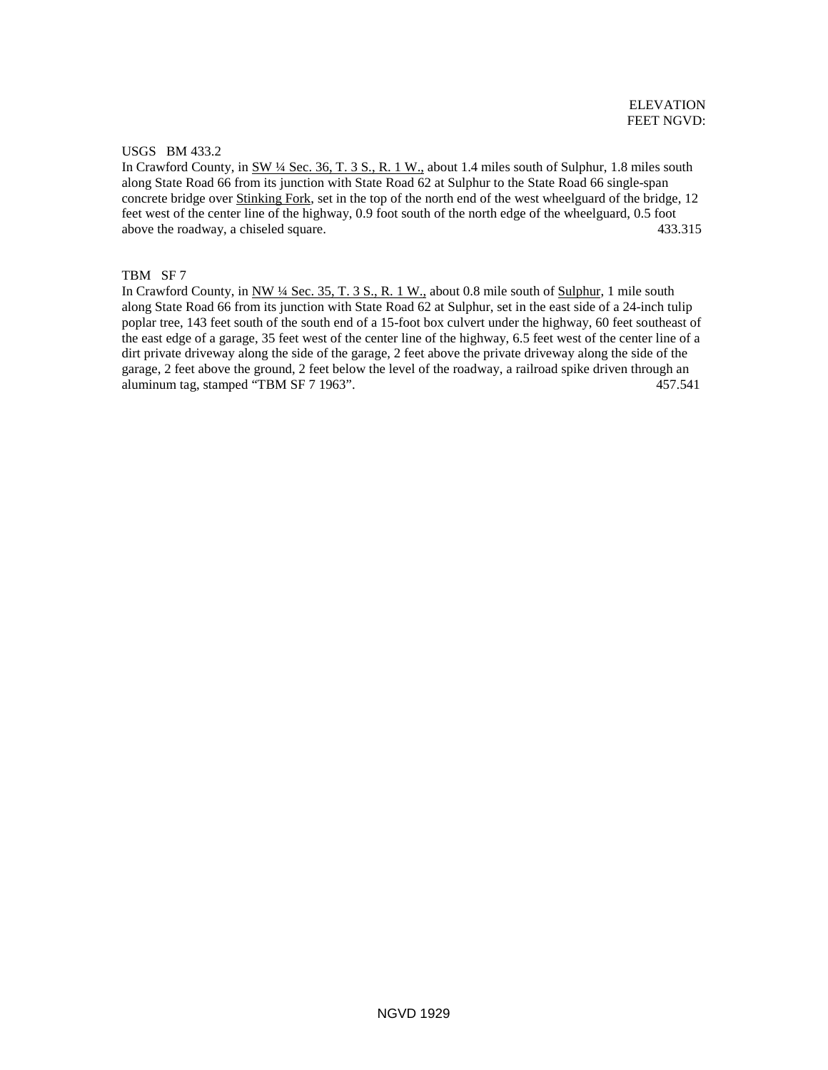ELEVATION
FEET NGVD:

USGS BM 433.2
In Crawford County, in SW ¼ Sec. 36, T. 3 S., R. 1 W., about 1.4 miles south of Sulphur, 1.8 miles south along State Road 66 from its junction with State Road 62 at Sulphur to the State Road 66 single-span concrete bridge over Stinking Fork, set in the top of the north end of the west wheelguard of the bridge, 12 feet west of the center line of the highway, 0.9 foot south of the north edge of the wheelguard, 0.5 foot above the roadway, a chiseled square. 433.315

TBM SF 7
In Crawford County, in NW ¼ Sec. 35, T. 3 S., R. 1 W., about 0.8 mile south of Sulphur, 1 mile south along State Road 66 from its junction with State Road 62 at Sulphur, set in the east side of a 24-inch tulip poplar tree, 143 feet south of the south end of a 15-foot box culvert under the highway, 60 feet southeast of the east edge of a garage, 35 feet west of the center line of the highway, 6.5 feet west of the center line of a dirt private driveway along the side of the garage, 2 feet above the private driveway along the side of the garage, 2 feet above the ground, 2 feet below the level of the roadway, a railroad spike driven through an aluminum tag, stamped "TBM SF 7 1963". 457.541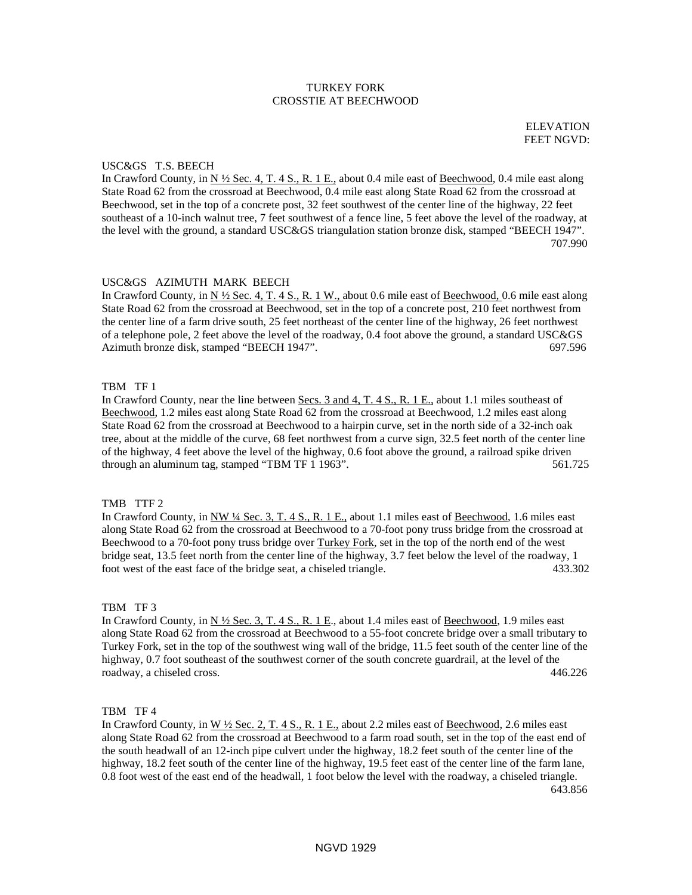TURKEY FORK
CROSSTIE AT BEECHWOOD

ELEVATION
FEET NGVD:

USC&GS T.S. BEECH
In Crawford County, in N ½ Sec. 4, T. 4 S., R. 1 E., about 0.4 mile east of Beechwood, 0.4 mile east along State Road 62 from the crossroad at Beechwood, 0.4 mile east along State Road 62 from the crossroad at Beechwood, set in the top of a concrete post, 32 feet southwest of the center line of the highway, 22 feet southeast of a 10-inch walnut tree, 7 feet southwest of a fence line, 5 feet above the level of the roadway, at the level with the ground, a standard USC&GS triangulation station bronze disk, stamped "BEECH 1947". 707.990

USC&GS AZIMUTH MARK BEECH
In Crawford County, in N ½ Sec. 4, T. 4 S., R. 1 W., about 0.6 mile east of Beechwood, 0.6 mile east along State Road 62 from the crossroad at Beechwood, set in the top of a concrete post, 210 feet northwest from the center line of a farm drive south, 25 feet northeast of the center line of the highway, 26 feet northwest of a telephone pole, 2 feet above the level of the roadway, 0.4 foot above the ground, a standard USC&GS Azimuth bronze disk, stamped "BEECH 1947". 697.596

TBM TF 1
In Crawford County, near the line between Secs. 3 and 4, T. 4 S., R. 1 E., about 1.1 miles southeast of Beechwood, 1.2 miles east along State Road 62 from the crossroad at Beechwood, 1.2 miles east along State Road 62 from the crossroad at Beechwood to a hairpin curve, set in the north side of a 32-inch oak tree, about at the middle of the curve, 68 feet northwest from a curve sign, 32.5 feet north of the center line of the highway, 4 feet above the level of the highway, 0.6 foot above the ground, a railroad spike driven through an aluminum tag, stamped "TBM TF 1 1963". 561.725

TMB TTF 2
In Crawford County, in NW ¼ Sec. 3, T. 4 S., R. 1 E., about 1.1 miles east of Beechwood, 1.6 miles east along State Road 62 from the crossroad at Beechwood to a 70-foot pony truss bridge from the crossroad at Beechwood to a 70-foot pony truss bridge over Turkey Fork, set in the top of the north end of the west bridge seat, 13.5 feet north from the center line of the highway, 3.7 feet below the level of the roadway, 1 foot west of the east face of the bridge seat, a chiseled triangle. 433.302

TBM TF 3
In Crawford County, in N ½ Sec. 3, T. 4 S., R. 1 E., about 1.4 miles east of Beechwood, 1.9 miles east along State Road 62 from the crossroad at Beechwood to a 55-foot concrete bridge over a small tributary to Turkey Fork, set in the top of the southwest wing wall of the bridge, 11.5 feet south of the center line of the highway, 0.7 foot southeast of the southwest corner of the south concrete guardrail, at the level of the roadway, a chiseled cross. 446.226

TBM TF 4
In Crawford County, in W ½ Sec. 2, T. 4 S., R. 1 E., about 2.2 miles east of Beechwood, 2.6 miles east along State Road 62 from the crossroad at Beechwood to a farm road south, set in the top of the east end of the south headwall of an 12-inch pipe culvert under the highway, 18.2 feet south of the center line of the highway, 18.2 feet south of the center line of the highway, 19.5 feet east of the center line of the farm lane, 0.8 foot west of the east end of the headwall, 1 foot below the level with the roadway, a chiseled triangle. 643.856

NGVD 1929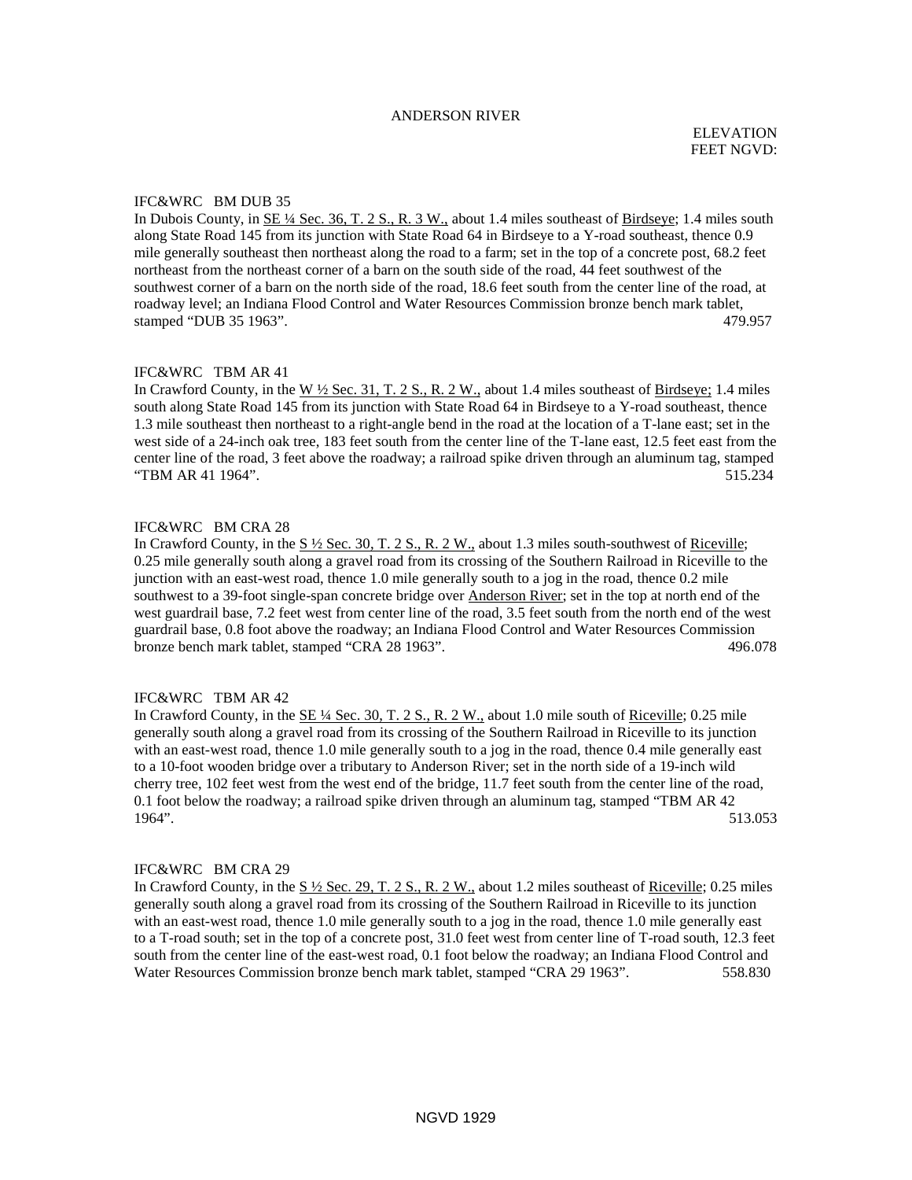# ANDERSON RIVER

ELEVATION
FEET NGVD:

### IFC&WRC BM DUB 35

In Dubois County, in SE ¼ Sec. 36, T. 2 S., R. 3 W., about 1.4 miles southeast of Birdseye; 1.4 miles south along State Road 145 from its junction with State Road 64 in Birdseye to a Y-road southeast, thence 0.9 mile generally southeast then northeast along the road to a farm; set in the top of a concrete post, 68.2 feet northeast from the northeast corner of a barn on the south side of the road, 44 feet southwest of the southwest corner of a barn on the north side of the road, 18.6 feet south from the center line of the road, at roadway level; an Indiana Flood Control and Water Resources Commission bronze bench mark tablet, stamped "DUB 35 1963". 479.957

### IFC&WRC TBM AR 41

In Crawford County, in the W ½ Sec. 31, T. 2 S., R. 2 W., about 1.4 miles southeast of Birdseye; 1.4 miles south along State Road 145 from its junction with State Road 64 in Birdseye to a Y-road southeast, thence 1.3 mile southeast then northeast to a right-angle bend in the road at the location of a T-lane east; set in the west side of a 24-inch oak tree, 183 feet south from the center line of the T-lane east, 12.5 feet east from the center line of the road, 3 feet above the roadway; a railroad spike driven through an aluminum tag, stamped "TBM AR 41 1964". 515.234

### IFC&WRC BM CRA 28

In Crawford County, in the S ½ Sec. 30, T. 2 S., R. 2 W., about 1.3 miles south-southwest of Riceville; 0.25 mile generally south along a gravel road from its crossing of the Southern Railroad in Riceville to the junction with an east-west road, thence 1.0 mile generally south to a jog in the road, thence 0.2 mile southwest to a 39-foot single-span concrete bridge over Anderson River; set in the top at north end of the west guardrail base, 7.2 feet west from center line of the road, 3.5 feet south from the north end of the west guardrail base, 0.8 foot above the roadway; an Indiana Flood Control and Water Resources Commission bronze bench mark tablet, stamped "CRA 28 1963". 496.078

### IFC&WRC TBM AR 42

In Crawford County, in the SE ¼ Sec. 30, T. 2 S., R. 2 W., about 1.0 mile south of Riceville; 0.25 mile generally south along a gravel road from its crossing of the Southern Railroad in Riceville to its junction with an east-west road, thence 1.0 mile generally south to a jog in the road, thence 0.4 mile generally east to a 10-foot wooden bridge over a tributary to Anderson River; set in the north side of a 19-inch wild cherry tree, 102 feet west from the west end of the bridge, 11.7 feet south from the center line of the road, 0.1 foot below the roadway; a railroad spike driven through an aluminum tag, stamped "TBM AR 42 1964". 513.053

### IFC&WRC BM CRA 29

In Crawford County, in the S ½ Sec. 29, T. 2 S., R. 2 W., about 1.2 miles southeast of Riceville; 0.25 miles generally south along a gravel road from its crossing of the Southern Railroad in Riceville to its junction with an east-west road, thence 1.0 mile generally south to a jog in the road, thence 1.0 mile generally east to a T-road south; set in the top of a concrete post, 31.0 feet west from center line of T-road south, 12.3 feet south from the center line of the east-west road, 0.1 foot below the roadway; an Indiana Flood Control and Water Resources Commission bronze bench mark tablet, stamped "CRA 29 1963". 558.830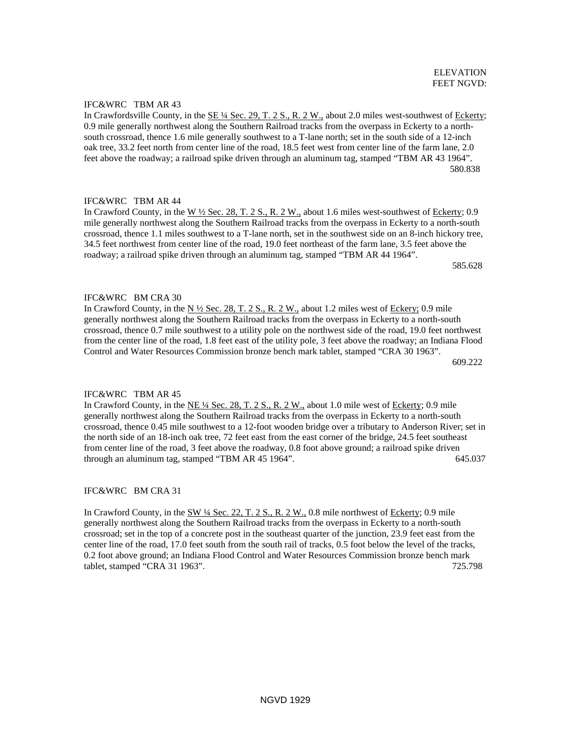ELEVATION
FEET NGVD:

IFC&WRC TBM AR 43

In Crawfordsville County, in the SE ¼ Sec. 29, T. 2 S., R. 2 W., about 2.0 miles west-southwest of Eckerty; 0.9 mile generally northwest along the Southern Railroad tracks from the overpass in Eckerty to a north-south crossroad, thence 1.6 mile generally southwest to a T-lane north; set in the south side of a 12-inch oak tree, 33.2 feet north from center line of the road, 18.5 feet west from center line of the farm lane, 2.0 feet above the roadway; a railroad spike driven through an aluminum tag, stamped "TBM AR 43 1964". 580.838

IFC&WRC TBM AR 44

In Crawford County, in the W ½ Sec. 28, T. 2 S., R. 2 W., about 1.6 miles west-southwest of Eckerty; 0.9 mile generally northwest along the Southern Railroad tracks from the overpass in Eckerty to a north-south crossroad, thence 1.1 miles southwest to a T-lane north, set in the southwest side on an 8-inch hickory tree, 34.5 feet northwest from center line of the road, 19.0 feet northeast of the farm lane, 3.5 feet above the roadway; a railroad spike driven through an aluminum tag, stamped "TBM AR 44 1964". 585.628

IFC&WRC BM CRA 30

In Crawford County, in the N ½ Sec. 28, T. 2 S., R. 2 W., about 1.2 miles west of Eckery; 0.9 mile generally northwest along the Southern Railroad tracks from the overpass in Eckerty to a north-south crossroad, thence 0.7 mile southwest to a utility pole on the northwest side of the road, 19.0 feet northwest from the center line of the road, 1.8 feet east of the utility pole, 3 feet above the roadway; an Indiana Flood Control and Water Resources Commission bronze bench mark tablet, stamped "CRA 30 1963". 609.222

IFC&WRC TBM AR 45

In Crawford County, in the NE ¼ Sec. 28, T. 2 S., R. 2 W., about 1.0 mile west of Eckerty; 0.9 mile generally northwest along the Southern Railroad tracks from the overpass in Eckerty to a north-south crossroad, thence 0.45 mile southwest to a 12-foot wooden bridge over a tributary to Anderson River; set in the north side of an 18-inch oak tree, 72 feet east from the east corner of the bridge, 24.5 feet southeast from center line of the road, 3 feet above the roadway, 0.8 foot above ground; a railroad spike driven through an aluminum tag, stamped "TBM AR 45 1964". 645.037

IFC&WRC BM CRA 31

In Crawford County, in the SW ¼ Sec. 22, T. 2 S., R. 2 W., 0.8 mile northwest of Eckerty; 0.9 mile generally northwest along the Southern Railroad tracks from the overpass in Eckerty to a north-south crossroad; set in the top of a concrete post in the southeast quarter of the junction, 23.9 feet east from the center line of the road, 17.0 feet south from the south rail of tracks, 0.5 foot below the level of the tracks, 0.2 foot above ground; an Indiana Flood Control and Water Resources Commission bronze bench mark tablet, stamped "CRA 31 1963". 725.798

NGVD 1929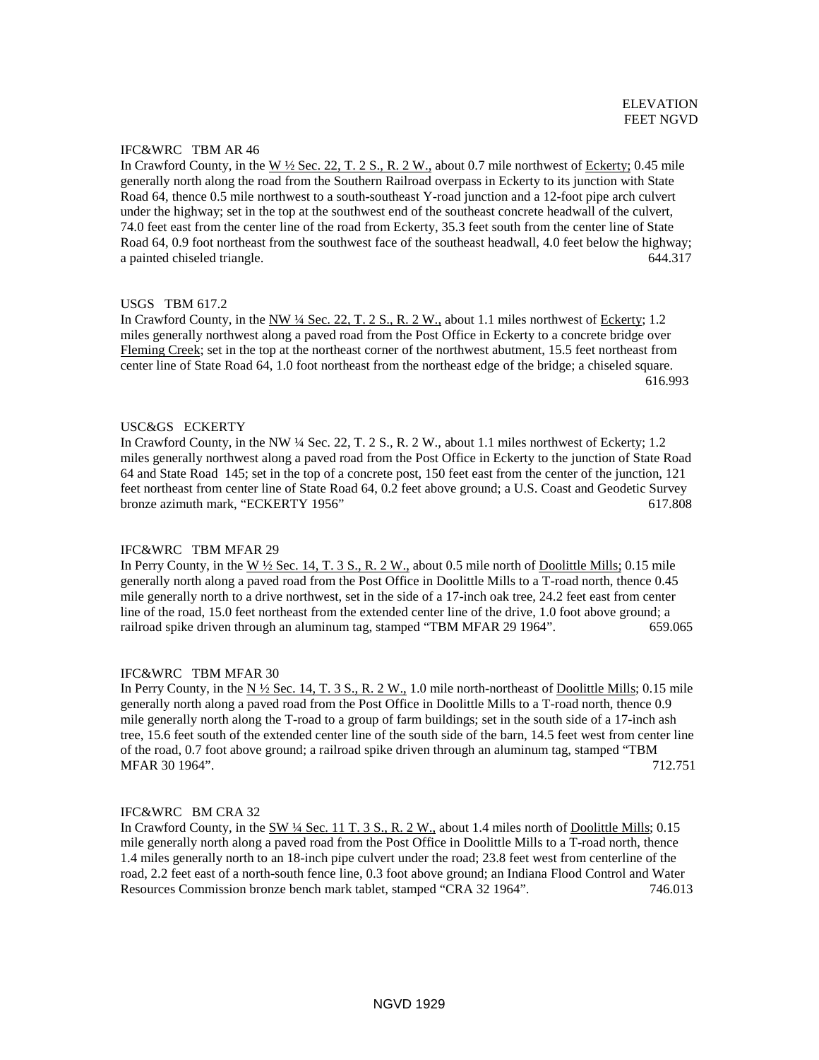ELEVATION
FEET NGVD

IFC&WRC TBM AR 46

In Crawford County, in the W ½ Sec. 22, T. 2 S., R. 2 W., about 0.7 mile northwest of Eckerty; 0.45 mile generally north along the road from the Southern Railroad overpass in Eckerty to its junction with State Road 64, thence 0.5 mile northwest to a south-southeast Y-road junction and a 12-foot pipe arch culvert under the highway; set in the top at the southwest end of the southeast concrete headwall of the culvert, 74.0 feet east from the center line of the road from Eckerty, 35.3 feet south from the center line of State Road 64, 0.9 foot northeast from the southwest face of the southeast headwall, 4.0 feet below the highway; a painted chiseled triangle. 644.317

USGS TBM 617.2

In Crawford County, in the NW ¼ Sec. 22, T. 2 S., R. 2 W., about 1.1 miles northwest of Eckerty; 1.2 miles generally northwest along a paved road from the Post Office in Eckerty to a concrete bridge over Fleming Creek; set in the top at the northeast corner of the northwest abutment, 15.5 feet northeast from center line of State Road 64, 1.0 foot northeast from the northeast edge of the bridge; a chiseled square. 616.993

USC&GS ECKERTY

In Crawford County, in the NW ¼ Sec. 22, T. 2 S., R. 2 W., about 1.1 miles northwest of Eckerty; 1.2 miles generally northwest along a paved road from the Post Office in Eckerty to the junction of State Road 64 and State Road 145; set in the top of a concrete post, 150 feet east from the center of the junction, 121 feet northeast from center line of State Road 64, 0.2 feet above ground; a U.S. Coast and Geodetic Survey bronze azimuth mark, "ECKERTY 1956" 617.808

IFC&WRC TBM MFAR 29

In Perry County, in the W ½ Sec. 14, T. 3 S., R. 2 W., about 0.5 mile north of Doolittle Mills; 0.15 mile generally north along a paved road from the Post Office in Doolittle Mills to a T-road north, thence 0.45 mile generally north to a drive northwest, set in the side of a 17-inch oak tree, 24.2 feet east from center line of the road, 15.0 feet northeast from the extended center line of the drive, 1.0 foot above ground; a railroad spike driven through an aluminum tag, stamped "TBM MFAR 29 1964". 659.065

IFC&WRC TBM MFAR 30

In Perry County, in the N ½ Sec. 14, T. 3 S., R. 2 W., 1.0 mile north-northeast of Doolittle Mills; 0.15 mile generally north along a paved road from the Post Office in Doolittle Mills to a T-road north, thence 0.9 mile generally north along the T-road to a group of farm buildings; set in the south side of a 17-inch ash tree, 15.6 feet south of the extended center line of the south side of the barn, 14.5 feet west from center line of the road, 0.7 foot above ground; a railroad spike driven through an aluminum tag, stamped "TBM MFAR 30 1964". 712.751

IFC&WRC BM CRA 32

In Crawford County, in the SW ¼ Sec. 11 T. 3 S., R. 2 W., about 1.4 miles north of Doolittle Mills; 0.15 mile generally north along a paved road from the Post Office in Doolittle Mills to a T-road north, thence 1.4 miles generally north to an 18-inch pipe culvert under the road; 23.8 feet west from centerline of the road, 2.2 feet east of a north-south fence line, 0.3 foot above ground; an Indiana Flood Control and Water Resources Commission bronze bench mark tablet, stamped "CRA 32 1964". 746.013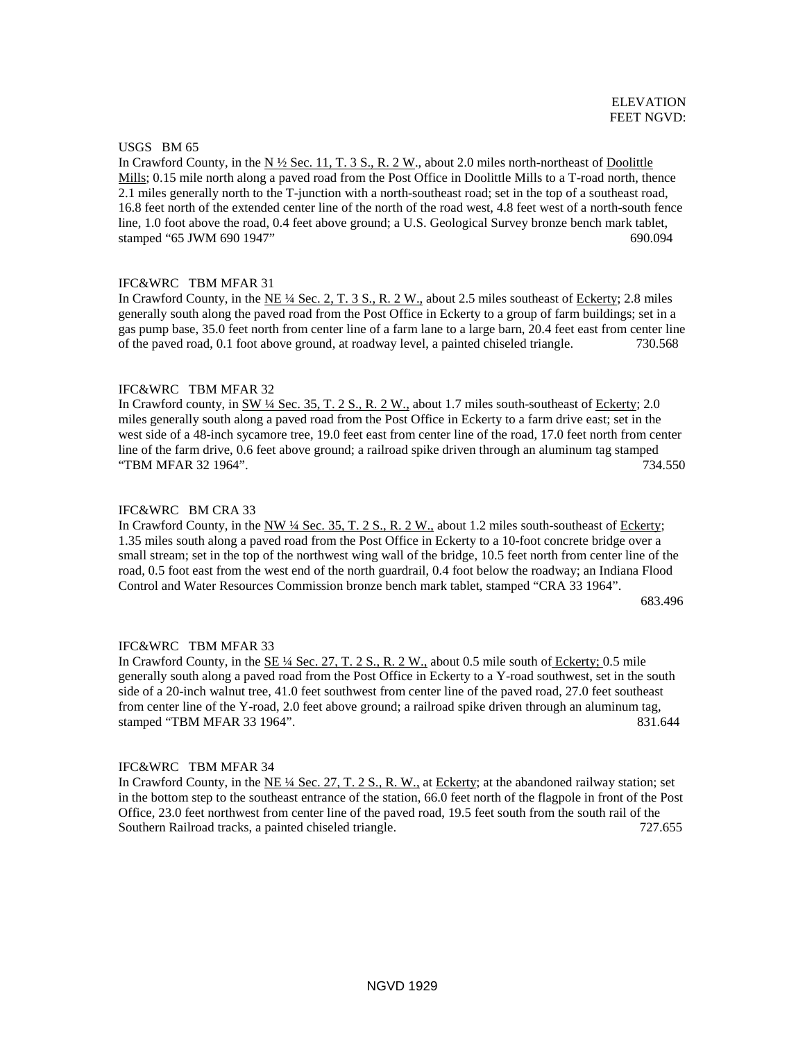ELEVATION
FEET NGVD:

USGS BM 65

In Crawford County, in the N ½ Sec. 11, T. 3 S., R. 2 W., about 2.0 miles north-northeast of Doolittle Mills; 0.15 mile north along a paved road from the Post Office in Doolittle Mills to a T-road north, thence 2.1 miles generally north to the T-junction with a north-southeast road; set in the top of a southeast road, 16.8 feet north of the extended center line of the north of the road west, 4.8 feet west of a north-south fence line, 1.0 foot above the road, 0.4 feet above ground; a U.S. Geological Survey bronze bench mark tablet, stamped "65 JWM 690 1947" 690.094

IFC&WRC TBM MFAR 31

In Crawford County, in the NE ¼ Sec. 2, T. 3 S., R. 2 W., about 2.5 miles southeast of Eckerty; 2.8 miles generally south along the paved road from the Post Office in Eckerty to a group of farm buildings; set in a gas pump base, 35.0 feet north from center line of a farm lane to a large barn, 20.4 feet east from center line of the paved road, 0.1 foot above ground, at roadway level, a painted chiseled triangle. 730.568

IFC&WRC TBM MFAR 32

In Crawford county, in SW ¼ Sec. 35, T. 2 S., R. 2 W., about 1.7 miles south-southeast of Eckerty; 2.0 miles generally south along a paved road from the Post Office in Eckerty to a farm drive east; set in the west side of a 48-inch sycamore tree, 19.0 feet east from center line of the road, 17.0 feet north from center line of the farm drive, 0.6 feet above ground; a railroad spike driven through an aluminum tag stamped "TBM MFAR 32 1964". 734.550

IFC&WRC BM CRA 33

In Crawford County, in the NW ¼ Sec. 35, T. 2 S., R. 2 W., about 1.2 miles south-southeast of Eckerty; 1.35 miles south along a paved road from the Post Office in Eckerty to a 10-foot concrete bridge over a small stream; set in the top of the northwest wing wall of the bridge, 10.5 feet north from center line of the road, 0.5 foot east from the west end of the north guardrail, 0.4 foot below the roadway; an Indiana Flood Control and Water Resources Commission bronze bench mark tablet, stamped "CRA 33 1964". 683.496

IFC&WRC TBM MFAR 33

In Crawford County, in the SE ¼ Sec. 27, T. 2 S., R. 2 W., about 0.5 mile south of Eckerty; 0.5 mile generally south along a paved road from the Post Office in Eckerty to a Y-road southwest, set in the south side of a 20-inch walnut tree, 41.0 feet southwest from center line of the paved road, 27.0 feet southeast from center line of the Y-road, 2.0 feet above ground; a railroad spike driven through an aluminum tag, stamped "TBM MFAR 33 1964". 831.644

IFC&WRC TBM MFAR 34

In Crawford County, in the NE ¼ Sec. 27, T. 2 S., R. W., at Eckerty; at the abandoned railway station; set in the bottom step to the southeast entrance of the station, 66.0 feet north of the flagpole in front of the Post Office, 23.0 feet northwest from center line of the paved road, 19.5 feet south from the south rail of the Southern Railroad tracks, a painted chiseled triangle. 727.655

NGVD 1929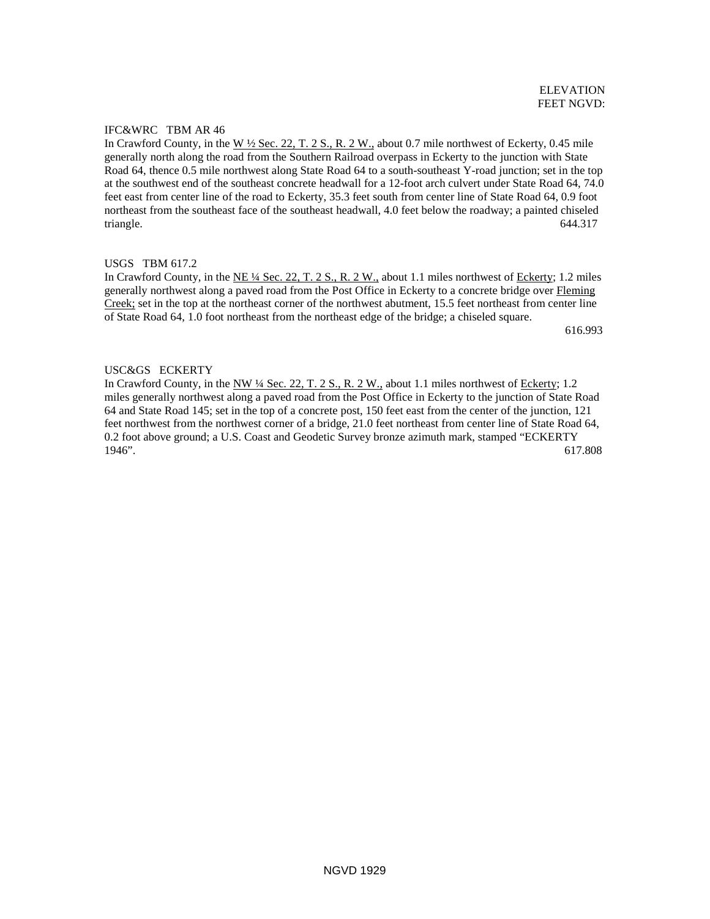ELEVATION
FEET NGVD:

IFC&WRC TBM AR 46
In Crawford County, in the W ½ Sec. 22, T. 2 S., R. 2 W., about 0.7 mile northwest of Eckerty, 0.45 mile generally north along the road from the Southern Railroad overpass in Eckerty to the junction with State Road 64, thence 0.5 mile northwest along State Road 64 to a south-southeast Y-road junction; set in the top at the southwest end of the southeast concrete headwall for a 12-foot arch culvert under State Road 64, 74.0 feet east from center line of the road to Eckerty, 35.3 feet south from center line of State Road 64, 0.9 foot northeast from the southeast face of the southeast headwall, 4.0 feet below the roadway; a painted chiseled triangle. 644.317

USGS TBM 617.2
In Crawford County, in the NE ¼ Sec. 22, T. 2 S., R. 2 W., about 1.1 miles northwest of Eckerty; 1.2 miles generally northwest along a paved road from the Post Office in Eckerty to a concrete bridge over Fleming Creek; set in the top at the northeast corner of the northwest abutment, 15.5 feet northeast from center line of State Road 64, 1.0 foot northeast from the northeast edge of the bridge; a chiseled square. 616.993

USC&GS ECKERTY
In Crawford County, in the NW ¼ Sec. 22, T. 2 S., R. 2 W., about 1.1 miles northwest of Eckerty; 1.2 miles generally northwest along a paved road from the Post Office in Eckerty to the junction of State Road 64 and State Road 145; set in the top of a concrete post, 150 feet east from the center of the junction, 121 feet northwest from the northwest corner of a bridge, 21.0 feet northeast from center line of State Road 64, 0.2 foot above ground; a U.S. Coast and Geodetic Survey bronze azimuth mark, stamped "ECKERTY 1946". 617.808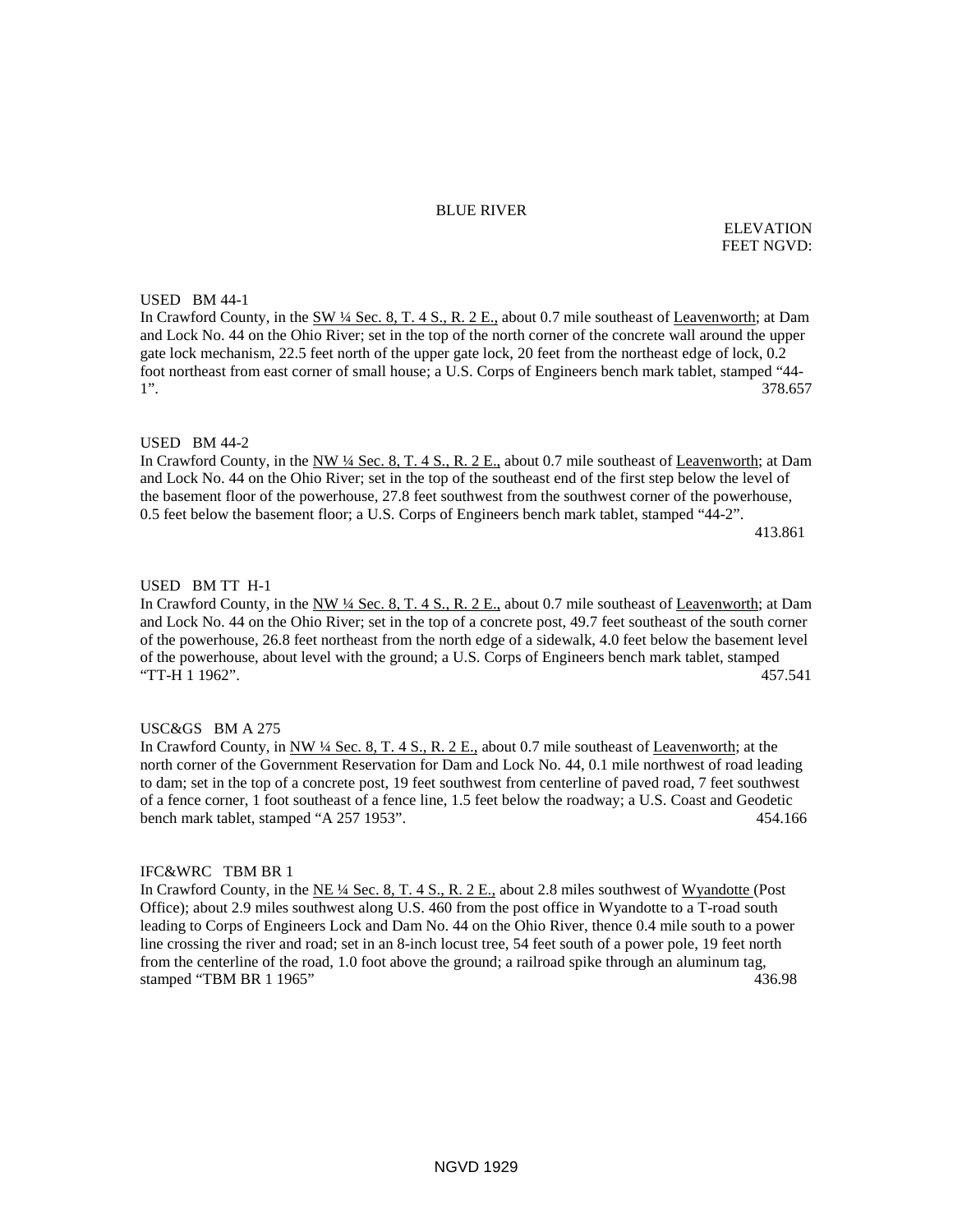# BLUE RIVER

ELEVATION
FEET NGVD:

USED BM 44-1
In Crawford County, in the SW ¼ Sec. 8, T. 4 S., R. 2 E., about 0.7 mile southeast of Leavenworth; at Dam and Lock No. 44 on the Ohio River; set in the top of the north corner of the concrete wall around the upper gate lock mechanism, 22.5 feet north of the upper gate lock, 20 feet from the northeast edge of lock, 0.2 foot northeast from east corner of small house; a U.S. Corps of Engineers bench mark tablet, stamped "44-1". 378.657

USED BM 44-2
In Crawford County, in the NW ¼ Sec. 8, T. 4 S., R. 2 E., about 0.7 mile southeast of Leavenworth; at Dam and Lock No. 44 on the Ohio River; set in the top of the southeast end of the first step below the level of the basement floor of the powerhouse, 27.8 feet southwest from the southwest corner of the powerhouse, 0.5 feet below the basement floor; a U.S. Corps of Engineers bench mark tablet, stamped "44-2". 413.861

USED BM TT H-1
In Crawford County, in the NW ¼ Sec. 8, T. 4 S., R. 2 E., about 0.7 mile southeast of Leavenworth; at Dam and Lock No. 44 on the Ohio River; set in the top of a concrete post, 49.7 feet southeast of the south corner of the powerhouse, 26.8 feet northeast from the north edge of a sidewalk, 4.0 feet below the basement level of the powerhouse, about level with the ground; a U.S. Corps of Engineers bench mark tablet, stamped "TT-H 1 1962". 457.541

USC&GS BM A 275
In Crawford County, in NW ¼ Sec. 8, T. 4 S., R. 2 E., about 0.7 mile southeast of Leavenworth; at the north corner of the Government Reservation for Dam and Lock No. 44, 0.1 mile northwest of road leading to dam; set in the top of a concrete post, 19 feet southwest from centerline of paved road, 7 feet southwest of a fence corner, 1 foot southeast of a fence line, 1.5 feet below the roadway; a U.S. Coast and Geodetic bench mark tablet, stamped "A 257 1953". 454.166

IFC&WRC TBM BR 1
In Crawford County, in the NE ¼ Sec. 8, T. 4 S., R. 2 E., about 2.8 miles southwest of Wyandotte (Post Office); about 2.9 miles southwest along U.S. 460 from the post office in Wyandotte to a T-road south leading to Corps of Engineers Lock and Dam No. 44 on the Ohio River, thence 0.4 mile south to a power line crossing the river and road; set in an 8-inch locust tree, 54 feet south of a power pole, 19 feet north from the centerline of the road, 1.0 foot above the ground; a railroad spike through an aluminum tag, stamped "TBM BR 1 1965" 436.98

NGVD 1929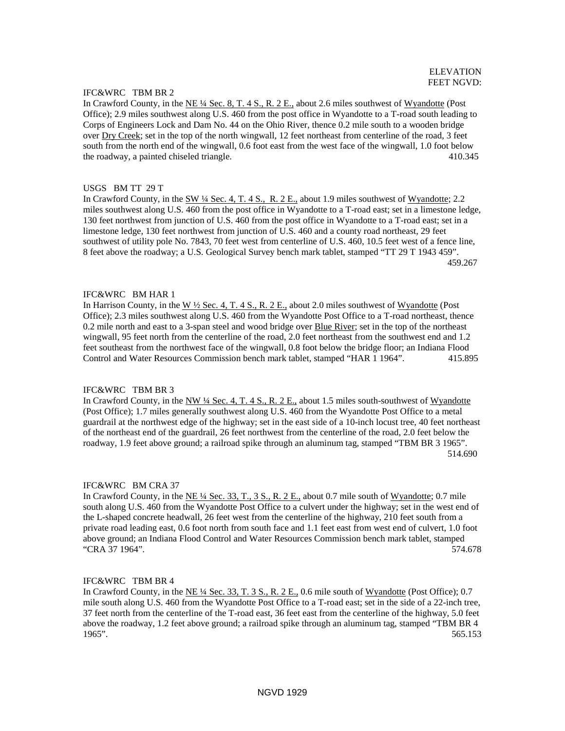ELEVATION
FEET NGVD:

IFC&WRC TBM BR 2

In Crawford County, in the NE ¼ Sec. 8, T. 4 S., R. 2 E., about 2.6 miles southwest of Wyandotte (Post Office); 2.9 miles southwest along U.S. 460 from the post office in Wyandotte to a T-road south leading to Corps of Engineers Lock and Dam No. 44 on the Ohio River, thence 0.2 mile south to a wooden bridge over Dry Creek; set in the top of the north wingwall, 12 feet northeast from centerline of the road, 3 feet south from the north end of the wingwall, 0.6 foot east from the west face of the wingwall, 1.0 foot below the roadway, a painted chiseled triangle. 410.345

USGS BM TT 29 T

In Crawford County, in the SW ¼ Sec. 4, T. 4 S., R. 2 E., about 1.9 miles southwest of Wyandotte; 2.2 miles southwest along U.S. 460 from the post office in Wyandotte to a T-road east; set in a limestone ledge, 130 feet northwest from junction of U.S. 460 from the post office in Wyandotte to a T-road east; set in a limestone ledge, 130 feet northwest from junction of U.S. 460 and a county road northeast, 29 feet southwest of utility pole No. 7843, 70 feet west from centerline of U.S. 460, 10.5 feet west of a fence line, 8 feet above the roadway; a U.S. Geological Survey bench mark tablet, stamped "TT 29 T 1943 459". 459.267

IFC&WRC BM HAR 1

In Harrison County, in the W ½ Sec. 4, T. 4 S., R. 2 E., about 2.0 miles southwest of Wyandotte (Post Office); 2.3 miles southwest along U.S. 460 from the Wyandotte Post Office to a T-road northeast, thence 0.2 mile north and east to a 3-span steel and wood bridge over Blue River; set in the top of the northeast wingwall, 95 feet north from the centerline of the road, 2.0 feet northeast from the southwest end and 1.2 feet southeast from the northwest face of the wingwall, 0.8 foot below the bridge floor; an Indiana Flood Control and Water Resources Commission bench mark tablet, stamped "HAR 1 1964". 415.895

IFC&WRC TBM BR 3

In Crawford County, in the NW ¼ Sec. 4, T. 4 S., R. 2 E., about 1.5 miles south-southwest of Wyandotte (Post Office); 1.7 miles generally southwest along U.S. 460 from the Wyandotte Post Office to a metal guardrail at the northwest edge of the highway; set in the east side of a 10-inch locust tree, 40 feet northeast of the northeast end of the guardrail, 26 feet northwest from the centerline of the road, 2.0 feet below the roadway, 1.9 feet above ground; a railroad spike through an aluminum tag, stamped "TBM BR 3 1965". 514.690

IFC&WRC BM CRA 37

In Crawford County, in the NE ¼ Sec. 33, T., 3 S., R. 2 E., about 0.7 mile south of Wyandotte; 0.7 mile south along U.S. 460 from the Wyandotte Post Office to a culvert under the highway; set in the west end of the L-shaped concrete headwall, 26 feet west from the centerline of the highway, 210 feet south from a private road leading east, 0.6 foot north from south face and 1.1 feet east from west end of culvert, 1.0 foot above ground; an Indiana Flood Control and Water Resources Commission bench mark tablet, stamped "CRA 37 1964". 574.678

IFC&WRC TBM BR 4

In Crawford County, in the NE ¼ Sec. 33, T. 3 S., R. 2 E., 0.6 mile south of Wyandotte (Post Office); 0.7 mile south along U.S. 460 from the Wyandotte Post Office to a T-road east; set in the side of a 22-inch tree, 37 feet north from the centerline of the T-road east, 36 feet east from the centerline of the highway, 5.0 feet above the roadway, 1.2 feet above ground; a railroad spike through an aluminum tag, stamped "TBM BR 4 1965". 565.153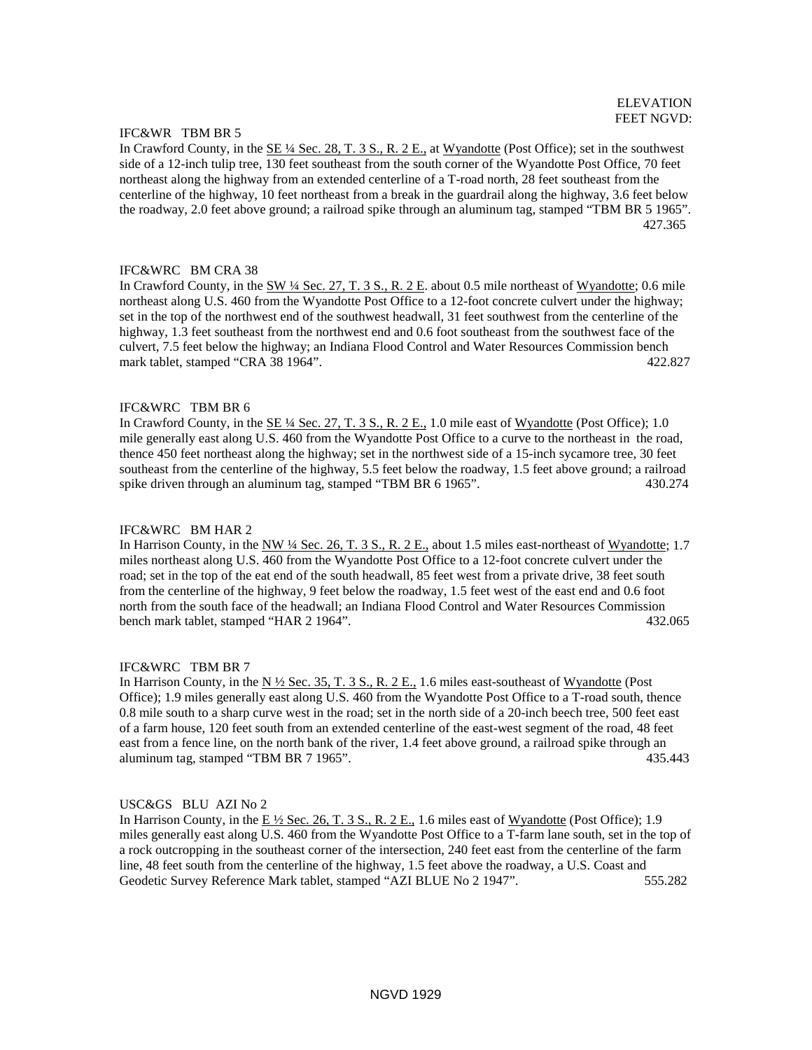ELEVATION
FEET NGVD:

IFC&WR TBM BR 5

In Crawford County, in the SE ¼ Sec. 28, T. 3 S., R. 2 E., at Wyandotte (Post Office); set in the southwest side of a 12-inch tulip tree, 130 feet southeast from the south corner of the Wyandotte Post Office, 70 feet northeast along the highway from an extended centerline of a T-road north, 28 feet southeast from the centerline of the highway, 10 feet northeast from a break in the guardrail along the highway, 3.6 feet below the roadway, 2.0 feet above ground; a railroad spike through an aluminum tag, stamped "TBM BR 5 1965". 427.365

IFC&WRC BM CRA 38

In Crawford County, in the SW ¼ Sec. 27, T. 3 S., R. 2 E. about 0.5 mile northeast of Wyandotte; 0.6 mile northeast along U.S. 460 from the Wyandotte Post Office to a 12-foot concrete culvert under the highway; set in the top of the northwest end of the southwest headwall, 31 feet southwest from the centerline of the highway, 1.3 feet southeast from the northwest end and 0.6 foot southeast from the southwest face of the culvert, 7.5 feet below the highway; an Indiana Flood Control and Water Resources Commission bench mark tablet, stamped "CRA 38 1964". 422.827

IFC&WRC TBM BR 6

In Crawford County, in the SE ¼ Sec. 27, T. 3 S., R. 2 E., 1.0 mile east of Wyandotte (Post Office); 1.0 mile generally east along U.S. 460 from the Wyandotte Post Office to a curve to the northeast in the road, thence 450 feet northeast along the highway; set in the northwest side of a 15-inch sycamore tree, 30 feet southeast from the centerline of the highway, 5.5 feet below the roadway, 1.5 feet above ground; a railroad spike driven through an aluminum tag, stamped "TBM BR 6 1965". 430.274

IFC&WRC BM HAR 2

In Harrison County, in the NW ¼ Sec. 26, T. 3 S., R. 2 E., about 1.5 miles east-northeast of Wyandotte; 1.7 miles northeast along U.S. 460 from the Wyandotte Post Office to a 12-foot concrete culvert under the road; set in the top of the eat end of the south headwall, 85 feet west from a private drive, 38 feet south from the centerline of the highway, 9 feet below the roadway, 1.5 feet west of the east end and 0.6 foot north from the south face of the headwall; an Indiana Flood Control and Water Resources Commission bench mark tablet, stamped "HAR 2 1964". 432.065

IFC&WRC TBM BR 7

In Harrison County, in the N ½ Sec. 35, T. 3 S., R. 2 E., 1.6 miles east-southeast of Wyandotte (Post Office); 1.9 miles generally east along U.S. 460 from the Wyandotte Post Office to a T-road south, thence 0.8 mile south to a sharp curve west in the road; set in the north side of a 20-inch beech tree, 500 feet east of a farm house, 120 feet south from an extended centerline of the east-west segment of the road, 48 feet east from a fence line, on the north bank of the river, 1.4 feet above ground, a railroad spike through an aluminum tag, stamped "TBM BR 7 1965". 435.443

USC&GS BLU AZI No 2

In Harrison County, in the E ½ Sec. 26, T. 3 S., R. 2 E., 1.6 miles east of Wyandotte (Post Office); 1.9 miles generally east along U.S. 460 from the Wyandotte Post Office to a T-farm lane south, set in the top of a rock outcropping in the southeast corner of the intersection, 240 feet east from the centerline of the farm line, 48 feet south from the centerline of the highway, 1.5 feet above the roadway, a U.S. Coast and Geodetic Survey Reference Mark tablet, stamped "AZI BLUE No 2 1947". 555.282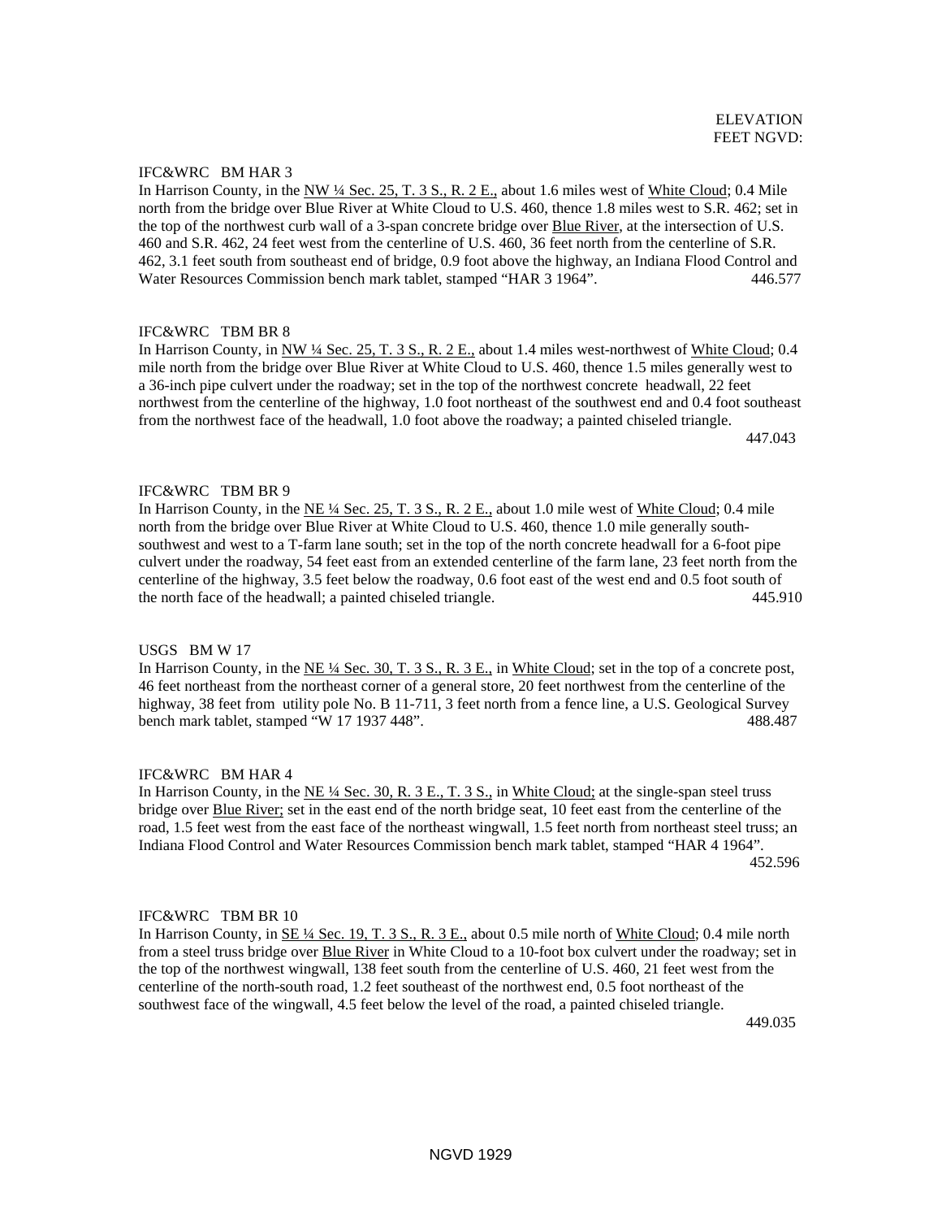ELEVATION
FEET NGVD:

IFC&WRC BM HAR 3

In Harrison County, in the NW ¼ Sec. 25, T. 3 S., R. 2 E., about 1.6 miles west of White Cloud; 0.4 Mile north from the bridge over Blue River at White Cloud to U.S. 460, thence 1.8 miles west to S.R. 462; set in the top of the northwest curb wall of a 3-span concrete bridge over Blue River, at the intersection of U.S. 460 and S.R. 462, 24 feet west from the centerline of U.S. 460, 36 feet north from the centerline of S.R. 462, 3.1 feet south from southeast end of bridge, 0.9 foot above the highway, an Indiana Flood Control and Water Resources Commission bench mark tablet, stamped "HAR 3 1964". 446.577

IFC&WRC TBM BR 8

In Harrison County, in NW ¼ Sec. 25, T. 3 S., R. 2 E., about 1.4 miles west-northwest of White Cloud; 0.4 mile north from the bridge over Blue River at White Cloud to U.S. 460, thence 1.5 miles generally west to a 36-inch pipe culvert under the roadway; set in the top of the northwest concrete headwall, 22 feet northwest from the centerline of the highway, 1.0 foot northeast of the southwest end and 0.4 foot southeast from the northwest face of the headwall, 1.0 foot above the roadway; a painted chiseled triangle. 447.043

IFC&WRC TBM BR 9

In Harrison County, in the NE ¼ Sec. 25, T. 3 S., R. 2 E., about 1.0 mile west of White Cloud; 0.4 mile north from the bridge over Blue River at White Cloud to U.S. 460, thence 1.0 mile generally south-southwest and west to a T-farm lane south; set in the top of the north concrete headwall for a 6-foot pipe culvert under the roadway, 54 feet east from an extended centerline of the farm lane, 23 feet north from the centerline of the highway, 3.5 feet below the roadway, 0.6 foot east of the west end and 0.5 foot south of the north face of the headwall; a painted chiseled triangle. 445.910

USGS BM W 17

In Harrison County, in the NE ¼ Sec. 30, T. 3 S., R. 3 E., in White Cloud; set in the top of a concrete post, 46 feet northeast from the northeast corner of a general store, 20 feet northwest from the centerline of the highway, 38 feet from utility pole No. B 11-711, 3 feet north from a fence line, a U.S. Geological Survey bench mark tablet, stamped "W 17 1937 448". 488.487

IFC&WRC BM HAR 4

In Harrison County, in the NE ¼ Sec. 30, R. 3 E., T. 3 S., in White Cloud; at the single-span steel truss bridge over Blue River; set in the east end of the north bridge seat, 10 feet east from the centerline of the road, 1.5 feet west from the east face of the northeast wingwall, 1.5 feet north from northeast steel truss; an Indiana Flood Control and Water Resources Commission bench mark tablet, stamped "HAR 4 1964". 452.596

IFC&WRC TBM BR 10

In Harrison County, in SE ¼ Sec. 19, T. 3 S., R. 3 E., about 0.5 mile north of White Cloud; 0.4 mile north from a steel truss bridge over Blue River in White Cloud to a 10-foot box culvert under the roadway; set in the top of the northwest wingwall, 138 feet south from the centerline of U.S. 460, 21 feet west from the centerline of the north-south road, 1.2 feet southeast of the northwest end, 0.5 foot northeast of the southwest face of the wingwall, 4.5 feet below the level of the road, a painted chiseled triangle. 449.035

NGVD 1929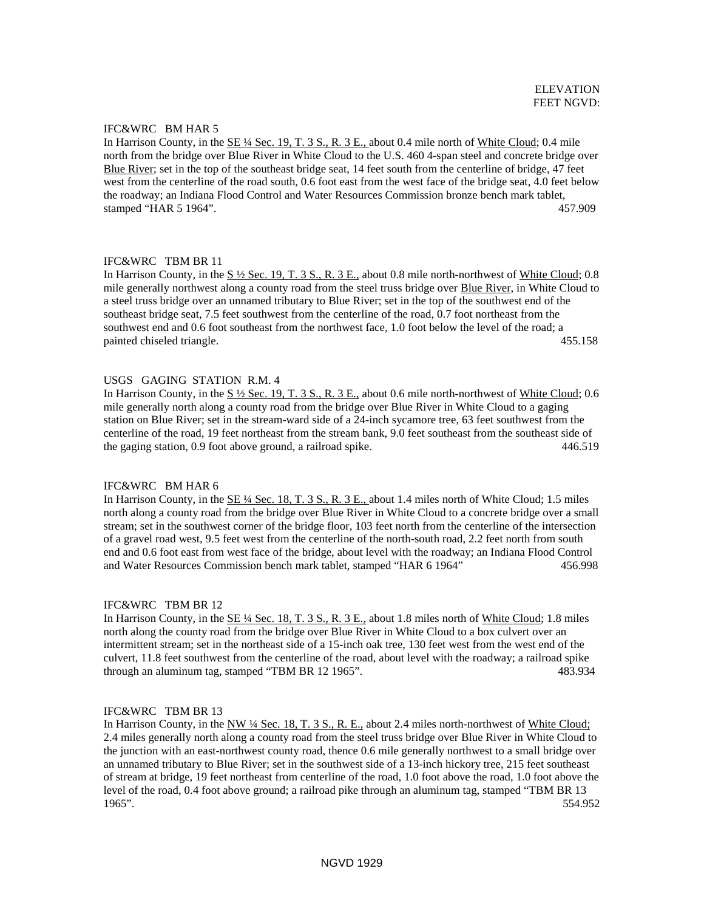ELEVATION
FEET NGVD:

IFC&WRC BM HAR 5

In Harrison County, in the SE ¼ Sec. 19, T. 3 S., R. 3 E., about 0.4 mile north of White Cloud; 0.4 mile north from the bridge over Blue River in White Cloud to the U.S. 460 4-span steel and concrete bridge over Blue River; set in the top of the southeast bridge seat, 14 feet south from the centerline of bridge, 47 feet west from the centerline of the road south, 0.6 foot east from the west face of the bridge seat, 4.0 feet below the roadway; an Indiana Flood Control and Water Resources Commission bronze bench mark tablet, stamped "HAR 5 1964". 457.909

IFC&WRC TBM BR 11

In Harrison County, in the S ½ Sec. 19, T. 3 S., R. 3 E., about 0.8 mile north-northwest of White Cloud; 0.8 mile generally northwest along a county road from the steel truss bridge over Blue River, in White Cloud to a steel truss bridge over an unnamed tributary to Blue River; set in the top of the southwest end of the southeast bridge seat, 7.5 feet southwest from the centerline of the road, 0.7 foot northeast from the southwest end and 0.6 foot southeast from the northwest face, 1.0 foot below the level of the road; a painted chiseled triangle. 455.158

USGS GAGING STATION R.M. 4

In Harrison County, in the S ½ Sec. 19, T. 3 S., R. 3 E., about 0.6 mile north-northwest of White Cloud; 0.6 mile generally north along a county road from the bridge over Blue River in White Cloud to a gaging station on Blue River; set in the stream-ward side of a 24-inch sycamore tree, 63 feet southwest from the centerline of the road, 19 feet northeast from the stream bank, 9.0 feet southeast from the southeast side of the gaging station, 0.9 foot above ground, a railroad spike. 446.519

IFC&WRC BM HAR 6

In Harrison County, in the SE ¼ Sec. 18, T. 3 S., R. 3 E., about 1.4 miles north of White Cloud; 1.5 miles north along a county road from the bridge over Blue River in White Cloud to a concrete bridge over a small stream; set in the southwest corner of the bridge floor, 103 feet north from the centerline of the intersection of a gravel road west, 9.5 feet west from the centerline of the north-south road, 2.2 feet north from south end and 0.6 foot east from west face of the bridge, about level with the roadway; an Indiana Flood Control and Water Resources Commission bench mark tablet, stamped "HAR 6 1964" 456.998

IFC&WRC TBM BR 12

In Harrison County, in the SE ¼ Sec. 18, T. 3 S., R. 3 E., about 1.8 miles north of White Cloud; 1.8 miles north along the county road from the bridge over Blue River in White Cloud to a box culvert over an intermittent stream; set in the northeast side of a 15-inch oak tree, 130 feet west from the west end of the culvert, 11.8 feet southwest from the centerline of the road, about level with the roadway; a railroad spike through an aluminum tag, stamped "TBM BR 12 1965". 483.934

IFC&WRC TBM BR 13

In Harrison County, in the NW ¼ Sec. 18, T. 3 S., R. E., about 2.4 miles north-northwest of White Cloud; 2.4 miles generally north along a county road from the steel truss bridge over Blue River in White Cloud to the junction with an east-northwest county road, thence 0.6 mile generally northwest to a small bridge over an unnamed tributary to Blue River; set in the southwest side of a 13-inch hickory tree, 215 feet southeast of stream at bridge, 19 feet northeast from centerline of the road, 1.0 foot above the road, 1.0 foot above the level of the road, 0.4 foot above ground; a railroad pike through an aluminum tag, stamped "TBM BR 13 1965". 554.952

NGVD 1929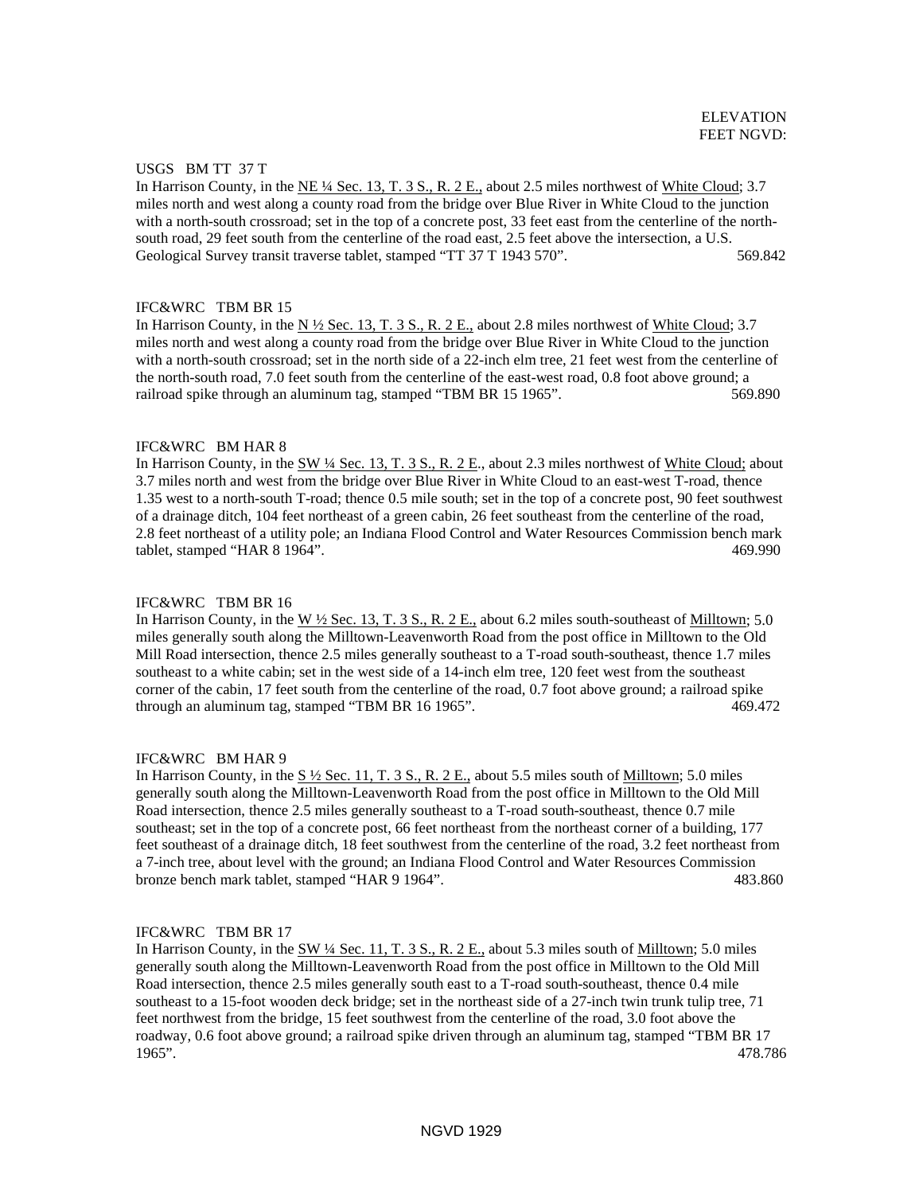ELEVATION
FEET NGVD:

USGS BM TT 37 T
In Harrison County, in the NE ¼ Sec. 13, T. 3 S., R. 2 E., about 2.5 miles northwest of White Cloud; 3.7 miles north and west along a county road from the bridge over Blue River in White Cloud to the junction with a north-south crossroad; set in the top of a concrete post, 33 feet east from the centerline of the north-south road, 29 feet south from the centerline of the road east, 2.5 feet above the intersection, a U.S. Geological Survey transit traverse tablet, stamped "TT 37 T 1943 570". 569.842

IFC&WRC TBM BR 15
In Harrison County, in the N ½ Sec. 13, T. 3 S., R. 2 E., about 2.8 miles northwest of White Cloud; 3.7 miles north and west along a county road from the bridge over Blue River in White Cloud to the junction with a north-south crossroad; set in the north side of a 22-inch elm tree, 21 feet west from the centerline of the north-south road, 7.0 feet south from the centerline of the east-west road, 0.8 foot above ground; a railroad spike through an aluminum tag, stamped "TBM BR 15 1965". 569.890

IFC&WRC BM HAR 8
In Harrison County, in the SW ¼ Sec. 13, T. 3 S., R. 2 E., about 2.3 miles northwest of White Cloud; about 3.7 miles north and west from the bridge over Blue River in White Cloud to an east-west T-road, thence 1.35 west to a north-south T-road; thence 0.5 mile south; set in the top of a concrete post, 90 feet southwest of a drainage ditch, 104 feet northeast of a green cabin, 26 feet southeast from the centerline of the road, 2.8 feet northeast of a utility pole; an Indiana Flood Control and Water Resources Commission bench mark tablet, stamped "HAR 8 1964". 469.990

IFC&WRC TBM BR 16
In Harrison County, in the W ½ Sec. 13, T. 3 S., R. 2 E., about 6.2 miles south-southeast of Milltown; 5.0 miles generally south along the Milltown-Leavenworth Road from the post office in Milltown to the Old Mill Road intersection, thence 2.5 miles generally southeast to a T-road south-southeast, thence 1.7 miles southeast to a white cabin; set in the west side of a 14-inch elm tree, 120 feet west from the southeast corner of the cabin, 17 feet south from the centerline of the road, 0.7 foot above ground; a railroad spike through an aluminum tag, stamped "TBM BR 16 1965". 469.472

IFC&WRC BM HAR 9
In Harrison County, in the S ½ Sec. 11, T. 3 S., R. 2 E., about 5.5 miles south of Milltown; 5.0 miles generally south along the Milltown-Leavenworth Road from the post office in Milltown to the Old Mill Road intersection, thence 2.5 miles generally southeast to a T-road south-southeast, thence 0.7 mile southeast; set in the top of a concrete post, 66 feet northeast from the northeast corner of a building, 177 feet southeast of a drainage ditch, 18 feet southwest from the centerline of the road, 3.2 feet northeast from a 7-inch tree, about level with the ground; an Indiana Flood Control and Water Resources Commission bronze bench mark tablet, stamped "HAR 9 1964". 483.860

IFC&WRC TBM BR 17
In Harrison County, in the SW ¼ Sec. 11, T. 3 S., R. 2 E., about 5.3 miles south of Milltown; 5.0 miles generally south along the Milltown-Leavenworth Road from the post office in Milltown to the Old Mill Road intersection, thence 2.5 miles generally south east to a T-road south-southeast, thence 0.4 mile southeast to a 15-foot wooden deck bridge; set in the northeast side of a 27-inch twin trunk tulip tree, 71 feet northwest from the bridge, 15 feet southwest from the centerline of the road, 3.0 foot above the roadway, 0.6 foot above ground; a railroad spike driven through an aluminum tag, stamped "TBM BR 17 1965". 478.786

NGVD 1929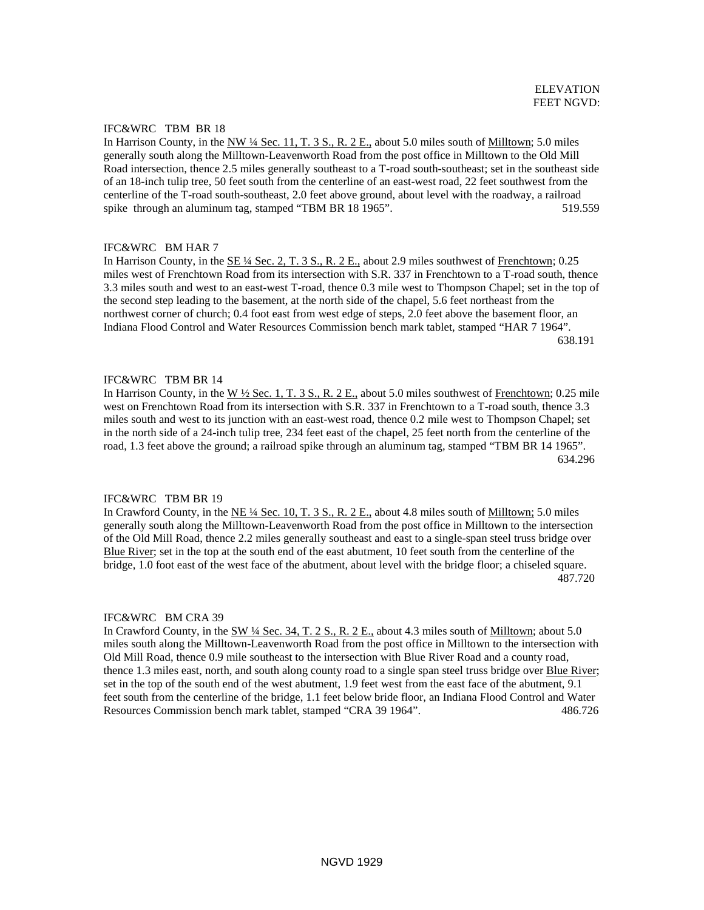ELEVATION
FEET NGVD:

IFC&WRC TBM BR 18

In Harrison County, in the NW ¼ Sec. 11, T. 3 S., R. 2 E., about 5.0 miles south of Milltown; 5.0 miles generally south along the Milltown-Leavenworth Road from the post office in Milltown to the Old Mill Road intersection, thence 2.5 miles generally southeast to a T-road south-southeast; set in the southeast side of an 18-inch tulip tree, 50 feet south from the centerline of an east-west road, 22 feet southwest from the centerline of the T-road south-southeast, 2.0 feet above ground, about level with the roadway, a railroad spike through an aluminum tag, stamped "TBM BR 18 1965". 519.559

IFC&WRC BM HAR 7

In Harrison County, in the SE ¼ Sec. 2, T. 3 S., R. 2 E., about 2.9 miles southwest of Frenchtown; 0.25 miles west of Frenchtown Road from its intersection with S.R. 337 in Frenchtown to a T-road south, thence 3.3 miles south and west to an east-west T-road, thence 0.3 mile west to Thompson Chapel; set in the top of the second step leading to the basement, at the north side of the chapel, 5.6 feet northeast from the northwest corner of church; 0.4 foot east from west edge of steps, 2.0 feet above the basement floor, an Indiana Flood Control and Water Resources Commission bench mark tablet, stamped "HAR 7 1964". 638.191

IFC&WRC TBM BR 14

In Harrison County, in the W ½ Sec. 1, T. 3 S., R. 2 E., about 5.0 miles southwest of Frenchtown; 0.25 mile west on Frenchtown Road from its intersection with S.R. 337 in Frenchtown to a T-road south, thence 3.3 miles south and west to its junction with an east-west road, thence 0.2 mile west to Thompson Chapel; set in the north side of a 24-inch tulip tree, 234 feet east of the chapel, 25 feet north from the centerline of the road, 1.3 feet above the ground; a railroad spike through an aluminum tag, stamped "TBM BR 14 1965". 634.296

IFC&WRC TBM BR 19

In Crawford County, in the NE ¼ Sec. 10, T. 3 S., R. 2 E., about 4.8 miles south of Milltown; 5.0 miles generally south along the Milltown-Leavenworth Road from the post office in Milltown to the intersection of the Old Mill Road, thence 2.2 miles generally southeast and east to a single-span steel truss bridge over Blue River; set in the top at the south end of the east abutment, 10 feet south from the centerline of the bridge, 1.0 foot east of the west face of the abutment, about level with the bridge floor; a chiseled square. 487.720

IFC&WRC BM CRA 39

In Crawford County, in the SW ¼ Sec. 34, T. 2 S., R. 2 E., about 4.3 miles south of Milltown; about 5.0 miles south along the Milltown-Leavenworth Road from the post office in Milltown to the intersection with Old Mill Road, thence 0.9 mile southeast to the intersection with Blue River Road and a county road, thence 1.3 miles east, north, and south along county road to a single span steel truss bridge over Blue River; set in the top of the south end of the west abutment, 1.9 feet west from the east face of the abutment, 9.1 feet south from the centerline of the bridge, 1.1 feet below bride floor, an Indiana Flood Control and Water Resources Commission bench mark tablet, stamped "CRA 39 1964". 486.726

NGVD 1929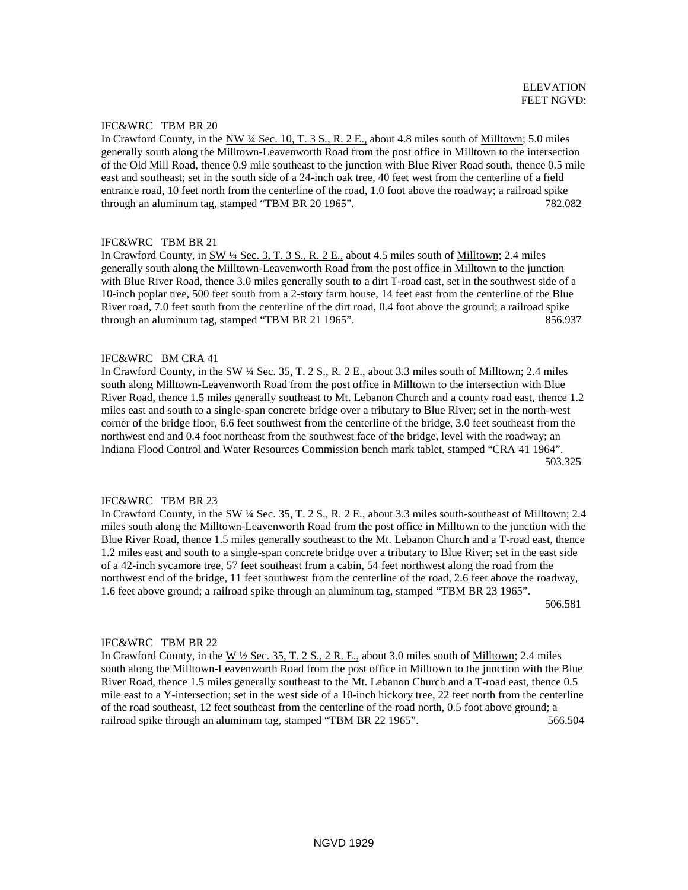ELEVATION
FEET NGVD:

IFC&WRC TBM BR 20

In Crawford County, in the NW ¼ Sec. 10, T. 3 S., R. 2 E., about 4.8 miles south of Milltown; 5.0 miles generally south along the Milltown-Leavenworth Road from the post office in Milltown to the intersection of the Old Mill Road, thence 0.9 mile southeast to the junction with Blue River Road south, thence 0.5 mile east and southeast; set in the south side of a 24-inch oak tree, 40 feet west from the centerline of a field entrance road, 10 feet north from the centerline of the road, 1.0 foot above the roadway; a railroad spike through an aluminum tag, stamped “TBM BR 20 1965”. 782.082

IFC&WRC TBM BR 21

In Crawford County, in SW ¼ Sec. 3, T. 3 S., R. 2 E., about 4.5 miles south of Milltown; 2.4 miles generally south along the Milltown-Leavenworth Road from the post office in Milltown to the junction with Blue River Road, thence 3.0 miles generally south to a dirt T-road east, set in the southwest side of a 10-inch poplar tree, 500 feet south from a 2-story farm house, 14 feet east from the centerline of the Blue River road, 7.0 feet south from the centerline of the dirt road, 0.4 foot above the ground; a railroad spike through an aluminum tag, stamped “TBM BR 21 1965”. 856.937

IFC&WRC BM CRA 41

In Crawford County, in the SW ¼ Sec. 35, T. 2 S., R. 2 E., about 3.3 miles south of Milltown; 2.4 miles south along Milltown-Leavenworth Road from the post office in Milltown to the intersection with Blue River Road, thence 1.5 miles generally southeast to Mt. Lebanon Church and a county road east, thence 1.2 miles east and south to a single-span concrete bridge over a tributary to Blue River; set in the north-west corner of the bridge floor, 6.6 feet southwest from the centerline of the bridge, 3.0 feet southeast from the northwest end and 0.4 foot northeast from the southwest face of the bridge, level with the roadway; an Indiana Flood Control and Water Resources Commission bench mark tablet, stamped “CRA 41 1964”. 503.325

IFC&WRC TBM BR 23

In Crawford County, in the SW ¼ Sec. 35, T. 2 S., R. 2 E., about 3.3 miles south-southeast of Milltown; 2.4 miles south along the Milltown-Leavenworth Road from the post office in Milltown to the junction with the Blue River Road, thence 1.5 miles generally southeast to the Mt. Lebanon Church and a T-road east, thence 1.2 miles east and south to a single-span concrete bridge over a tributary to Blue River; set in the east side of a 42-inch sycamore tree, 57 feet southeast from a cabin, 54 feet northwest along the road from the northwest end of the bridge, 11 feet southwest from the centerline of the road, 2.6 feet above the roadway, 1.6 feet above ground; a railroad spike through an aluminum tag, stamped “TBM BR 23 1965”. 506.581

IFC&WRC TBM BR 22

In Crawford County, in the W ½ Sec. 35, T. 2 S., 2 R. E., about 3.0 miles south of Milltown; 2.4 miles south along the Milltown-Leavenworth Road from the post office in Milltown to the junction with the Blue River Road, thence 1.5 miles generally southeast to the Mt. Lebanon Church and a T-road east, thence 0.5 mile east to a Y-intersection; set in the west side of a 10-inch hickory tree, 22 feet north from the centerline of the road southeast, 12 feet southeast from the centerline of the road north, 0.5 foot above ground; a railroad spike through an aluminum tag, stamped “TBM BR 22 1965”. 566.504

NGVD 1929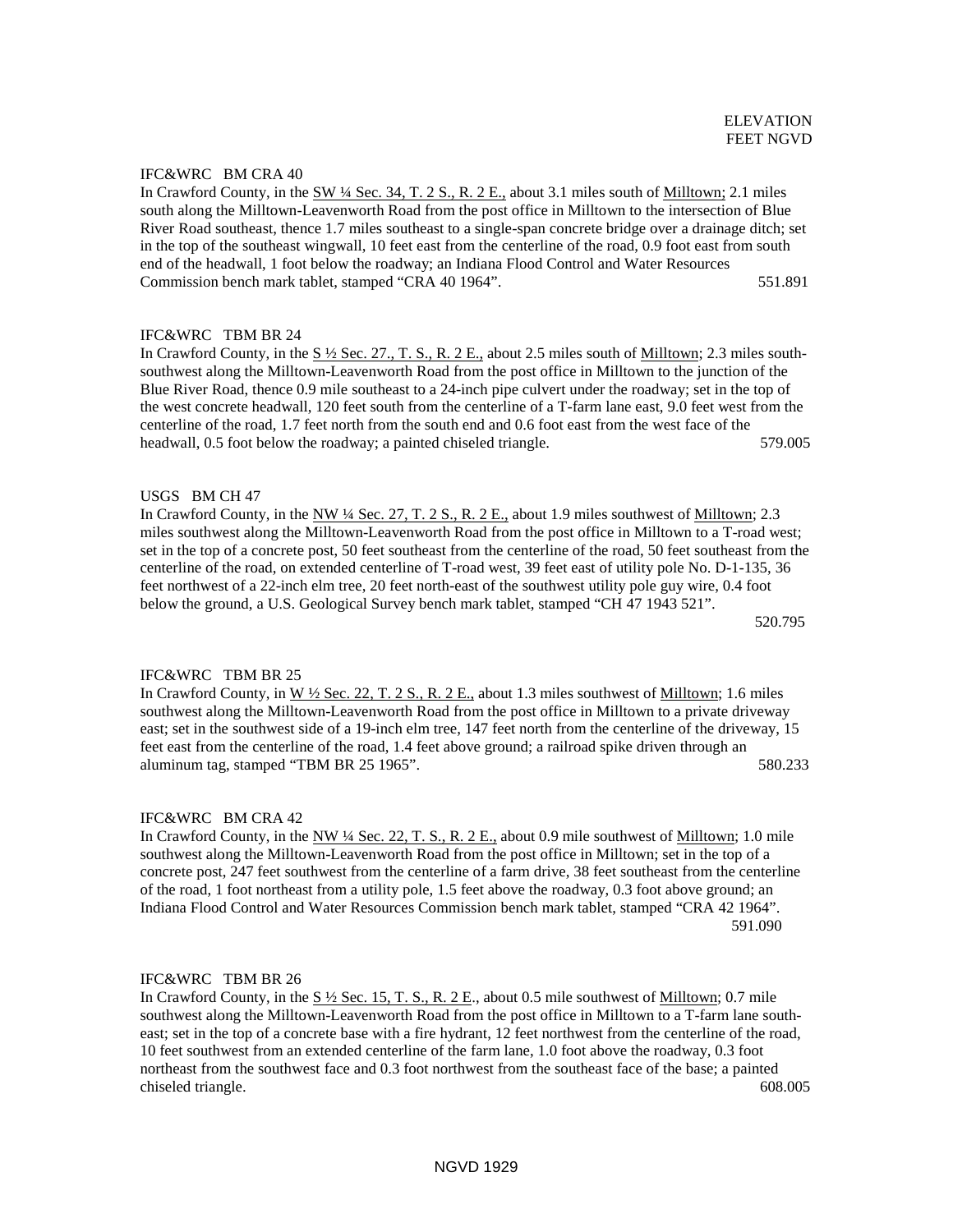ELEVATION
FEET NGVD

IFC&WRC BM CRA 40

In Crawford County, in the SW ¼ Sec. 34, T. 2 S., R. 2 E., about 3.1 miles south of Milltown; 2.1 miles south along the Milltown-Leavenworth Road from the post office in Milltown to the intersection of Blue River Road southeast, thence 1.7 miles southeast to a single-span concrete bridge over a drainage ditch; set in the top of the southeast wingwall, 10 feet east from the centerline of the road, 0.9 foot east from south end of the headwall, 1 foot below the roadway; an Indiana Flood Control and Water Resources Commission bench mark tablet, stamped "CRA 40 1964". 551.891

IFC&WRC TBM BR 24

In Crawford County, in the S ½ Sec. 27., T. S., R. 2 E., about 2.5 miles south of Milltown; 2.3 miles south-southwest along the Milltown-Leavenworth Road from the post office in Milltown to the junction of the Blue River Road, thence 0.9 mile southeast to a 24-inch pipe culvert under the roadway; set in the top of the west concrete headwall, 120 feet south from the centerline of a T-farm lane east, 9.0 feet west from the centerline of the road, 1.7 feet north from the south end and 0.6 foot east from the west face of the headwall, 0.5 foot below the roadway; a painted chiseled triangle. 579.005

USGS BM CH 47

In Crawford County, in the NW ¼ Sec. 27, T. 2 S., R. 2 E., about 1.9 miles southwest of Milltown; 2.3 miles southwest along the Milltown-Leavenworth Road from the post office in Milltown to a T-road west; set in the top of a concrete post, 50 feet southeast from the centerline of the road, 50 feet southeast from the centerline of the road, on extended centerline of T-road west, 39 feet east of utility pole No. D-1-135, 36 feet northwest of a 22-inch elm tree, 20 feet north-east of the southwest utility pole guy wire, 0.4 foot below the ground, a U.S. Geological Survey bench mark tablet, stamped "CH 47 1943 521". 520.795

IFC&WRC TBM BR 25

In Crawford County, in W ½ Sec. 22, T. 2 S., R. 2 E., about 1.3 miles southwest of Milltown; 1.6 miles southwest along the Milltown-Leavenworth Road from the post office in Milltown to a private driveway east; set in the southwest side of a 19-inch elm tree, 147 feet north from the centerline of the driveway, 15 feet east from the centerline of the road, 1.4 feet above ground; a railroad spike driven through an aluminum tag, stamped "TBM BR 25 1965". 580.233

IFC&WRC BM CRA 42

In Crawford County, in the NW ¼ Sec. 22, T. S., R. 2 E., about 0.9 mile southwest of Milltown; 1.0 mile southwest along the Milltown-Leavenworth Road from the post office in Milltown; set in the top of a concrete post, 247 feet southwest from the centerline of a farm drive, 38 feet southeast from the centerline of the road, 1 foot northeast from a utility pole, 1.5 feet above the roadway, 0.3 foot above ground; an Indiana Flood Control and Water Resources Commission bench mark tablet, stamped "CRA 42 1964". 591.090

IFC&WRC TBM BR 26

In Crawford County, in the S ½ Sec. 15, T. S., R. 2 E., about 0.5 mile southwest of Milltown; 0.7 mile southwest along the Milltown-Leavenworth Road from the post office in Milltown to a T-farm lane south-east; set in the top of a concrete base with a fire hydrant, 12 feet northwest from the centerline of the road, 10 feet southwest from an extended centerline of the farm lane, 1.0 foot above the roadway, 0.3 foot northeast from the southwest face and 0.3 foot northwest from the southeast face of the base; a painted chiseled triangle. 608.005

NGVD 1929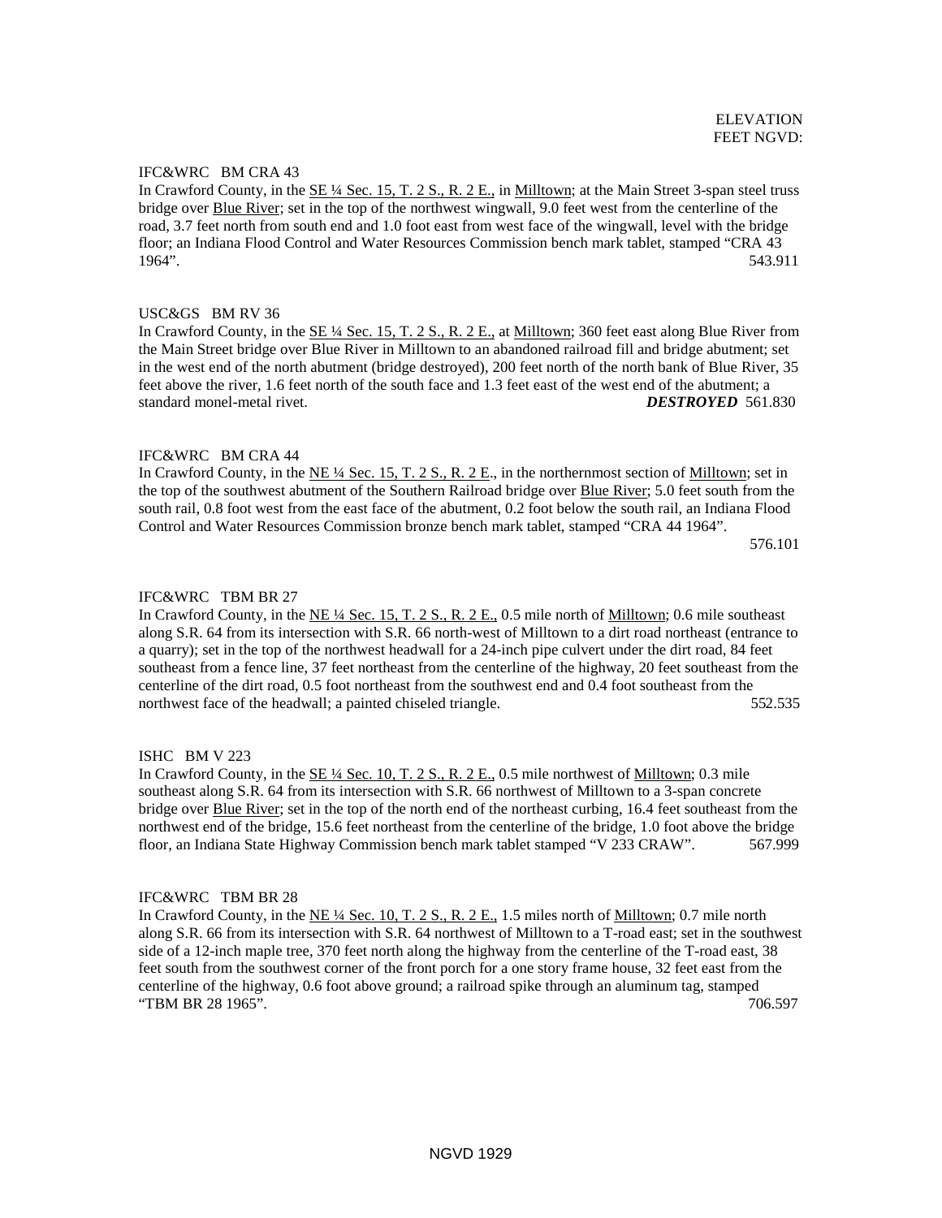ELEVATION
FEET NGVD:

IFC&WRC BM CRA 43
In Crawford County, in the <u>SE ¼ Sec. 15, T. 2 S., R. 2 E.,</u> in <u>Milltown</u>; at the Main Street 3-span steel truss bridge over <u>Blue River</u>; set in the top of the northwest wingwall, 9.0 feet west from the centerline of the road, 3.7 feet north from south end and 1.0 foot east from west face of the wingwall, level with the bridge floor; an Indiana Flood Control and Water Resources Commission bench mark tablet, stamped "CRA 43 1964". 543.911

USC&GS BM RV 36
In Crawford County, in the <u>SE ¼ Sec. 15, T. 2 S., R. 2 E.,</u> at <u>Milltown</u>; 360 feet east along Blue River from the Main Street bridge over Blue River in Milltown to an abandoned railroad fill and bridge abutment; set in the west end of the north abutment (bridge destroyed), 200 feet north of the north bank of Blue River, 35 feet above the river, 1.6 feet north of the south face and 1.3 feet east of the west end of the abutment; a standard monel-metal rivet. ***DESTROYED*** 561.830

IFC&WRC BM CRA 44
In Crawford County, in the <u>NE ¼ Sec. 15, T. 2 S., R. 2 E.</u>, in the northernmost section of <u>Milltown</u>; set in the top of the southwest abutment of the Southern Railroad bridge over <u>Blue River</u>; 5.0 feet south from the south rail, 0.8 foot west from the east face of the abutment, 0.2 foot below the south rail, an Indiana Flood Control and Water Resources Commission bronze bench mark tablet, stamped "CRA 44 1964". 576.101

IFC&WRC TBM BR 27
In Crawford County, in the <u>NE ¼ Sec. 15, T. 2 S., R. 2 E.,</u> 0.5 mile north of <u>Milltown</u>; 0.6 mile southeast along S.R. 64 from its intersection with S.R. 66 north-west of Milltown to a dirt road northeast (entrance to a quarry); set in the top of the northwest headwall for a 24-inch pipe culvert under the dirt road, 84 feet southeast from a fence line, 37 feet northeast from the centerline of the highway, 20 feet southeast from the centerline of the dirt road, 0.5 foot northeast from the southwest end and 0.4 foot southeast from the northwest face of the headwall; a painted chiseled triangle. 552.535

ISHC BM V 223
In Crawford County, in the <u>SE ¼ Sec. 10, T. 2 S., R. 2 E.,</u> 0.5 mile northwest of <u>Milltown</u>; 0.3 mile southeast along S.R. 64 from its intersection with S.R. 66 northwest of Milltown to a 3-span concrete bridge over <u>Blue River</u>; set in the top of the north end of the northeast curbing, 16.4 feet southeast from the northwest end of the bridge, 15.6 feet northeast from the centerline of the bridge, 1.0 foot above the bridge floor, an Indiana State Highway Commission bench mark tablet stamped "V 233 CRAW". 567.999

IFC&WRC TBM BR 28
In Crawford County, in the <u>NE ¼ Sec. 10, T. 2 S., R. 2 E.,</u> 1.5 miles north of <u>Milltown</u>; 0.7 mile north along S.R. 66 from its intersection with S.R. 64 northwest of Milltown to a T-road east; set in the southwest side of a 12-inch maple tree, 370 feet north along the highway from the centerline of the T-road east, 38 feet south from the southwest corner of the front porch for a one story frame house, 32 feet east from the centerline of the highway, 0.6 foot above ground; a railroad spike through an aluminum tag, stamped "TBM BR 28 1965". 706.597

NGVD 1929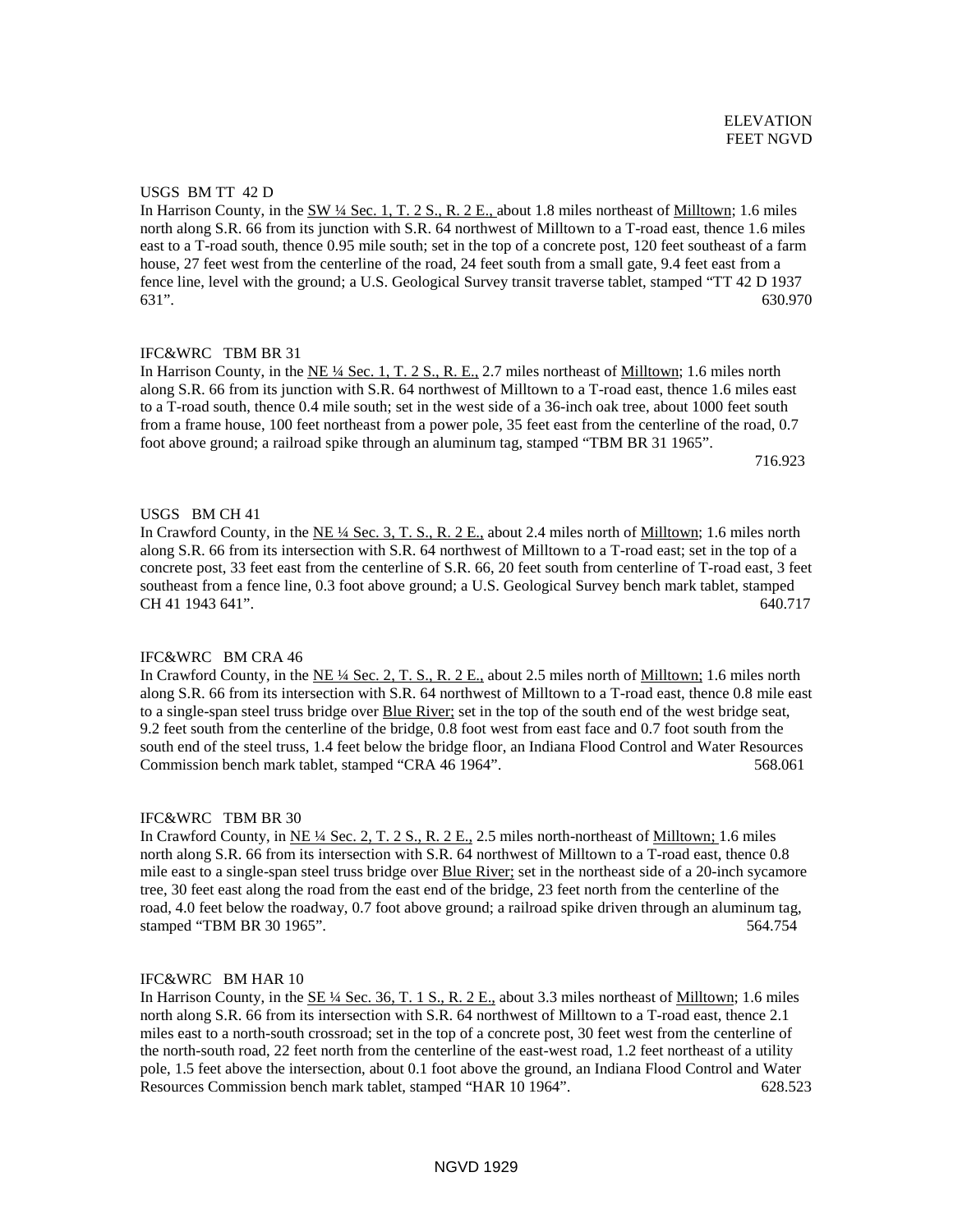ELEVATION
FEET NGVD

USGS BM TT 42 D

In Harrison County, in the SW ¼ Sec. 1, T. 2 S., R. 2 E., about 1.8 miles northeast of Milltown; 1.6 miles north along S.R. 66 from its junction with S.R. 64 northwest of Milltown to a T-road east, thence 1.6 miles east to a T-road south, thence 0.95 mile south; set in the top of a concrete post, 120 feet southeast of a farm house, 27 feet west from the centerline of the road, 24 feet south from a small gate, 9.4 feet east from a fence line, level with the ground; a U.S. Geological Survey transit traverse tablet, stamped "TT 42 D 1937 631". 630.970

IFC&WRC TBM BR 31

In Harrison County, in the NE ¼ Sec. 1, T. 2 S., R. E., 2.7 miles northeast of Milltown; 1.6 miles north along S.R. 66 from its junction with S.R. 64 northwest of Milltown to a T-road east, thence 1.6 miles east to a T-road south, thence 0.4 mile south; set in the west side of a 36-inch oak tree, about 1000 feet south from a frame house, 100 feet northeast from a power pole, 35 feet east from the centerline of the road, 0.7 foot above ground; a railroad spike through an aluminum tag, stamped "TBM BR 31 1965". 716.923

USGS BM CH 41

In Crawford County, in the NE ¼ Sec. 3, T. S., R. 2 E., about 2.4 miles north of Milltown; 1.6 miles north along S.R. 66 from its intersection with S.R. 64 northwest of Milltown to a T-road east; set in the top of a concrete post, 33 feet east from the centerline of S.R. 66, 20 feet south from centerline of T-road east, 3 feet southeast from a fence line, 0.3 foot above ground; a U.S. Geological Survey bench mark tablet, stamped CH 41 1943 641". 640.717

IFC&WRC BM CRA 46

In Crawford County, in the NE ¼ Sec. 2, T. S., R. 2 E., about 2.5 miles north of Milltown; 1.6 miles north along S.R. 66 from its intersection with S.R. 64 northwest of Milltown to a T-road east, thence 0.8 mile east to a single-span steel truss bridge over Blue River; set in the top of the south end of the west bridge seat, 9.2 feet south from the centerline of the bridge, 0.8 foot west from east face and 0.7 foot south from the south end of the steel truss, 1.4 feet below the bridge floor, an Indiana Flood Control and Water Resources Commission bench mark tablet, stamped "CRA 46 1964". 568.061

IFC&WRC TBM BR 30

In Crawford County, in NE ¼ Sec. 2, T. 2 S., R. 2 E., 2.5 miles north-northeast of Milltown; 1.6 miles north along S.R. 66 from its intersection with S.R. 64 northwest of Milltown to a T-road east, thence 0.8 mile east to a single-span steel truss bridge over Blue River; set in the northeast side of a 20-inch sycamore tree, 30 feet east along the road from the east end of the bridge, 23 feet north from the centerline of the road, 4.0 feet below the roadway, 0.7 foot above ground; a railroad spike driven through an aluminum tag, stamped "TBM BR 30 1965". 564.754

IFC&WRC BM HAR 10

In Harrison County, in the SE ¼ Sec. 36, T. 1 S., R. 2 E., about 3.3 miles northeast of Milltown; 1.6 miles north along S.R. 66 from its intersection with S.R. 64 northwest of Milltown to a T-road east, thence 2.1 miles east to a north-south crossroad; set in the top of a concrete post, 30 feet west from the centerline of the north-south road, 22 feet north from the centerline of the east-west road, 1.2 feet northeast of a utility pole, 1.5 feet above the intersection, about 0.1 foot above the ground, an Indiana Flood Control and Water Resources Commission bench mark tablet, stamped "HAR 10 1964". 628.523

NGVD 1929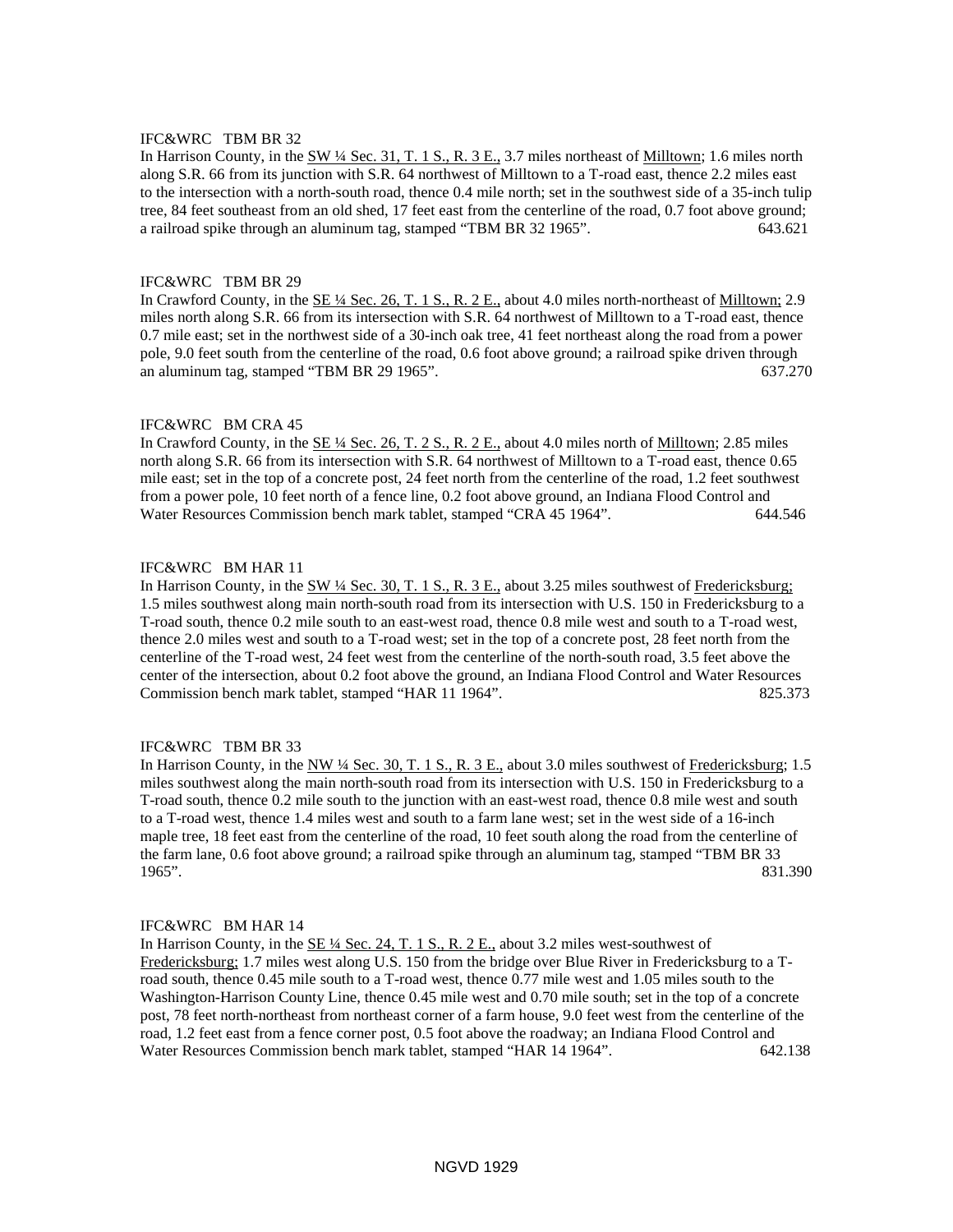IFC&WRC TBM BR 32

In Harrison County, in the SW ¼ Sec. 31, T. 1 S., R. 3 E., 3.7 miles northeast of Milltown; 1.6 miles north along S.R. 66 from its junction with S.R. 64 northwest of Milltown to a T-road east, thence 2.2 miles east to the intersection with a north-south road, thence 0.4 mile north; set in the southwest side of a 35-inch tulip tree, 84 feet southeast from an old shed, 17 feet east from the centerline of the road, 0.7 foot above ground; a railroad spike through an aluminum tag, stamped "TBM BR 32 1965". 643.621

IFC&WRC TBM BR 29

In Crawford County, in the SE ¼ Sec. 26, T. 1 S., R. 2 E., about 4.0 miles north-northeast of Milltown; 2.9 miles north along S.R. 66 from its intersection with S.R. 64 northwest of Milltown to a T-road east, thence 0.7 mile east; set in the northwest side of a 30-inch oak tree, 41 feet northeast along the road from a power pole, 9.0 feet south from the centerline of the road, 0.6 foot above ground; a railroad spike driven through an aluminum tag, stamped "TBM BR 29 1965". 637.270

IFC&WRC BM CRA 45

In Crawford County, in the SE ¼ Sec. 26, T. 2 S., R. 2 E., about 4.0 miles north of Milltown; 2.85 miles north along S.R. 66 from its intersection with S.R. 64 northwest of Milltown to a T-road east, thence 0.65 mile east; set in the top of a concrete post, 24 feet north from the centerline of the road, 1.2 feet southwest from a power pole, 10 feet north of a fence line, 0.2 foot above ground, an Indiana Flood Control and Water Resources Commission bench mark tablet, stamped "CRA 45 1964". 644.546

IFC&WRC BM HAR 11

In Harrison County, in the SW ¼ Sec. 30, T. 1 S., R. 3 E., about 3.25 miles southwest of Fredericksburg; 1.5 miles southwest along main north-south road from its intersection with U.S. 150 in Fredericksburg to a T-road south, thence 0.2 mile south to an east-west road, thence 0.8 mile west and south to a T-road west, thence 2.0 miles west and south to a T-road west; set in the top of a concrete post, 28 feet north from the centerline of the T-road west, 24 feet west from the centerline of the north-south road, 3.5 feet above the center of the intersection, about 0.2 foot above the ground, an Indiana Flood Control and Water Resources Commission bench mark tablet, stamped "HAR 11 1964". 825.373

IFC&WRC TBM BR 33

In Harrison County, in the NW ¼ Sec. 30, T. 1 S., R. 3 E., about 3.0 miles southwest of Fredericksburg; 1.5 miles southwest along the main north-south road from its intersection with U.S. 150 in Fredericksburg to a T-road south, thence 0.2 mile south to the junction with an east-west road, thence 0.8 mile west and south to a T-road west, thence 1.4 miles west and south to a farm lane west; set in the west side of a 16-inch maple tree, 18 feet east from the centerline of the road, 10 feet south along the road from the centerline of the farm lane, 0.6 foot above ground; a railroad spike through an aluminum tag, stamped "TBM BR 33 1965". 831.390

IFC&WRC BM HAR 14

In Harrison County, in the SE ¼ Sec. 24, T. 1 S., R. 2 E., about 3.2 miles west-southwest of Fredericksburg; 1.7 miles west along U.S. 150 from the bridge over Blue River in Fredericksburg to a T-road south, thence 0.45 mile south to a T-road west, thence 0.77 mile west and 1.05 miles south to the Washington-Harrison County Line, thence 0.45 mile west and 0.70 mile south; set in the top of a concrete post, 78 feet north-northeast from northeast corner of a farm house, 9.0 feet west from the centerline of the road, 1.2 feet east from a fence corner post, 0.5 foot above the roadway; an Indiana Flood Control and Water Resources Commission bench mark tablet, stamped "HAR 14 1964". 642.138

NGVD 1929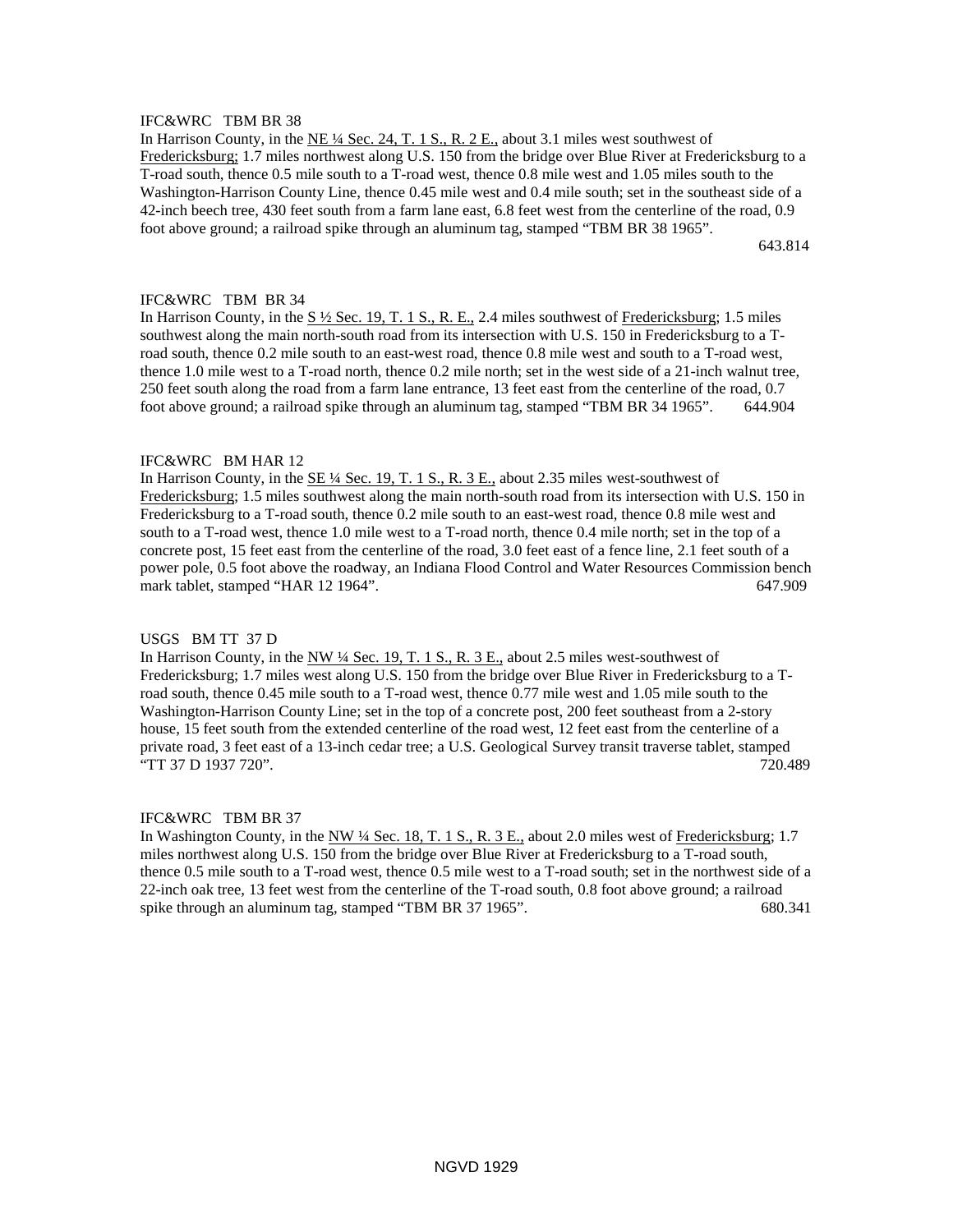IFC&WRC TBM BR 38

In Harrison County, in the <u>NE ¼ Sec. 24, T. 1 S., R. 2 E.,</u> about 3.1 miles west southwest of <u>Fredericksburg;</u> 1.7 miles northwest along U.S. 150 from the bridge over Blue River at Fredericksburg to a T-road south, thence 0.5 mile south to a T-road west, thence 0.8 mile west and 1.05 miles south to the Washington-Harrison County Line, thence 0.45 mile west and 0.4 mile south; set in the southeast side of a 42-inch beech tree, 430 feet south from a farm lane east, 6.8 feet west from the centerline of the road, 0.9 foot above ground; a railroad spike through an aluminum tag, stamped "TBM BR 38 1965".

643.814

IFC&WRC TBM BR 34

In Harrison County, in the <u>S ½ Sec. 19, T. 1 S., R. E.,</u> 2.4 miles southwest of <u>Fredericksburg</u>; 1.5 miles southwest along the main north-south road from its intersection with U.S. 150 in Fredericksburg to a T-road south, thence 0.2 mile south to an east-west road, thence 0.8 mile west and south to a T-road west, thence 1.0 mile west to a T-road north, thence 0.2 mile north; set in the west side of a 21-inch walnut tree, 250 feet south along the road from a farm lane entrance, 13 feet east from the centerline of the road, 0.7 foot above ground; a railroad spike through an aluminum tag, stamped "TBM BR 34 1965". 644.904

IFC&WRC BM HAR 12

In Harrison County, in the <u>SE ¼ Sec. 19, T. 1 S., R. 3 E.,</u> about 2.35 miles west-southwest of <u>Fredericksburg</u>; 1.5 miles southwest along the main north-south road from its intersection with U.S. 150 in Fredericksburg to a T-road south, thence 0.2 mile south to an east-west road, thence 0.8 mile west and south to a T-road west, thence 1.0 mile west to a T-road north, thence 0.4 mile north; set in the top of a concrete post, 15 feet east from the centerline of the road, 3.0 feet east of a fence line, 2.1 feet south of a power pole, 0.5 foot above the roadway, an Indiana Flood Control and Water Resources Commission bench mark tablet, stamped "HAR 12 1964". 647.909

USGS BM TT 37 D

In Harrison County, in the <u>NW ¼ Sec. 19, T. 1 S., R. 3 E.,</u> about 2.5 miles west-southwest of Fredericksburg; 1.7 miles west along U.S. 150 from the bridge over Blue River in Fredericksburg to a T-road south, thence 0.45 mile south to a T-road west, thence 0.77 mile west and 1.05 mile south to the Washington-Harrison County Line; set in the top of a concrete post, 200 feet southeast from a 2-story house, 15 feet south from the extended centerline of the road west, 12 feet east from the centerline of a private road, 3 feet east of a 13-inch cedar tree; a U.S. Geological Survey transit traverse tablet, stamped "TT 37 D 1937 720". 720.489

IFC&WRC TBM BR 37

In Washington County, in the <u>NW ¼ Sec. 18, T. 1 S., R. 3 E.,</u> about 2.0 miles west of <u>Fredericksburg</u>; 1.7 miles northwest along U.S. 150 from the bridge over Blue River at Fredericksburg to a T-road south, thence 0.5 mile south to a T-road west, thence 0.5 mile west to a T-road south; set in the northwest side of a 22-inch oak tree, 13 feet west from the centerline of the T-road south, 0.8 foot above ground; a railroad spike through an aluminum tag, stamped "TBM BR 37 1965". 680.341

NGVD 1929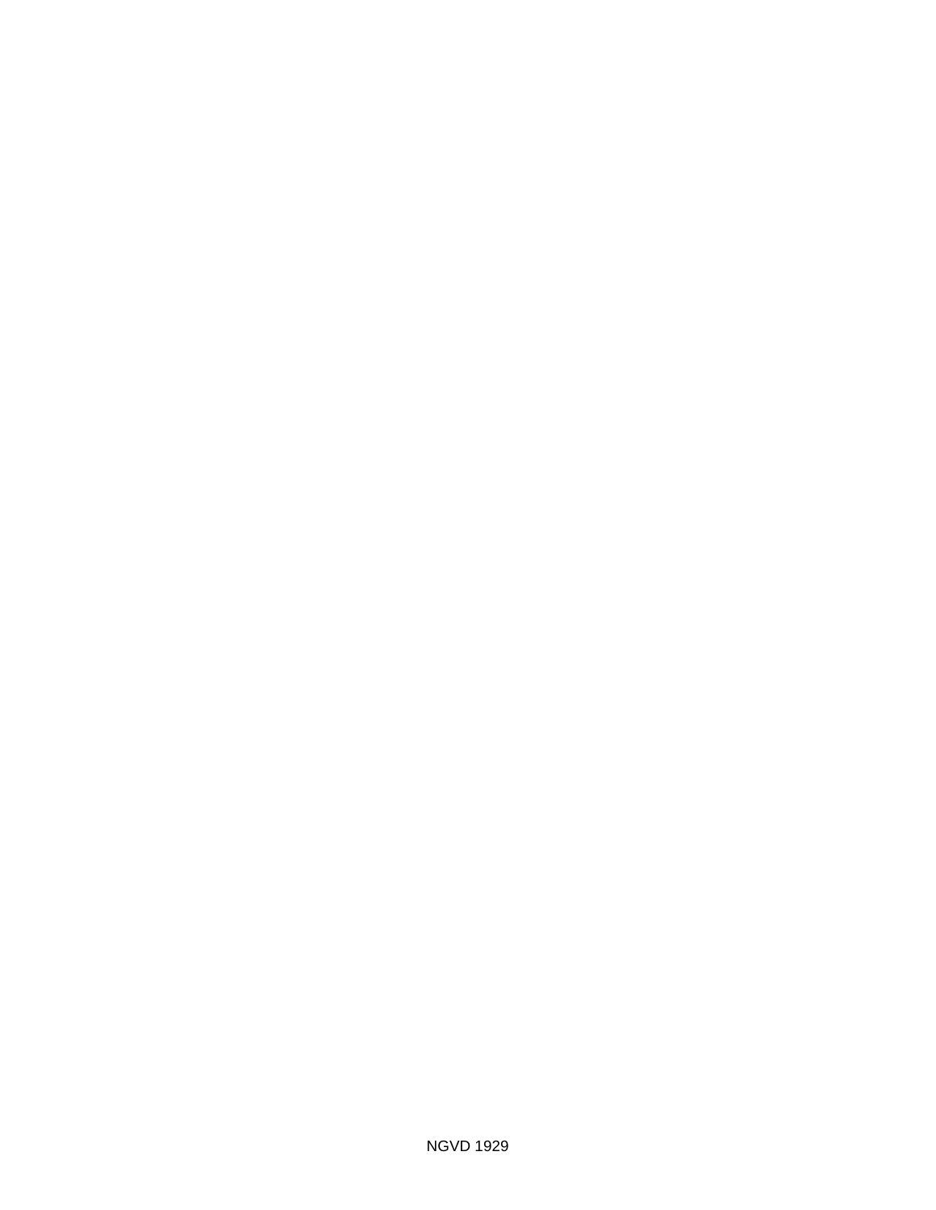NGVD 1929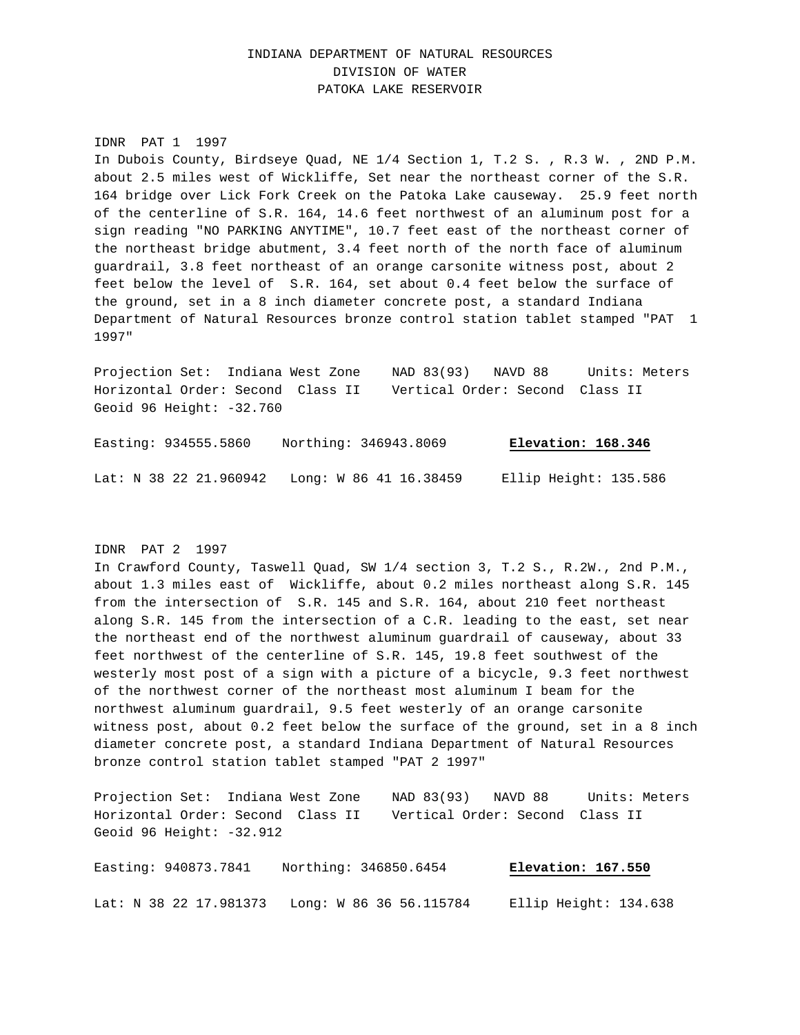INDIANA DEPARTMENT OF NATURAL RESOURCES
DIVISION OF WATER
PATOKA LAKE RESERVOIR

IDNR PAT 1 1997
In Dubois County, Birdseye Quad, NE 1/4 Section 1, T.2 S. , R.3 W. , 2ND P.M. about 2.5 miles west of Wickliffe, Set near the northeast corner of the S.R. 164 bridge over Lick Fork Creek on the Patoka Lake causeway. 25.9 feet north of the centerline of S.R. 164, 14.6 feet northwest of an aluminum post for a sign reading "NO PARKING ANYTIME", 10.7 feet east of the northeast corner of the northeast bridge abutment, 3.4 feet north of the north face of aluminum guardrail, 3.8 feet northeast of an orange carsonite witness post, about 2 feet below the level of S.R. 164, set about 0.4 feet below the surface of the ground, set in a 8 inch diameter concrete post, a standard Indiana Department of Natural Resources bronze control station tablet stamped "PAT 1 1997"

Projection Set: Indiana West Zone    NAD 83(93)   NAVD 88    Units: Meters
Horizontal Order: Second Class II    Vertical Order: Second Class II
Geoid 96 Height: -32.760

Easting: 934555.5860    Northing: 346943.8069    **Elevation: 168.346**

Lat: N 38 22 21.960942    Long: W 86 41 16.38459    Ellip Height: 135.586

IDNR PAT 2 1997
In Crawford County, Taswell Quad, SW 1/4 section 3, T.2 S., R.2W., 2nd P.M., about 1.3 miles east of Wickliffe, about 0.2 miles northeast along S.R. 145 from the intersection of S.R. 145 and S.R. 164, about 210 feet northeast along S.R. 145 from the intersection of a C.R. leading to the east, set near the northeast end of the northwest aluminum guardrail of causeway, about 33 feet northwest of the centerline of S.R. 145, 19.8 feet southwest of the westerly most post of a sign with a picture of a bicycle, 9.3 feet northwest of the northwest corner of the northeast most aluminum I beam for the northwest aluminum guardrail, 9.5 feet westerly of an orange carsonite witness post, about 0.2 feet below the surface of the ground, set in a 8 inch diameter concrete post, a standard Indiana Department of Natural Resources bronze control station tablet stamped "PAT 2 1997"

Projection Set: Indiana West Zone    NAD 83(93)   NAVD 88    Units: Meters
Horizontal Order: Second Class II    Vertical Order: Second Class II
Geoid 96 Height: -32.912

Easting: 940873.7841    Northing: 346850.6454    **Elevation: 167.550**

Lat: N 38 22 17.981373    Long: W 86 36 56.115784    Ellip Height: 134.638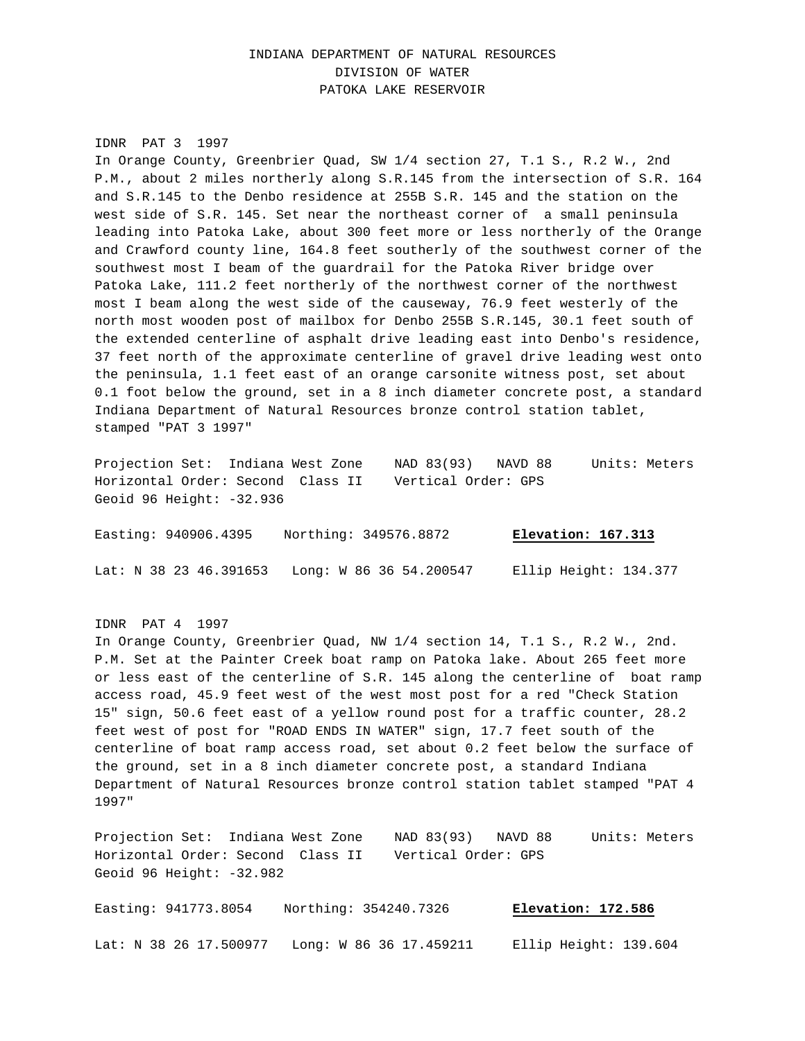INDIANA DEPARTMENT OF NATURAL RESOURCES
DIVISION OF WATER
PATOKA LAKE RESERVOIR

IDNR PAT 3 1997

In Orange County, Greenbrier Quad, SW 1/4 section 27, T.1 S., R.2 W., 2nd P.M., about 2 miles northerly along S.R.145 from the intersection of S.R. 164 and S.R.145 to the Denbo residence at 255B S.R. 145 and the station on the west side of S.R. 145. Set near the northeast corner of a small peninsula leading into Patoka Lake, about 300 feet more or less northerly of the Orange and Crawford county line, 164.8 feet southerly of the southwest corner of the southwest most I beam of the guardrail for the Patoka River bridge over Patoka Lake, 111.2 feet northerly of the northwest corner of the northwest most I beam along the west side of the causeway, 76.9 feet westerly of the north most wooden post of mailbox for Denbo 255B S.R.145, 30.1 feet south of the extended centerline of asphalt drive leading east into Denbo's residence, 37 feet north of the approximate centerline of gravel drive leading west onto the peninsula, 1.1 feet east of an orange carsonite witness post, set about 0.1 foot below the ground, set in a 8 inch diameter concrete post, a standard Indiana Department of Natural Resources bronze control station tablet, stamped "PAT 3 1997"

Projection Set: Indiana West Zone    NAD 83(93)   NAVD 88    Units: Meters
Horizontal Order: Second Class II    Vertical Order: GPS
Geoid 96 Height: -32.936

Easting: 940906.4395    Northing: 349576.8872    **Elevation: 167.313**

Lat: N 38 23 46.391653    Long: W 86 36 54.200547    Ellip Height: 134.377

IDNR PAT 4 1997

In Orange County, Greenbrier Quad, NW 1/4 section 14, T.1 S., R.2 W., 2nd. P.M. Set at the Painter Creek boat ramp on Patoka lake. About 265 feet more or less east of the centerline of S.R. 145 along the centerline of boat ramp access road, 45.9 feet west of the west most post for a red "Check Station 15" sign, 50.6 feet east of a yellow round post for a traffic counter, 28.2 feet west of post for "ROAD ENDS IN WATER" sign, 17.7 feet south of the centerline of boat ramp access road, set about 0.2 feet below the surface of the ground, set in a 8 inch diameter concrete post, a standard Indiana Department of Natural Resources bronze control station tablet stamped "PAT 4 1997"

Projection Set: Indiana West Zone    NAD 83(93)   NAVD 88    Units: Meters
Horizontal Order: Second Class II    Vertical Order: GPS
Geoid 96 Height: -32.982

Easting: 941773.8054    Northing: 354240.7326    **Elevation: 172.586**

Lat: N 38 26 17.500977    Long: W 86 36 17.459211    Ellip Height: 139.604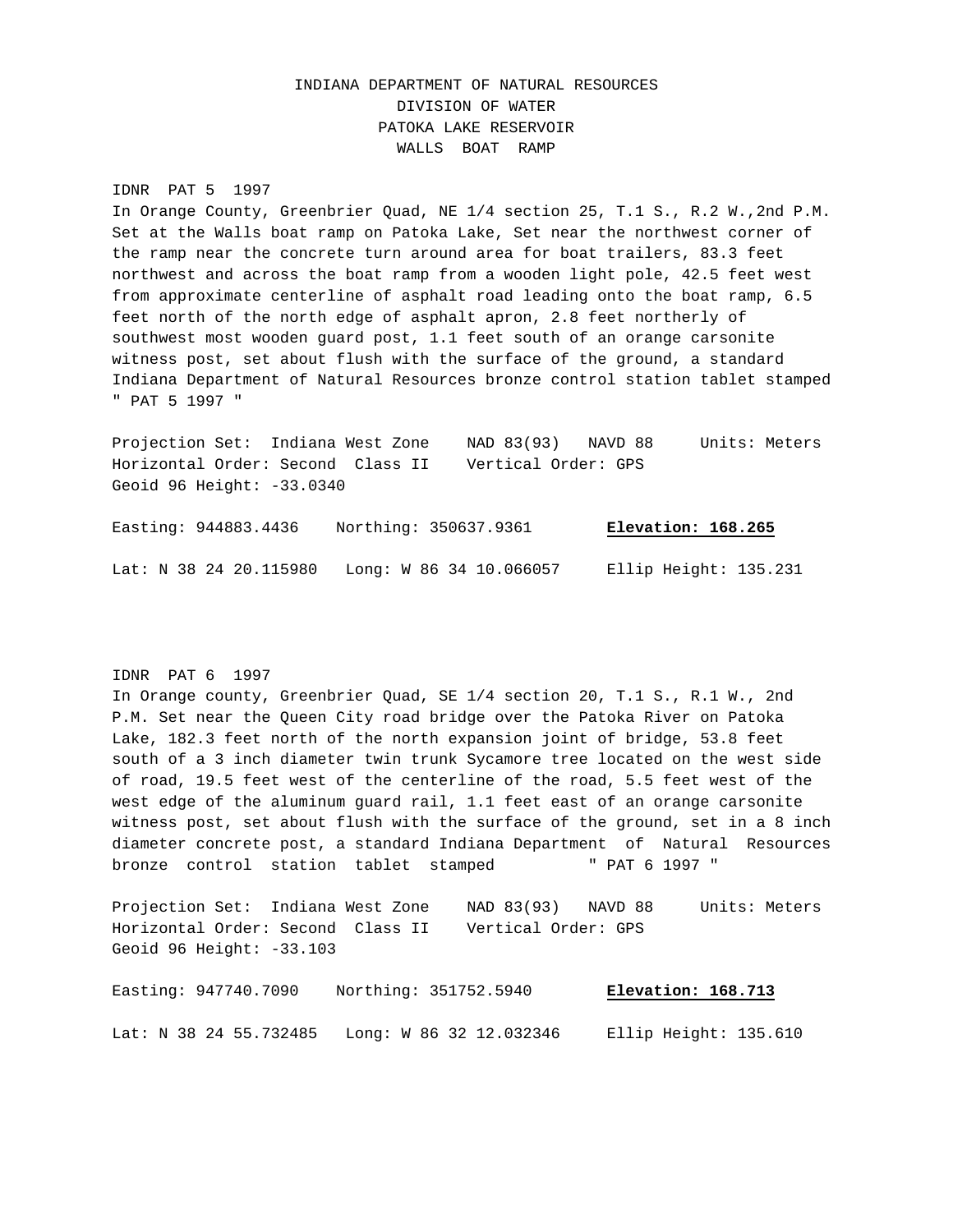# INDIANA DEPARTMENT OF NATURAL RESOURCES
## DIVISION OF WATER
## PATOKA LAKE RESERVOIR
## WALLS BOAT RAMP

IDNR PAT 5 1997

In Orange County, Greenbrier Quad, NE 1/4 section 25, T.1 S., R.2 W.,2nd P.M. Set at the Walls boat ramp on Patoka Lake, Set near the northwest corner of the ramp near the concrete turn around area for boat trailers, 83.3 feet northwest and across the boat ramp from a wooden light pole, 42.5 feet west from approximate centerline of asphalt road leading onto the boat ramp, 6.5 feet north of the north edge of asphalt apron, 2.8 feet northerly of southwest most wooden guard post, 1.1 feet south of an orange carsonite witness post, set about flush with the surface of the ground, a standard Indiana Department of Natural Resources bronze control station tablet stamped " PAT 5 1997 "

Projection Set: Indiana West Zone NAD 83(93) NAVD 88 Units: Meters
Horizontal Order: Second Class II Vertical Order: GPS
Geoid 96 Height: -33.0340

Easting: 944883.4436 Northing: 350637.9361 **Elevation: 168.265**

Lat: N 38 24 20.115980 Long: W 86 34 10.066057 Ellip Height: 135.231

IDNR PAT 6 1997

In Orange county, Greenbrier Quad, SE 1/4 section 20, T.1 S., R.1 W., 2nd P.M. Set near the Queen City road bridge over the Patoka River on Patoka Lake, 182.3 feet north of the north expansion joint of bridge, 53.8 feet south of a 3 inch diameter twin trunk Sycamore tree located on the west side of road, 19.5 feet west of the centerline of the road, 5.5 feet west of the west edge of the aluminum guard rail, 1.1 feet east of an orange carsonite witness post, set about flush with the surface of the ground, set in a 8 inch diameter concrete post, a standard Indiana Department of Natural Resources bronze control station tablet stamped " PAT 6 1997 "

Projection Set: Indiana West Zone NAD 83(93) NAVD 88 Units: Meters
Horizontal Order: Second Class II Vertical Order: GPS
Geoid 96 Height: -33.103

Easting: 947740.7090 Northing: 351752.5940 **Elevation: 168.713**

Lat: N 38 24 55.732485 Long: W 86 32 12.032346 Ellip Height: 135.610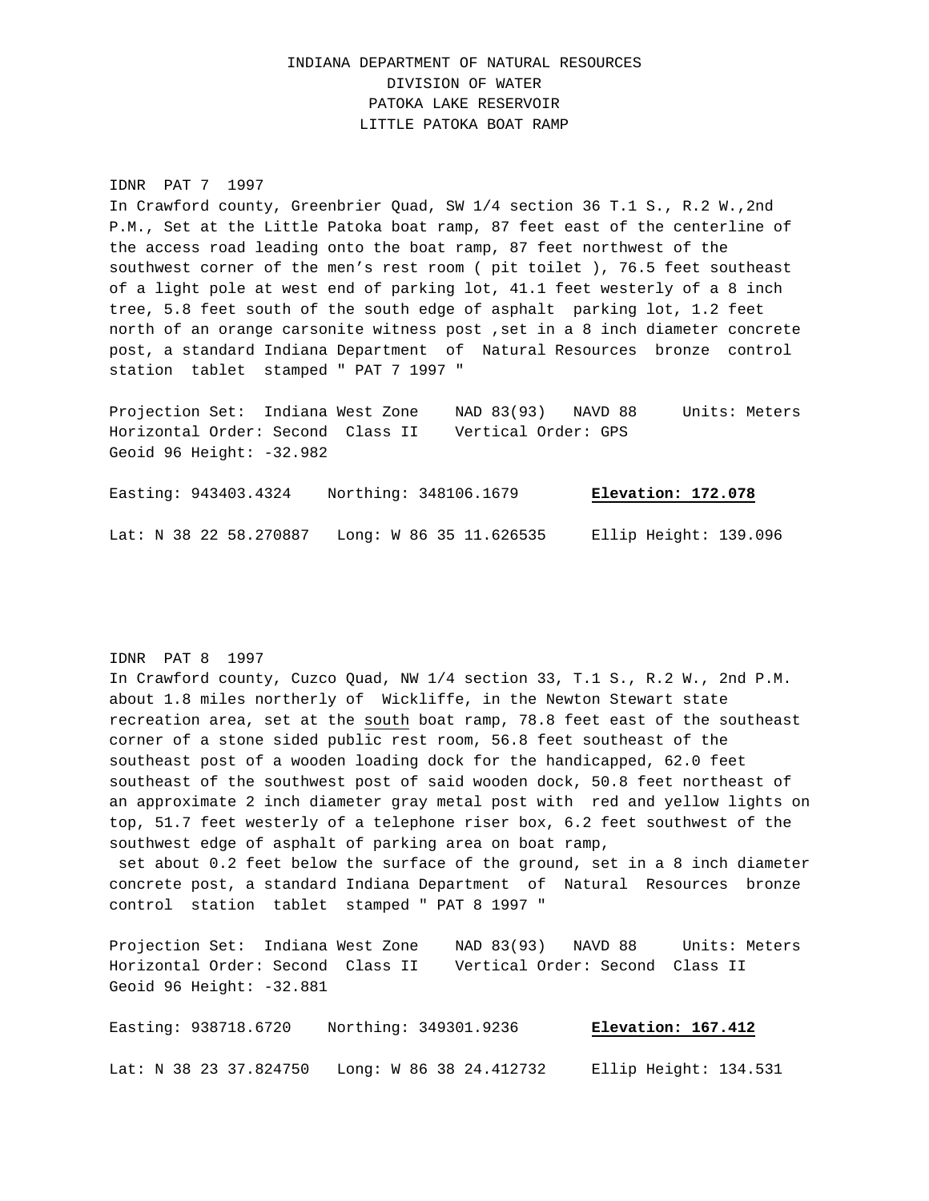# INDIANA DEPARTMENT OF NATURAL RESOURCES
## DIVISION OF WATER
## PATOKA LAKE RESERVOIR
## LITTLE PATOKA BOAT RAMP

IDNR PAT 7 1997

In Crawford county, Greenbrier Quad, SW 1/4 section 36 T.1 S., R.2 W.,2nd P.M., Set at the Little Patoka boat ramp, 87 feet east of the centerline of the access road leading onto the boat ramp, 87 feet northwest of the southwest corner of the men's rest room ( pit toilet ), 76.5 feet southeast of a light pole at west end of parking lot, 41.1 feet westerly of a 8 inch tree, 5.8 feet south of the south edge of asphalt parking lot, 1.2 feet north of an orange carsonite witness post ,set in a 8 inch diameter concrete post, a standard Indiana Department of Natural Resources bronze control station tablet stamped " PAT 7 1997 "

Projection Set: Indiana West Zone NAD 83(93) NAVD 88 Units: Meters
Horizontal Order: Second Class II Vertical Order: GPS
Geoid 96 Height: -32.982

Easting: 943403.4324 Northing: 348106.1679 **Elevation: 172.078**

Lat: N 38 22 58.270887 Long: W 86 35 11.626535 Ellip Height: 139.096

IDNR PAT 8 1997

In Crawford county, Cuzco Quad, NW 1/4 section 33, T.1 S., R.2 W., 2nd P.M. about 1.8 miles northerly of Wickliffe, in the Newton Stewart state recreation area, set at the south boat ramp, 78.8 feet east of the southeast corner of a stone sided public rest room, 56.8 feet southeast of the southeast post of a wooden loading dock for the handicapped, 62.0 feet southeast of the southwest post of said wooden dock, 50.8 feet northeast of an approximate 2 inch diameter gray metal post with red and yellow lights on top, 51.7 feet westerly of a telephone riser box, 6.2 feet southwest of the southwest edge of asphalt of parking area on boat ramp, set about 0.2 feet below the surface of the ground, set in a 8 inch diameter concrete post, a standard Indiana Department of Natural Resources bronze control station tablet stamped " PAT 8 1997 "

Projection Set: Indiana West Zone NAD 83(93) NAVD 88 Units: Meters
Horizontal Order: Second Class II Vertical Order: Second Class II
Geoid 96 Height: -32.881

Easting: 938718.6720 Northing: 349301.9236 **Elevation: 167.412**

Lat: N 38 23 37.824750 Long: W 86 38 24.412732 Ellip Height: 134.531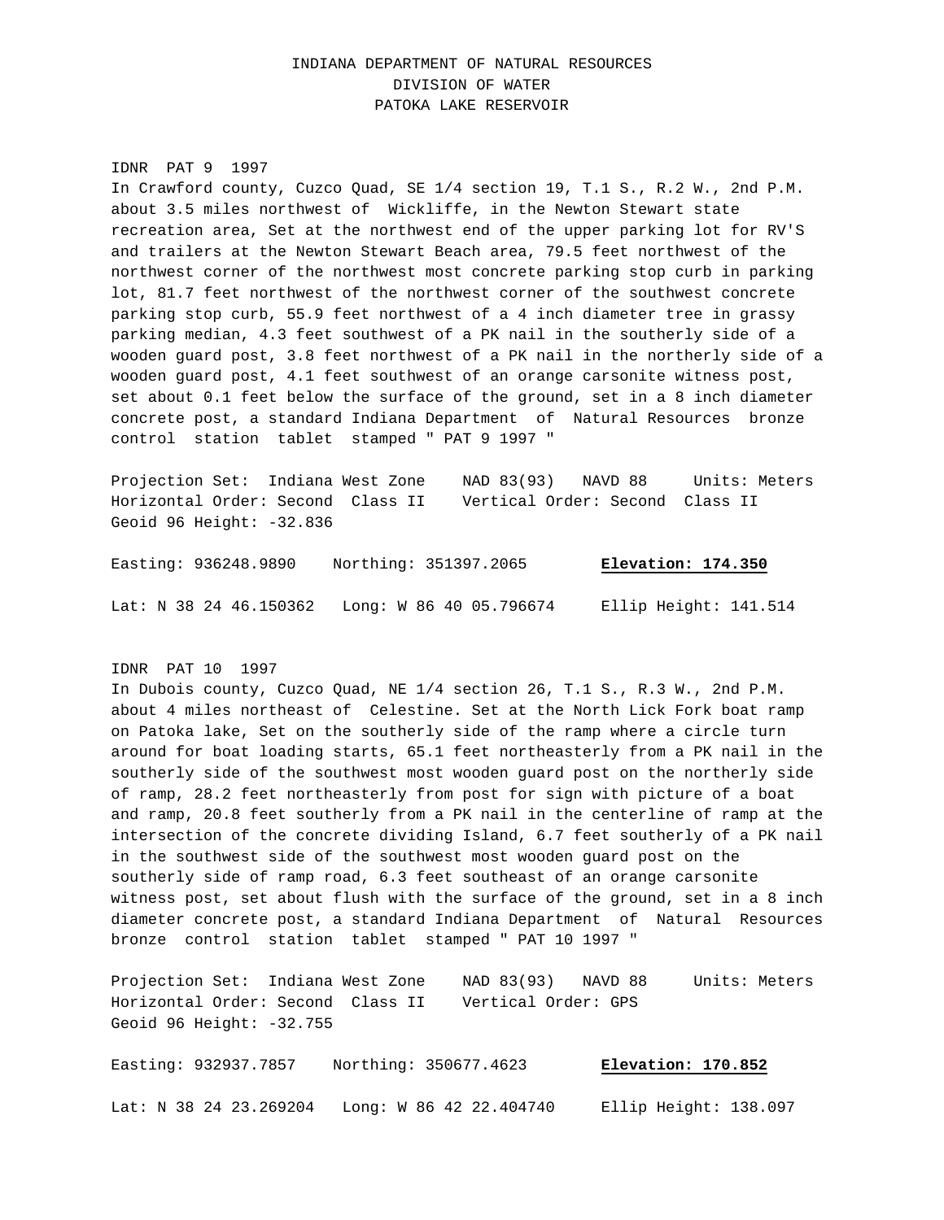INDIANA DEPARTMENT OF NATURAL RESOURCES
DIVISION OF WATER
PATOKA LAKE RESERVOIR

IDNR PAT 9 1997
In Crawford county, Cuzco Quad, SE 1/4 section 19, T.1 S., R.2 W., 2nd P.M. about 3.5 miles northwest of Wickliffe, in the Newton Stewart state recreation area, Set at the northwest end of the upper parking lot for RV'S and trailers at the Newton Stewart Beach area, 79.5 feet northwest of the northwest corner of the northwest most concrete parking stop curb in parking lot, 81.7 feet northwest of the northwest corner of the southwest concrete parking stop curb, 55.9 feet northwest of a 4 inch diameter tree in grassy parking median, 4.3 feet southwest of a PK nail in the southerly side of a wooden guard post, 3.8 feet northwest of a PK nail in the northerly side of a wooden guard post, 4.1 feet southwest of an orange carsonite witness post, set about 0.1 feet below the surface of the ground, set in a 8 inch diameter concrete post, a standard Indiana Department of Natural Resources bronze control station tablet stamped " PAT 9 1997 "

Projection Set: Indiana West Zone NAD 83(93) NAVD 88 Units: Meters
Horizontal Order: Second Class II Vertical Order: Second Class II
Geoid 96 Height: -32.836

Easting: 936248.9890 Northing: 351397.2065 **Elevation: 174.350**

Lat: N 38 24 46.150362 Long: W 86 40 05.796674 Ellip Height: 141.514

IDNR PAT 10 1997
In Dubois county, Cuzco Quad, NE 1/4 section 26, T.1 S., R.3 W., 2nd P.M. about 4 miles northeast of Celestine. Set at the North Lick Fork boat ramp on Patoka lake, Set on the southerly side of the ramp where a circle turn around for boat loading starts, 65.1 feet northeasterly from a PK nail in the southerly side of the southwest most wooden guard post on the northerly side of ramp, 28.2 feet northeasterly from post for sign with picture of a boat and ramp, 20.8 feet southerly from a PK nail in the centerline of ramp at the intersection of the concrete dividing Island, 6.7 feet southerly of a PK nail in the southwest side of the southwest most wooden guard post on the southerly side of ramp road, 6.3 feet southeast of an orange carsonite witness post, set about flush with the surface of the ground, set in a 8 inch diameter concrete post, a standard Indiana Department of Natural Resources bronze control station tablet stamped " PAT 10 1997 "

Projection Set: Indiana West Zone NAD 83(93) NAVD 88 Units: Meters
Horizontal Order: Second Class II Vertical Order: GPS
Geoid 96 Height: -32.755

Easting: 932937.7857 Northing: 350677.4623 **Elevation: 170.852**

Lat: N 38 24 23.269204 Long: W 86 42 22.404740 Ellip Height: 138.097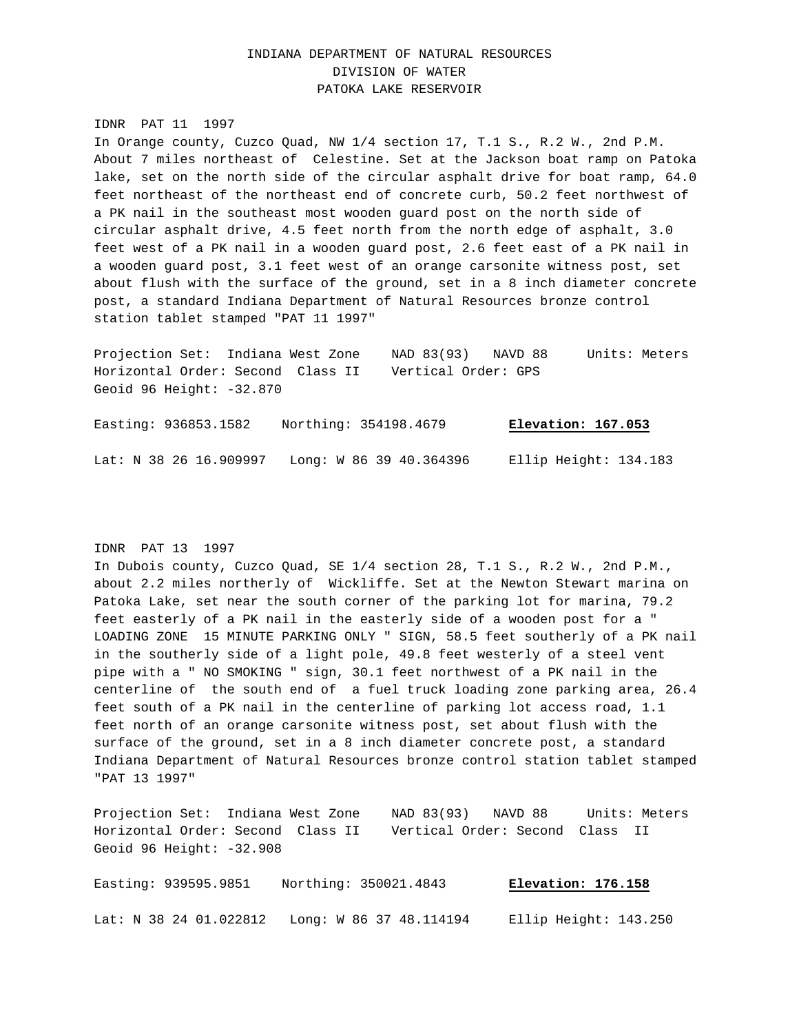INDIANA DEPARTMENT OF NATURAL RESOURCES
DIVISION OF WATER
PATOKA LAKE RESERVOIR

IDNR PAT 11 1997

In Orange county, Cuzco Quad, NW 1/4 section 17, T.1 S., R.2 W., 2nd P.M. About 7 miles northeast of Celestine. Set at the Jackson boat ramp on Patoka lake, set on the north side of the circular asphalt drive for boat ramp, 64.0 feet northeast of the northeast end of concrete curb, 50.2 feet northwest of a PK nail in the southeast most wooden guard post on the north side of circular asphalt drive, 4.5 feet north from the north edge of asphalt, 3.0 feet west of a PK nail in a wooden guard post, 2.6 feet east of a PK nail in a wooden guard post, 3.1 feet west of an orange carsonite witness post, set about flush with the surface of the ground, set in a 8 inch diameter concrete post, a standard Indiana Department of Natural Resources bronze control station tablet stamped "PAT 11 1997"

Projection Set: Indiana West Zone NAD 83(93) NAVD 88 Units: Meters
Horizontal Order: Second Class II Vertical Order: GPS
Geoid 96 Height: -32.870

Easting: 936853.1582 Northing: 354198.4679 **Elevation: 167.053**

Lat: N 38 26 16.909997 Long: W 86 39 40.364396 Ellip Height: 134.183

IDNR PAT 13 1997

In Dubois county, Cuzco Quad, SE 1/4 section 28, T.1 S., R.2 W., 2nd P.M., about 2.2 miles northerly of Wickliffe. Set at the Newton Stewart marina on Patoka Lake, set near the south corner of the parking lot for marina, 79.2 feet easterly of a PK nail in the easterly side of a wooden post for a " LOADING ZONE 15 MINUTE PARKING ONLY " SIGN, 58.5 feet southerly of a PK nail in the southerly side of a light pole, 49.8 feet westerly of a steel vent pipe with a " NO SMOKING " sign, 30.1 feet northwest of a PK nail in the centerline of the south end of a fuel truck loading zone parking area, 26.4 feet south of a PK nail in the centerline of parking lot access road, 1.1 feet north of an orange carsonite witness post, set about flush with the surface of the ground, set in a 8 inch diameter concrete post, a standard Indiana Department of Natural Resources bronze control station tablet stamped "PAT 13 1997"

Projection Set: Indiana West Zone NAD 83(93) NAVD 88 Units: Meters
Horizontal Order: Second Class II Vertical Order: Second Class II
Geoid 96 Height: -32.908

Easting: 939595.9851 Northing: 350021.4843 **Elevation: 176.158**

Lat: N 38 24 01.022812 Long: W 86 37 48.114194 Ellip Height: 143.250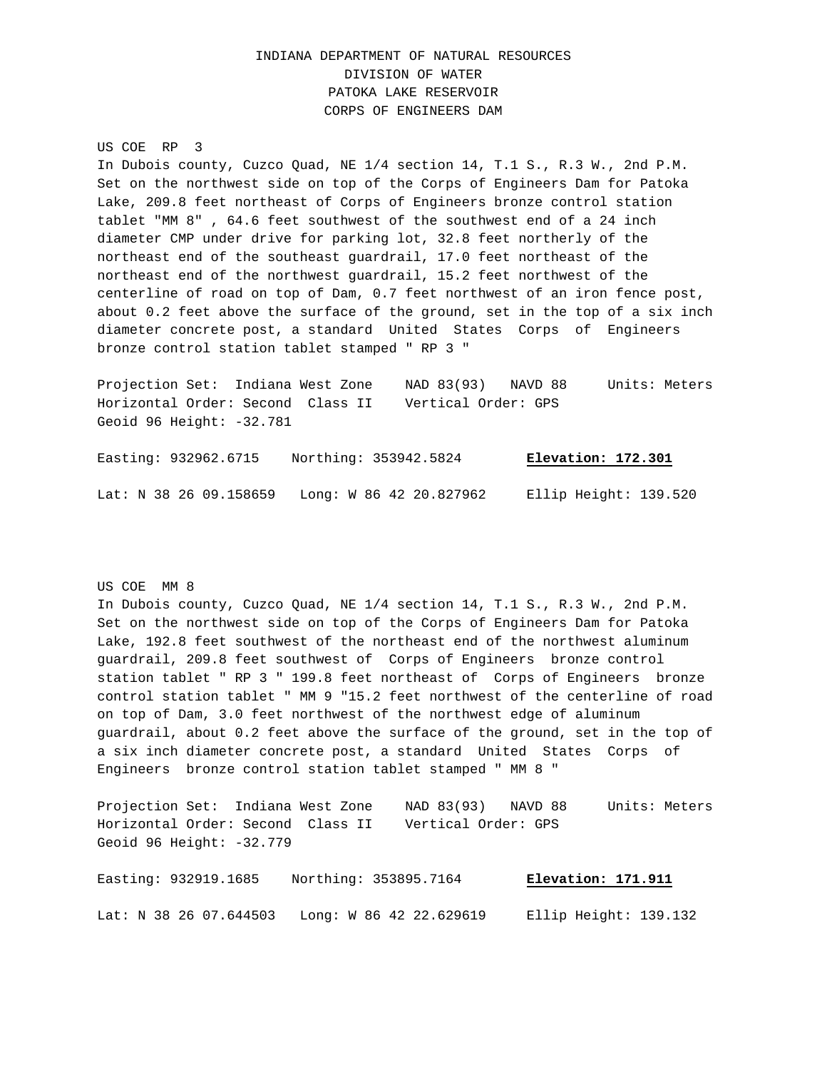INDIANA DEPARTMENT OF NATURAL RESOURCES
DIVISION OF WATER
PATOKA LAKE RESERVOIR
CORPS OF ENGINEERS DAM

US COE RP 3
In Dubois county, Cuzco Quad, NE 1/4 section 14, T.1 S., R.3 W., 2nd P.M. Set on the northwest side on top of the Corps of Engineers Dam for Patoka Lake, 209.8 feet northeast of Corps of Engineers bronze control station tablet "MM 8" , 64.6 feet southwest of the southwest end of a 24 inch diameter CMP under drive for parking lot, 32.8 feet northerly of the northeast end of the southeast guardrail, 17.0 feet northeast of the northeast end of the northwest guardrail, 15.2 feet northwest of the centerline of road on top of Dam, 0.7 feet northwest of an iron fence post, about 0.2 feet above the surface of the ground, set in the top of a six inch diameter concrete post, a standard United States Corps of Engineers bronze control station tablet stamped " RP 3 "

Projection Set: Indiana West Zone NAD 83(93) NAVD 88 Units: Meters
Horizontal Order: Second Class II Vertical Order: GPS
Geoid 96 Height: -32.781

Easting: 932962.6715 Northing: 353942.5824 **Elevation: 172.301**

Lat: N 38 26 09.158659 Long: W 86 42 20.827962 Ellip Height: 139.520

US COE MM 8
In Dubois county, Cuzco Quad, NE 1/4 section 14, T.1 S., R.3 W., 2nd P.M. Set on the northwest side on top of the Corps of Engineers Dam for Patoka Lake, 192.8 feet southwest of the northeast end of the northwest aluminum guardrail, 209.8 feet southwest of Corps of Engineers bronze control station tablet " RP 3 " 199.8 feet northeast of Corps of Engineers bronze control station tablet " MM 9 "15.2 feet northwest of the centerline of road on top of Dam, 3.0 feet northwest of the northwest edge of aluminum guardrail, about 0.2 feet above the surface of the ground, set in the top of a six inch diameter concrete post, a standard United States Corps of Engineers bronze control station tablet stamped " MM 8 "

Projection Set: Indiana West Zone NAD 83(93) NAVD 88 Units: Meters
Horizontal Order: Second Class II Vertical Order: GPS
Geoid 96 Height: -32.779

Easting: 932919.1685 Northing: 353895.7164 **Elevation: 171.911**

Lat: N 38 26 07.644503 Long: W 86 42 22.629619 Ellip Height: 139.132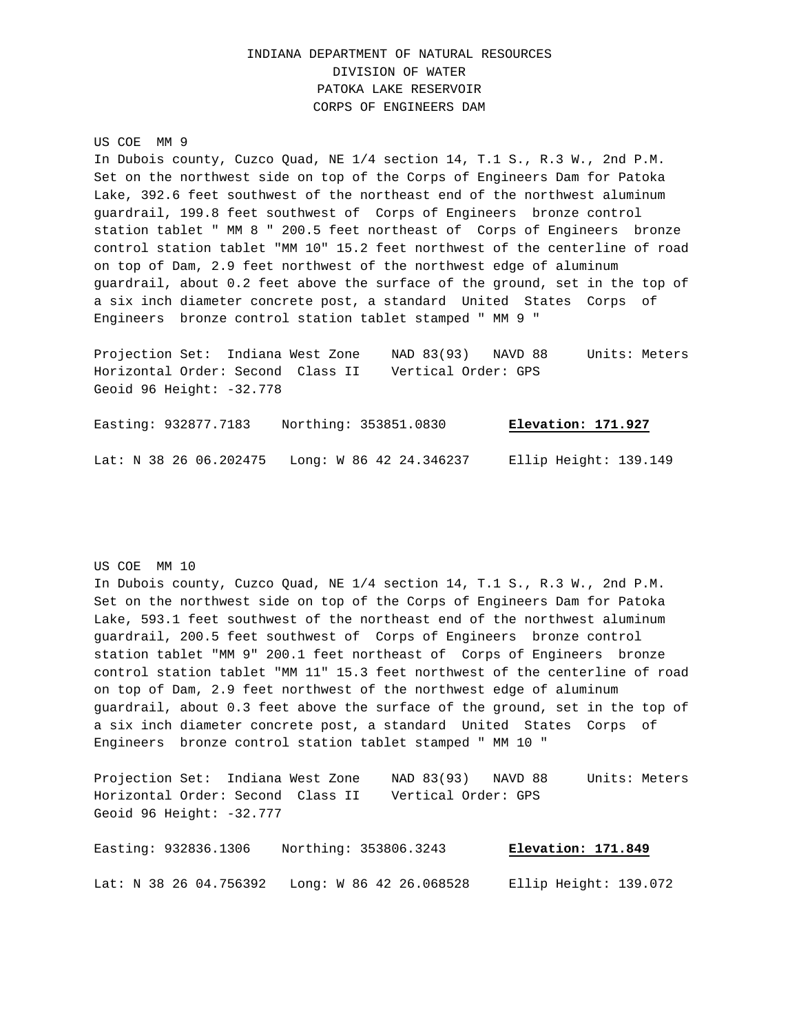INDIANA DEPARTMENT OF NATURAL RESOURCES
DIVISION OF WATER
PATOKA LAKE RESERVOIR
CORPS OF ENGINEERS DAM

US COE MM 9

In Dubois county, Cuzco Quad, NE 1/4 section 14, T.1 S., R.3 W., 2nd P.M. Set on the northwest side on top of the Corps of Engineers Dam for Patoka Lake, 392.6 feet southwest of the northeast end of the northwest aluminum guardrail, 199.8 feet southwest of Corps of Engineers bronze control station tablet " MM 8 " 200.5 feet northeast of Corps of Engineers bronze control station tablet "MM 10" 15.2 feet northwest of the centerline of road on top of Dam, 2.9 feet northwest of the northwest edge of aluminum guardrail, about 0.2 feet above the surface of the ground, set in the top of a six inch diameter concrete post, a standard United States Corps of Engineers bronze control station tablet stamped " MM 9 "

Projection Set: Indiana West Zone NAD 83(93) NAVD 88 Units: Meters
Horizontal Order: Second Class II Vertical Order: GPS
Geoid 96 Height: -32.778

Easting: 932877.7183 Northing: 353851.0830 **Elevation: 171.927**

Lat: N 38 26 06.202475 Long: W 86 42 24.346237 Ellip Height: 139.149

US COE MM 10

In Dubois county, Cuzco Quad, NE 1/4 section 14, T.1 S., R.3 W., 2nd P.M. Set on the northwest side on top of the Corps of Engineers Dam for Patoka Lake, 593.1 feet southwest of the northeast end of the northwest aluminum guardrail, 200.5 feet southwest of Corps of Engineers bronze control station tablet "MM 9" 200.1 feet northeast of Corps of Engineers bronze control station tablet "MM 11" 15.3 feet northwest of the centerline of road on top of Dam, 2.9 feet northwest of the northwest edge of aluminum guardrail, about 0.3 feet above the surface of the ground, set in the top of a six inch diameter concrete post, a standard United States Corps of Engineers bronze control station tablet stamped " MM 10 "

Projection Set: Indiana West Zone NAD 83(93) NAVD 88 Units: Meters
Horizontal Order: Second Class II Vertical Order: GPS
Geoid 96 Height: -32.777

Easting: 932836.1306 Northing: 353806.3243 **Elevation: 171.849**

Lat: N 38 26 04.756392 Long: W 86 42 26.068528 Ellip Height: 139.072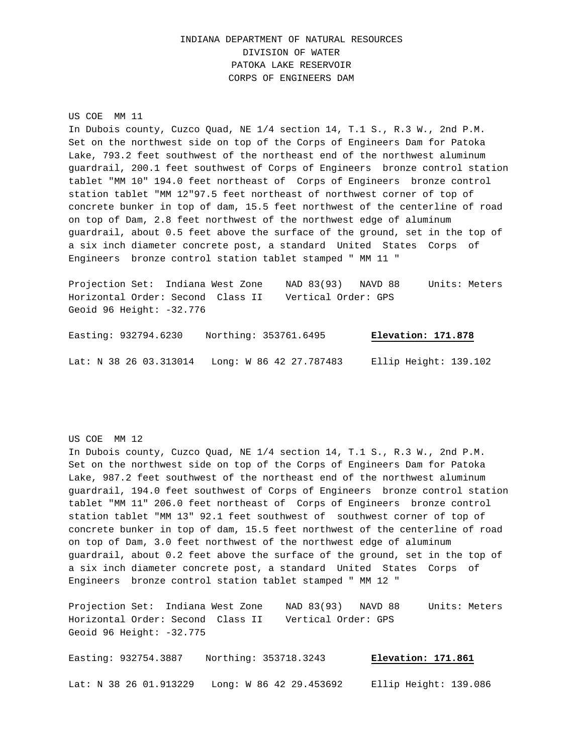INDIANA DEPARTMENT OF NATURAL RESOURCES
DIVISION OF WATER
PATOKA LAKE RESERVOIR
CORPS OF ENGINEERS DAM

US COE MM 11

In Dubois county, Cuzco Quad, NE 1/4 section 14, T.1 S., R.3 W., 2nd P.M. Set on the northwest side on top of the Corps of Engineers Dam for Patoka Lake, 793.2 feet southwest of the northeast end of the northwest aluminum guardrail, 200.1 feet southwest of Corps of Engineers bronze control station tablet "MM 10" 194.0 feet northeast of Corps of Engineers bronze control station tablet "MM 12"97.5 feet northeast of northwest corner of top of concrete bunker in top of dam, 15.5 feet northwest of the centerline of road on top of Dam, 2.8 feet northwest of the northwest edge of aluminum guardrail, about 0.5 feet above the surface of the ground, set in the top of a six inch diameter concrete post, a standard United States Corps of Engineers bronze control station tablet stamped " MM 11 "

Projection Set: Indiana West Zone NAD 83(93) NAVD 88 Units: Meters
Horizontal Order: Second Class II Vertical Order: GPS
Geoid 96 Height: -32.776

Easting: 932794.6230 Northing: 353761.6495 **Elevation: 171.878**

Lat: N 38 26 03.313014 Long: W 86 42 27.787483 Ellip Height: 139.102

US COE MM 12

In Dubois county, Cuzco Quad, NE 1/4 section 14, T.1 S., R.3 W., 2nd P.M. Set on the northwest side on top of the Corps of Engineers Dam for Patoka Lake, 987.2 feet southwest of the northeast end of the northwest aluminum guardrail, 194.0 feet southwest of Corps of Engineers bronze control station tablet "MM 11" 206.0 feet northeast of Corps of Engineers bronze control station tablet "MM 13" 92.1 feet southwest of southwest corner of top of concrete bunker in top of dam, 15.5 feet northwest of the centerline of road on top of Dam, 3.0 feet northwest of the northwest edge of aluminum guardrail, about 0.2 feet above the surface of the ground, set in the top of a six inch diameter concrete post, a standard United States Corps of Engineers bronze control station tablet stamped " MM 12 "

Projection Set: Indiana West Zone NAD 83(93) NAVD 88 Units: Meters
Horizontal Order: Second Class II Vertical Order: GPS
Geoid 96 Height: -32.775

Easting: 932754.3887 Northing: 353718.3243 **Elevation: 171.861**

Lat: N 38 26 01.913229 Long: W 86 42 29.453692 Ellip Height: 139.086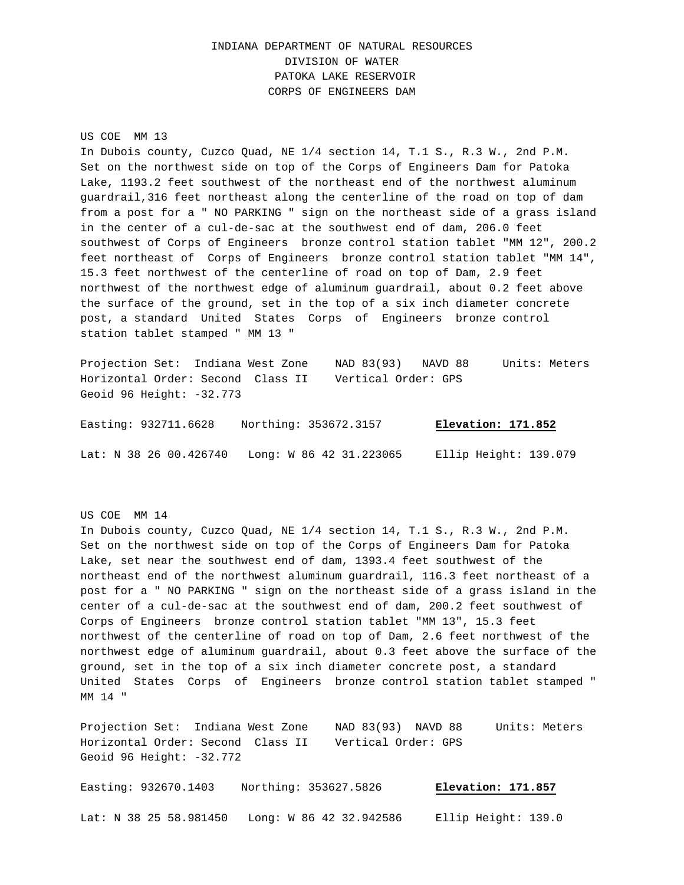INDIANA DEPARTMENT OF NATURAL RESOURCES
DIVISION OF WATER
PATOKA LAKE RESERVOIR
CORPS OF ENGINEERS DAM

US COE MM 13

In Dubois county, Cuzco Quad, NE 1/4 section 14, T.1 S., R.3 W., 2nd P.M. Set on the northwest side on top of the Corps of Engineers Dam for Patoka Lake, 1193.2 feet southwest of the northeast end of the northwest aluminum guardrail,316 feet northeast along the centerline of the road on top of dam from a post for a " NO PARKING " sign on the northeast side of a grass island in the center of a cul-de-sac at the southwest end of dam, 206.0 feet southwest of Corps of Engineers bronze control station tablet "MM 12", 200.2 feet northeast of Corps of Engineers bronze control station tablet "MM 14", 15.3 feet northwest of the centerline of road on top of Dam, 2.9 feet northwest of the northwest edge of aluminum guardrail, about 0.2 feet above the surface of the ground, set in the top of a six inch diameter concrete post, a standard United States Corps of Engineers bronze control station tablet stamped " MM 13 "

Projection Set: Indiana West Zone NAD 83(93) NAVD 88 Units: Meters
Horizontal Order: Second Class II Vertical Order: GPS
Geoid 96 Height: -32.773

Easting: 932711.6628 Northing: 353672.3157 **Elevation: 171.852**

Lat: N 38 26 00.426740 Long: W 86 42 31.223065 Ellip Height: 139.079

US COE MM 14

In Dubois county, Cuzco Quad, NE 1/4 section 14, T.1 S., R.3 W., 2nd P.M. Set on the northwest side on top of the Corps of Engineers Dam for Patoka Lake, set near the southwest end of dam, 1393.4 feet southwest of the northeast end of the northwest aluminum guardrail, 116.3 feet northeast of a post for a " NO PARKING " sign on the northeast side of a grass island in the center of a cul-de-sac at the southwest end of dam, 200.2 feet southwest of Corps of Engineers bronze control station tablet "MM 13", 15.3 feet northwest of the centerline of road on top of Dam, 2.6 feet northwest of the northwest edge of aluminum guardrail, about 0.3 feet above the surface of the ground, set in the top of a six inch diameter concrete post, a standard United States Corps of Engineers bronze control station tablet stamped " MM 14 "

Projection Set: Indiana West Zone NAD 83(93) NAVD 88 Units: Meters
Horizontal Order: Second Class II Vertical Order: GPS
Geoid 96 Height: -32.772

Easting: 932670.1403 Northing: 353627.5826 **Elevation: 171.857**

Lat: N 38 25 58.981450 Long: W 86 42 32.942586 Ellip Height: 139.0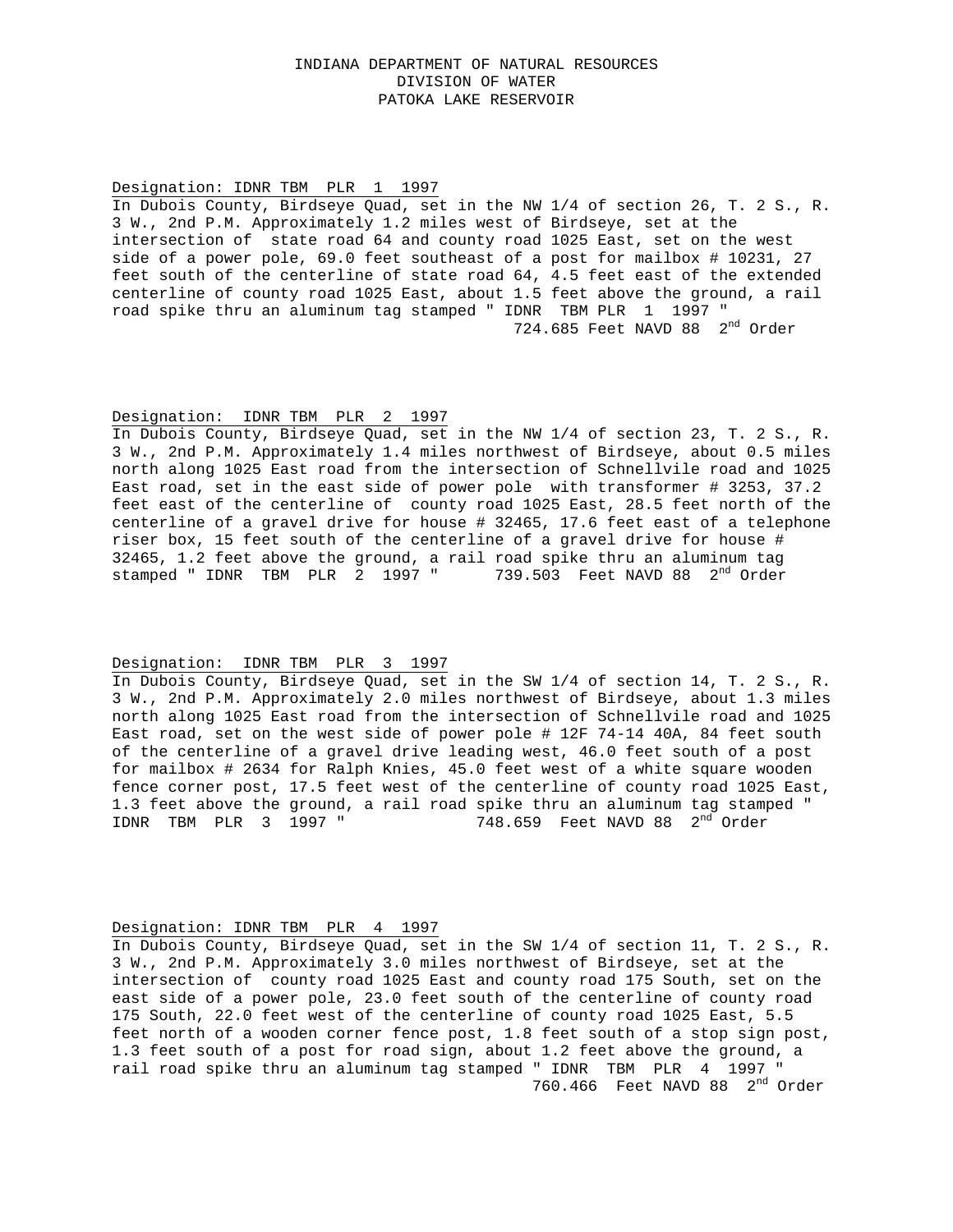INDIANA DEPARTMENT OF NATURAL RESOURCES
DIVISION OF WATER
PATOKA LAKE RESERVOIR

Designation: IDNR TBM PLR 1 1997

In Dubois County, Birdseye Quad, set in the NW 1/4 of section 26, T. 2 S., R. 3 W., 2nd P.M. Approximately 1.2 miles west of Birdseye, set at the intersection of state road 64 and county road 1025 East, set on the west side of a power pole, 69.0 feet southeast of a post for mailbox # 10231, 27 feet south of the centerline of state road 64, 4.5 feet east of the extended centerline of county road 1025 East, about 1.5 feet above the ground, a rail road spike thru an aluminum tag stamped " IDNR TBM PLR 1 1997 "
724.685 Feet NAVD 88 2nd Order

Designation: IDNR TBM PLR 2 1997

In Dubois County, Birdseye Quad, set in the NW 1/4 of section 23, T. 2 S., R. 3 W., 2nd P.M. Approximately 1.4 miles northwest of Birdseye, about 0.5 miles north along 1025 East road from the intersection of Schnellvile road and 1025 East road, set in the east side of power pole with transformer # 3253, 37.2 feet east of the centerline of county road 1025 East, 28.5 feet north of the centerline of a gravel drive for house # 32465, 17.6 feet east of a telephone riser box, 15 feet south of the centerline of a gravel drive for house # 32465, 1.2 feet above the ground, a rail road spike thru an aluminum tag stamped " IDNR TBM PLR 2 1997 " 739.503 Feet NAVD 88 2nd Order

Designation: IDNR TBM PLR 3 1997

In Dubois County, Birdseye Quad, set in the SW 1/4 of section 14, T. 2 S., R. 3 W., 2nd P.M. Approximately 2.0 miles northwest of Birdseye, about 1.3 miles north along 1025 East road from the intersection of Schnellvile road and 1025 East road, set on the west side of power pole # 12F 74-14 40A, 84 feet south of the centerline of a gravel drive leading west, 46.0 feet south of a post for mailbox # 2634 for Ralph Knies, 45.0 feet west of a white square wooden fence corner post, 17.5 feet west of the centerline of county road 1025 East, 1.3 feet above the ground, a rail road spike thru an aluminum tag stamped " IDNR TBM PLR 3 1997 " 748.659 Feet NAVD 88 2nd Order

Designation: IDNR TBM PLR 4 1997

In Dubois County, Birdseye Quad, set in the SW 1/4 of section 11, T. 2 S., R. 3 W., 2nd P.M. Approximately 3.0 miles northwest of Birdseye, set at the intersection of county road 1025 East and county road 175 South, set on the east side of a power pole, 23.0 feet south of the centerline of county road 175 South, 22.0 feet west of the centerline of county road 1025 East, 5.5 feet north of a wooden corner fence post, 1.8 feet south of a stop sign post, 1.3 feet south of a post for road sign, about 1.2 feet above the ground, a rail road spike thru an aluminum tag stamped " IDNR TBM PLR 4 1997 "
760.466 Feet NAVD 88 2nd Order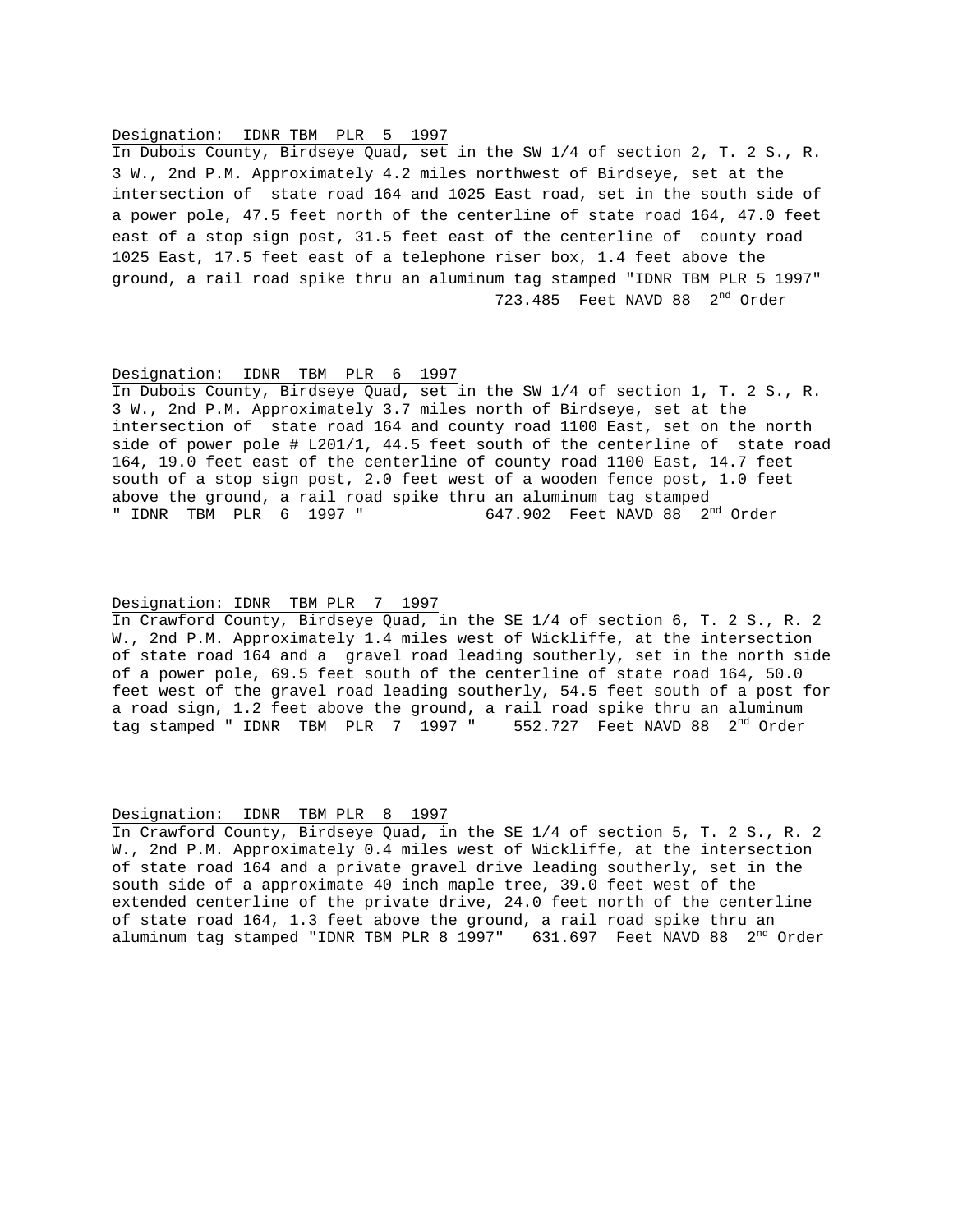Designation:  IDNR TBM  PLR  5  1997

In Dubois County, Birdseye Quad, set in the SW 1/4 of section 2, T. 2 S., R. 3 W., 2nd P.M. Approximately 4.2 miles northwest of Birdseye, set at the intersection of  state road 164 and 1025 East road, set in the south side of a power pole, 47.5 feet north of the centerline of state road 164, 47.0 feet east of a stop sign post, 31.5 feet east of the centerline of  county road 1025 East, 17.5 feet east of a telephone riser box, 1.4 feet above the ground, a rail road spike thru an aluminum tag stamped "IDNR TBM PLR 5 1997"
723.485  Feet NAVD 88  2nd Order

Designation:  IDNR  TBM  PLR  6  1997

In Dubois County, Birdseye Quad, set in the SW 1/4 of section 1, T. 2 S., R. 3 W., 2nd P.M. Approximately 3.7 miles north of Birdseye, set at the intersection of  state road 164 and county road 1100 East, set on the north side of power pole # L201/1, 44.5 feet south of the centerline of  state road 164, 19.0 feet east of the centerline of county road 1100 East, 14.7 feet south of a stop sign post, 2.0 feet west of a wooden fence post, 1.0 feet above the ground, a rail road spike thru an aluminum tag stamped " IDNR  TBM  PLR  6  1997 "   647.902  Feet NAVD 88  2nd Order

Designation: IDNR  TBM PLR  7  1997

In Crawford County, Birdseye Quad, in the SE 1/4 of section 6, T. 2 S., R. 2 W., 2nd P.M. Approximately 1.4 miles west of Wickliffe, at the intersection of state road 164 and a  gravel road leading southerly, set in the north side of a power pole, 69.5 feet south of the centerline of state road 164, 50.0 feet west of the gravel road leading southerly, 54.5 feet south of a post for a road sign, 1.2 feet above the ground, a rail road spike thru an aluminum tag stamped " IDNR  TBM  PLR  7  1997 "    552.727  Feet NAVD 88  2nd Order

Designation:  IDNR  TBM PLR  8  1997

In Crawford County, Birdseye Quad, in the SE 1/4 of section 5, T. 2 S., R. 2 W., 2nd P.M. Approximately 0.4 miles west of Wickliffe, at the intersection of state road 164 and a private gravel drive leading southerly, set in the south side of a approximate 40 inch maple tree, 39.0 feet west of the extended centerline of the private drive, 24.0 feet north of the centerline of state road 164, 1.3 feet above the ground, a rail road spike thru an aluminum tag stamped "IDNR TBM PLR 8 1997"   631.697  Feet NAVD 88  2nd Order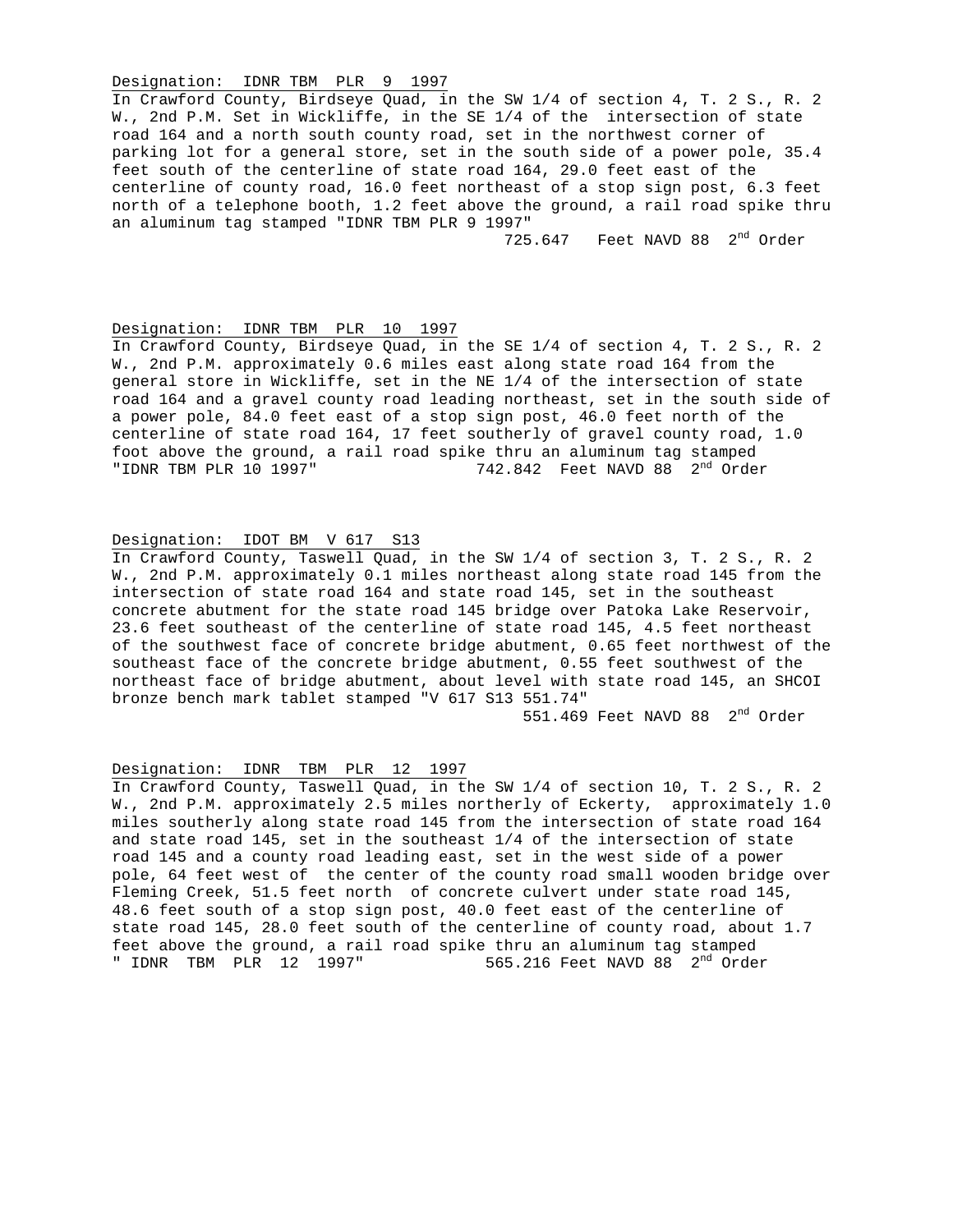Designation: IDNR TBM PLR 9 1997

In Crawford County, Birdseye Quad, in the SW 1/4 of section 4, T. 2 S., R. 2 W., 2nd P.M. Set in Wickliffe, in the SE 1/4 of the intersection of state road 164 and a north south county road, set in the northwest corner of parking lot for a general store, set in the south side of a power pole, 35.4 feet south of the centerline of state road 164, 29.0 feet east of the centerline of county road, 16.0 feet northeast of a stop sign post, 6.3 feet north of a telephone booth, 1.2 feet above the ground, a rail road spike thru an aluminum tag stamped "IDNR TBM PLR 9 1997"

725.647 Feet NAVD 88 2nd Order

Designation: IDNR TBM PLR 10 1997

In Crawford County, Birdseye Quad, in the SE 1/4 of section 4, T. 2 S., R. 2 W., 2nd P.M. approximately 0.6 miles east along state road 164 from the general store in Wickliffe, set in the NE 1/4 of the intersection of state road 164 and a gravel county road leading northeast, set in the south side of a power pole, 84.0 feet east of a stop sign post, 46.0 feet north of the centerline of state road 164, 17 feet southerly of gravel county road, 1.0 foot above the ground, a rail road spike thru an aluminum tag stamped "IDNR TBM PLR 10 1997" 742.842 Feet NAVD 88 2nd Order

Designation: IDOT BM V 617 S13

In Crawford County, Taswell Quad, in the SW 1/4 of section 3, T. 2 S., R. 2 W., 2nd P.M. approximately 0.1 miles northeast along state road 145 from the intersection of state road 164 and state road 145, set in the southeast concrete abutment for the state road 145 bridge over Patoka Lake Reservoir, 23.6 feet southeast of the centerline of state road 145, 4.5 feet northeast of the southwest face of concrete bridge abutment, 0.65 feet northwest of the southeast face of the concrete bridge abutment, 0.55 feet southwest of the northeast face of bridge abutment, about level with state road 145, an SHCOI bronze bench mark tablet stamped "V 617 S13 551.74"

551.469 Feet NAVD 88 2nd Order

Designation: IDNR TBM PLR 12 1997

In Crawford County, Taswell Quad, in the SW 1/4 of section 10, T. 2 S., R. 2 W., 2nd P.M. approximately 2.5 miles northerly of Eckerty, approximately 1.0 miles southerly along state road 145 from the intersection of state road 164 and state road 145, set in the southeast 1/4 of the intersection of state road 145 and a county road leading east, set in the west side of a power pole, 64 feet west of the center of the county road small wooden bridge over Fleming Creek, 51.5 feet north of concrete culvert under state road 145, 48.6 feet south of a stop sign post, 40.0 feet east of the centerline of state road 145, 28.0 feet south of the centerline of county road, about 1.7 feet above the ground, a rail road spike thru an aluminum tag stamped " IDNR TBM PLR 12 1997" 565.216 Feet NAVD 88 2nd Order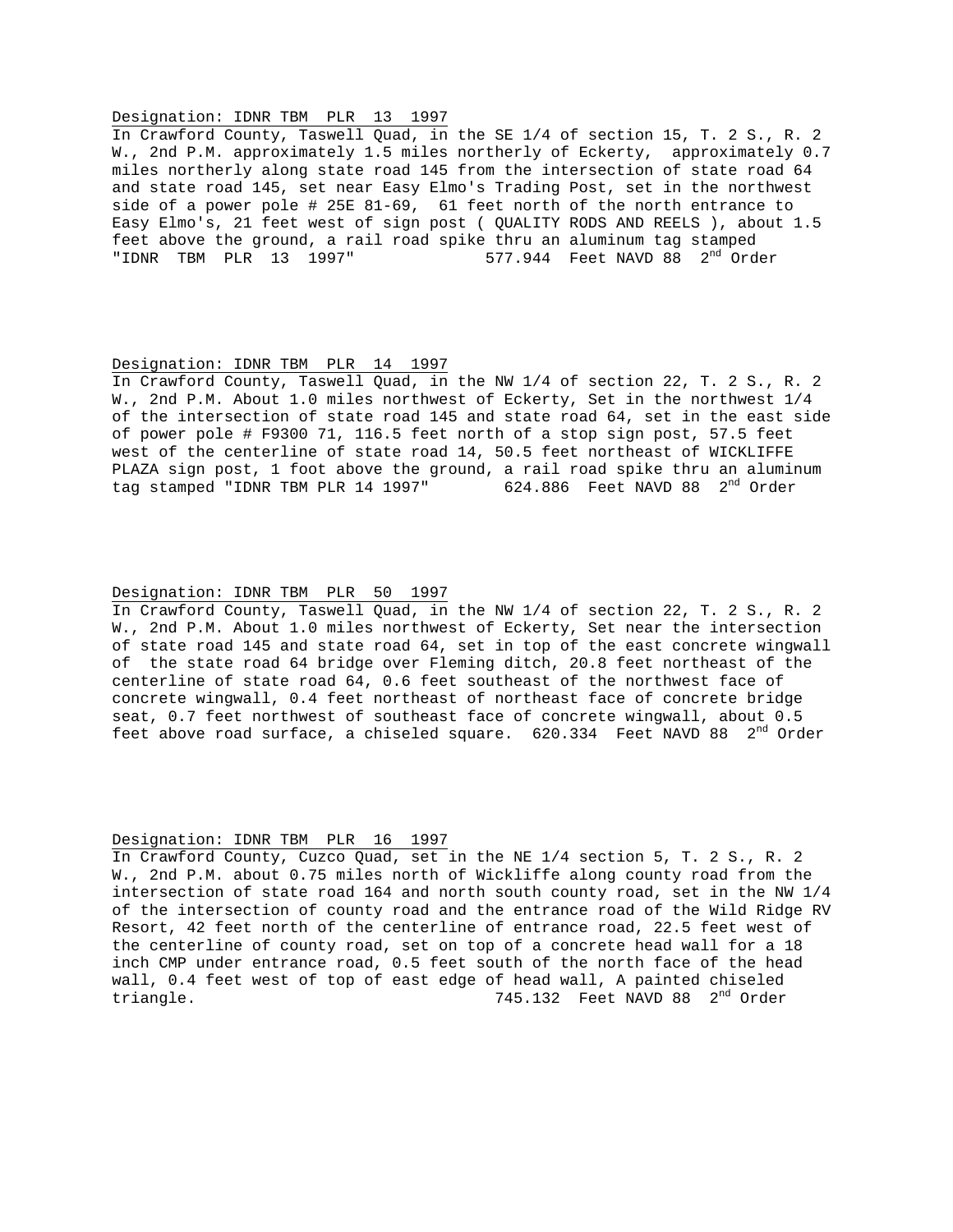Designation: IDNR TBM PLR 13 1997

In Crawford County, Taswell Quad, in the SE 1/4 of section 15, T. 2 S., R. 2 W., 2nd P.M. approximately 1.5 miles northerly of Eckerty, approximately 0.7 miles northerly along state road 145 from the intersection of state road 64 and state road 145, set near Easy Elmo's Trading Post, set in the northwest side of a power pole # 25E 81-69, 61 feet north of the north entrance to Easy Elmo's, 21 feet west of sign post ( QUALITY RODS AND REELS ), about 1.5 feet above the ground, a rail road spike thru an aluminum tag stamped "IDNR TBM PLR 13 1997" 577.944 Feet NAVD 88 2nd Order

Designation: IDNR TBM PLR 14 1997

In Crawford County, Taswell Quad, in the NW 1/4 of section 22, T. 2 S., R. 2 W., 2nd P.M. About 1.0 miles northwest of Eckerty, Set in the northwest 1/4 of the intersection of state road 145 and state road 64, set in the east side of power pole # F9300 71, 116.5 feet north of a stop sign post, 57.5 feet west of the centerline of state road 14, 50.5 feet northeast of WICKLIFFE PLAZA sign post, 1 foot above the ground, a rail road spike thru an aluminum tag stamped "IDNR TBM PLR 14 1997" 624.886 Feet NAVD 88 2nd Order

Designation: IDNR TBM PLR 50 1997

In Crawford County, Taswell Quad, in the NW 1/4 of section 22, T. 2 S., R. 2 W., 2nd P.M. About 1.0 miles northwest of Eckerty, Set near the intersection of state road 145 and state road 64, set in top of the east concrete wingwall of the state road 64 bridge over Fleming ditch, 20.8 feet northeast of the centerline of state road 64, 0.6 feet southeast of the northwest face of concrete wingwall, 0.4 feet northeast of northeast face of concrete bridge seat, 0.7 feet northwest of southeast face of concrete wingwall, about 0.5 feet above road surface, a chiseled square. 620.334 Feet NAVD 88 2nd Order

Designation: IDNR TBM PLR 16 1997

In Crawford County, Cuzco Quad, set in the NE 1/4 section 5, T. 2 S., R. 2 W., 2nd P.M. about 0.75 miles north of Wickliffe along county road from the intersection of state road 164 and north south county road, set in the NW 1/4 of the intersection of county road and the entrance road of the Wild Ridge RV Resort, 42 feet north of the centerline of entrance road, 22.5 feet west of the centerline of county road, set on top of a concrete head wall for a 18 inch CMP under entrance road, 0.5 feet south of the north face of the head wall, 0.4 feet west of top of east edge of head wall, A painted chiseled triangle. 745.132 Feet NAVD 88 2nd Order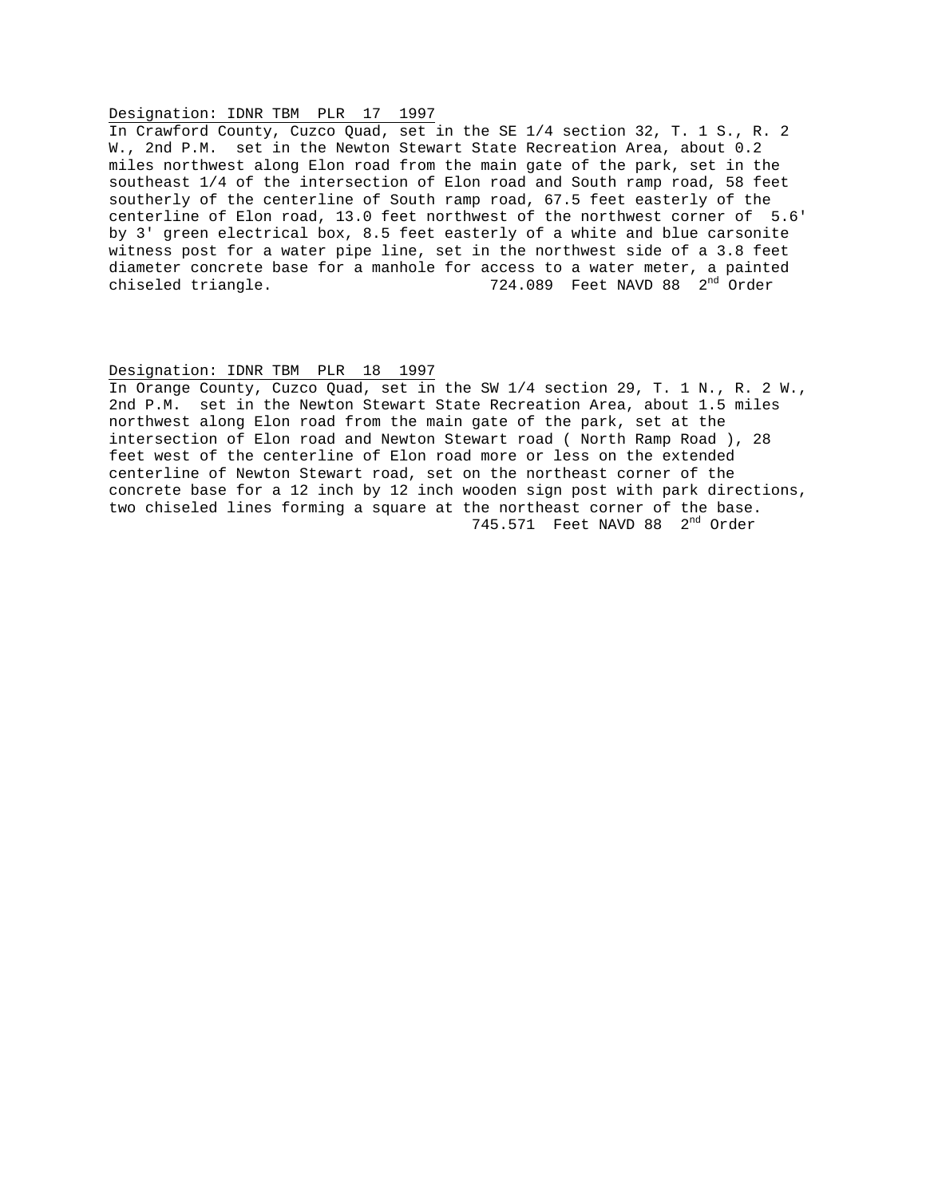Designation: IDNR TBM PLR 17 1997

In Crawford County, Cuzco Quad, set in the SE 1/4 section 32, T. 1 S., R. 2 W., 2nd P.M. set in the Newton Stewart State Recreation Area, about 0.2 miles northwest along Elon road from the main gate of the park, set in the southeast 1/4 of the intersection of Elon road and South ramp road, 58 feet southerly of the centerline of South ramp road, 67.5 feet easterly of the centerline of Elon road, 13.0 feet northwest of the northwest corner of 5.6' by 3' green electrical box, 8.5 feet easterly of a white and blue carsonite witness post for a water pipe line, set in the northwest side of a 3.8 feet diameter concrete base for a manhole for access to a water meter, a painted chiseled triangle. 724.089 Feet NAVD 88 2nd Order

Designation: IDNR TBM PLR 18 1997

In Orange County, Cuzco Quad, set in the SW 1/4 section 29, T. 1 N., R. 2 W., 2nd P.M. set in the Newton Stewart State Recreation Area, about 1.5 miles northwest along Elon road from the main gate of the park, set at the intersection of Elon road and Newton Stewart road ( North Ramp Road ), 28 feet west of the centerline of Elon road more or less on the extended centerline of Newton Stewart road, set on the northeast corner of the concrete base for a 12 inch by 12 inch wooden sign post with park directions, two chiseled lines forming a square at the northeast corner of the base. 745.571 Feet NAVD 88 2nd Order